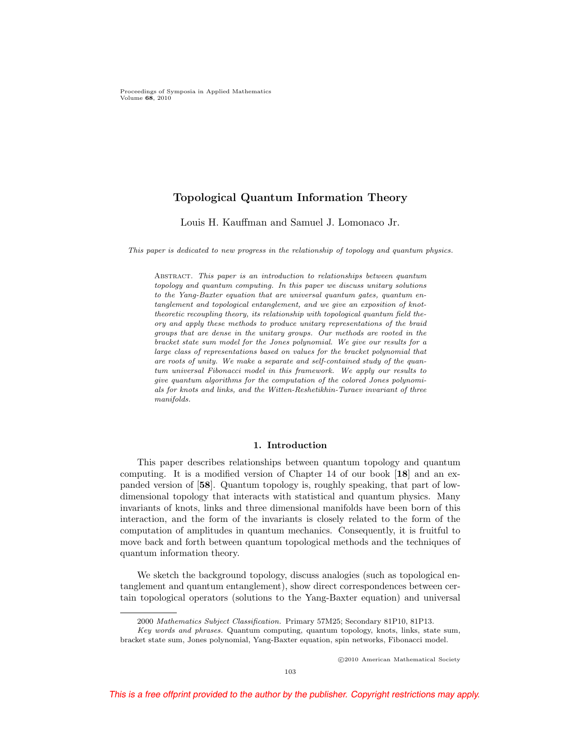# Topological Quantum Information Theory

Louis H. Kauffman and Samuel J. Lomonaco Jr.

*This paper is dedicated to new progress in the relationship of topology and quantum physics.*

Abstract. *This paper is an introduction to relationships between quantum topology and quantum computing. In this paper we discuss unitary solutions to the Yang-Baxter equation that are universal quantum gates, quantum entanglement and topological entanglement, and we give an exposition of knot-theoretic recoupling theory, its relationship with topological quantum field theory and apply these methods to produce unitary representations of the braid groups that are dense in the unitary groups. Our methods are rooted in the bracket state sum model for the Jones polynomial. We give our results for a large class of representations based on values for the bracket polynomial that are roots of unity. We make a separate and self-contained study of the quantum universal Fibonacci model in this framework. We apply our results to give quantum algorithms for the computation of the colored Jones polynomials for knots and links, and the Witten-Reshetikhin-Turaev invariant of three manifolds.*

## 1. Introduction

This paper describes relationships between quantum topology and quantum computing. It is a modified version of Chapter 14 of our book [**18**] and an expanded version of [**58**]. Quantum topology is, roughly speaking, that part of low-dimensional topology that interacts with statistical and quantum physics. Many invariants of knots, links and three dimensional manifolds have been born of this interaction, and the form of the invariants is closely related to the form of the computation of amplitudes in quantum mechanics. Consequently, it is fruitful to move back and forth between quantum topological methods and the techniques of quantum information theory.

We sketch the background topology, discuss analogies (such as topological entanglement and quantum entanglement), show direct correspondences between certain topological operators (solutions to the Yang-Baxter equation) and universal

---

2000 *Mathematics Subject Classification.* Primary 57M25; Secondary 81P10, 81P13.

*Key words and phrases.* Quantum computing, quantum topology, knots, links, state sum, bracket state sum, Jones polynomial, Yang-Baxter equation, spin networks, Fibonacci model.

©2010 American Mathematical Society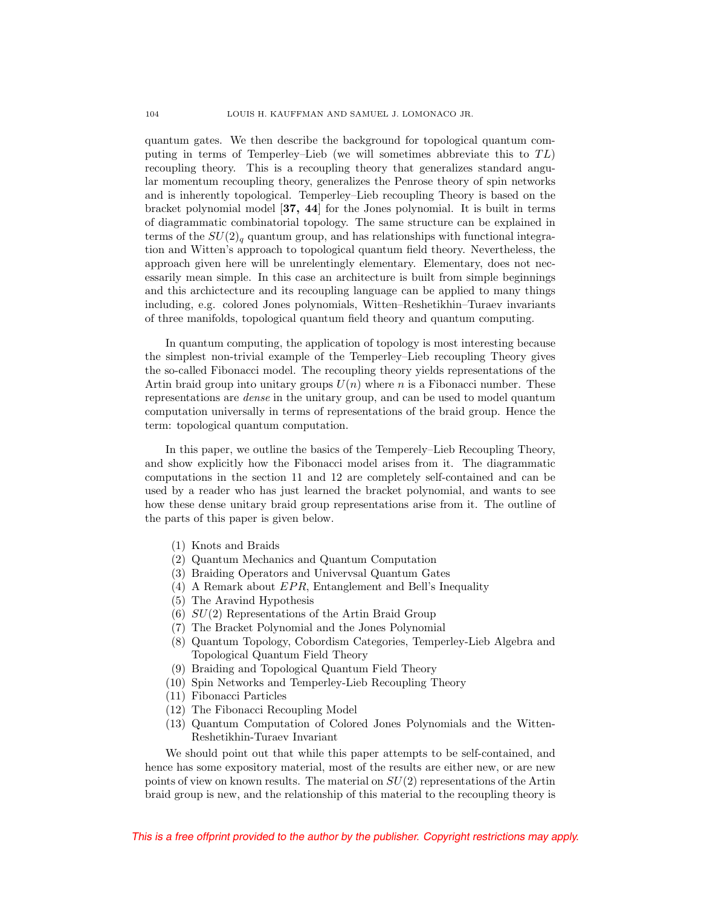quantum gates. We then describe the background for topological quantum computing in terms of Temperley–Lieb (we will sometimes abbreviate this to $TL$) recoupling theory. This is a recoupling theory that generalizes standard angular momentum recoupling theory, generalizes the Penrose theory of spin networks and is inherently topological. Temperley–Lieb recoupling Theory is based on the bracket polynomial model [**37, 44**] for the Jones polynomial. It is built in terms of diagrammatic combinatorial topology. The same structure can be explained in terms of the $SU(2)_q$ quantum group, and has relationships with functional integration and Witten's approach to topological quantum field theory. Nevertheless, the approach given here will be unrelentingly elementary. Elementary, does not necessarily mean simple. In this case an architecture is built from simple beginnings and this archictecture and its recoupling language can be applied to many things including, e.g. colored Jones polynomials, Witten–Reshetikhin–Turaev invariants of three manifolds, topological quantum field theory and quantum computing.

In quantum computing, the application of topology is most interesting because the simplest non-trivial example of the Temperley–Lieb recoupling Theory gives the so-called Fibonacci model. The recoupling theory yields representations of the Artin braid group into unitary groups $U(n)$ where $n$ is a Fibonacci number. These representations are *dense* in the unitary group, and can be used to model quantum computation universally in terms of representations of the braid group. Hence the term: topological quantum computation.

In this paper, we outline the basics of the Temperely–Lieb Recoupling Theory, and show explicitly how the Fibonacci model arises from it. The diagrammatic computations in the section 11 and 12 are completely self-contained and can be used by a reader who has just learned the bracket polynomial, and wants to see how these dense unitary braid group representations arise from it. The outline of the parts of this paper is given below.

(1) Knots and Braids
(2) Quantum Mechanics and Quantum Computation
(3) Braiding Operators and Univervsal Quantum Gates
(4) A Remark about $EPR$, Entanglement and Bell's Inequality
(5) The Aravind Hypothesis
(6) $SU(2)$ Representations of the Artin Braid Group
(7) The Bracket Polynomial and the Jones Polynomial
(8) Quantum Topology, Cobordism Categories, Temperley-Lieb Algebra and Topological Quantum Field Theory
(9) Braiding and Topological Quantum Field Theory
(10) Spin Networks and Temperley-Lieb Recoupling Theory
(11) Fibonacci Particles
(12) The Fibonacci Recoupling Model
(13) Quantum Computation of Colored Jones Polynomials and the Witten-Reshetikhin-Turaev Invariant

We should point out that while this paper attempts to be self-contained, and hence has some expository material, most of the results are either new, or are new points of view on known results. The material on $SU(2)$ representations of the Artin braid group is new, and the relationship of this material to the recoupling theory is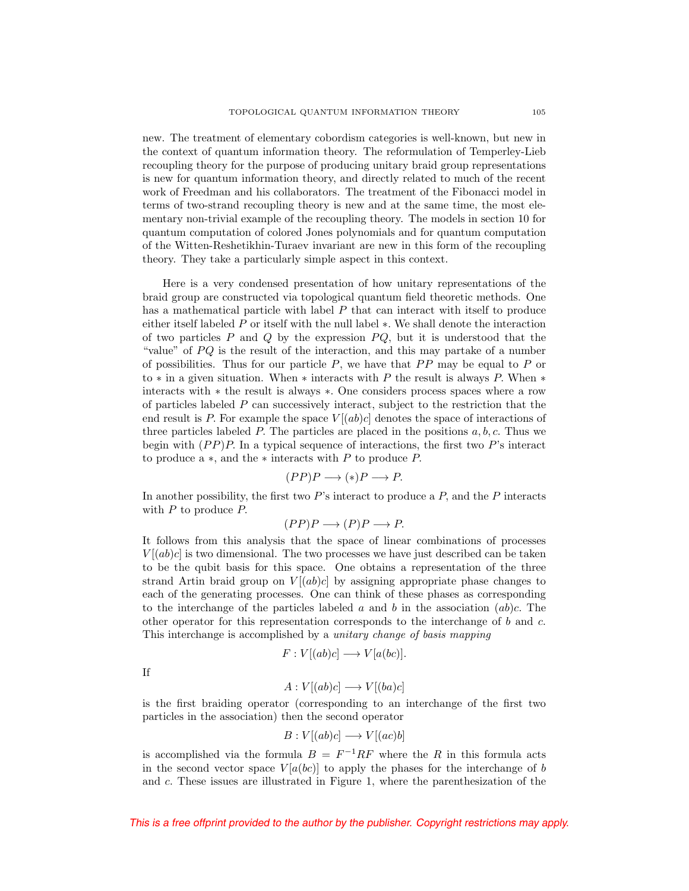new. The treatment of elementary cobordism categories is well-known, but new in the context of quantum information theory. The reformulation of Temperley-Lieb recoupling theory for the purpose of producing unitary braid group representations is new for quantum information theory, and directly related to much of the recent work of Freedman and his collaborators. The treatment of the Fibonacci model in terms of two-strand recoupling theory is new and at the same time, the most elementary non-trivial example of the recoupling theory. The models in section 10 for quantum computation of colored Jones polynomials and for quantum computation of the Witten-Reshetikhin-Turaev invariant are new in this form of the recoupling theory. They take a particularly simple aspect in this context.

Here is a very condensed presentation of how unitary representations of the braid group are constructed via topological quantum field theoretic methods. One has a mathematical particle with label $P$ that can interact with itself to produce either itself labeled $P$ or itself with the null label $*$. We shall denote the interaction of two particles $P$ and $Q$ by the expression $PQ$, but it is understood that the "value" of $PQ$ is the result of the interaction, and this may partake of a number of possibilities. Thus for our particle $P$, we have that $PP$ may be equal to $P$ or to $*$ in a given situation. When $*$ interacts with $P$ the result is always $P$. When $*$ interacts with $*$ the result is always $*$. One considers process spaces where a row of particles labeled $P$ can successively interact, subject to the restriction that the end result is $P$. For example the space $V[(ab)c]$ denotes the space of interactions of three particles labeled $P$. The particles are placed in the positions $a, b, c$. Thus we begin with $(PP)P$. In a typical sequence of interactions, the first two $P$'s interact to produce a $*$, and the $*$ interacts with $P$ to produce $P$.

$$(PP)P \longrightarrow (*)P \longrightarrow P.$$

In another possibility, the first two $P$'s interact to produce a $P$, and the $P$ interacts with $P$ to produce $P$.

$$(PP)P \longrightarrow (P)P \longrightarrow P.$$

It follows from this analysis that the space of linear combinations of processes $V[(ab)c]$ is two dimensional. The two processes we have just described can be taken to be the qubit basis for this space. One obtains a representation of the three strand Artin braid group on $V[(ab)c]$ by assigning appropriate phase changes to each of the generating processes. One can think of these phases as corresponding to the interchange of the particles labeled $a$ and $b$ in the association $(ab)c$. The other operator for this representation corresponds to the interchange of $b$ and $c$. This interchange is accomplished by a *unitary change of basis mapping*

$$F : V[(ab)c] \longrightarrow V[a(bc)].$$

If

$$A : V[(ab)c] \longrightarrow V[(ba)c]$$

is the first braiding operator (corresponding to an interchange of the first two particles in the association) then the second operator

$$B : V[(ab)c] \longrightarrow V[(ac)b]$$

is accomplished via the formula $B = F^{-1}RF$ where the $R$ in this formula acts in the second vector space $V[a(bc)]$ to apply the phases for the interchange of $b$ and $c$. These issues are illustrated in Figure 1, where the parenthesization of the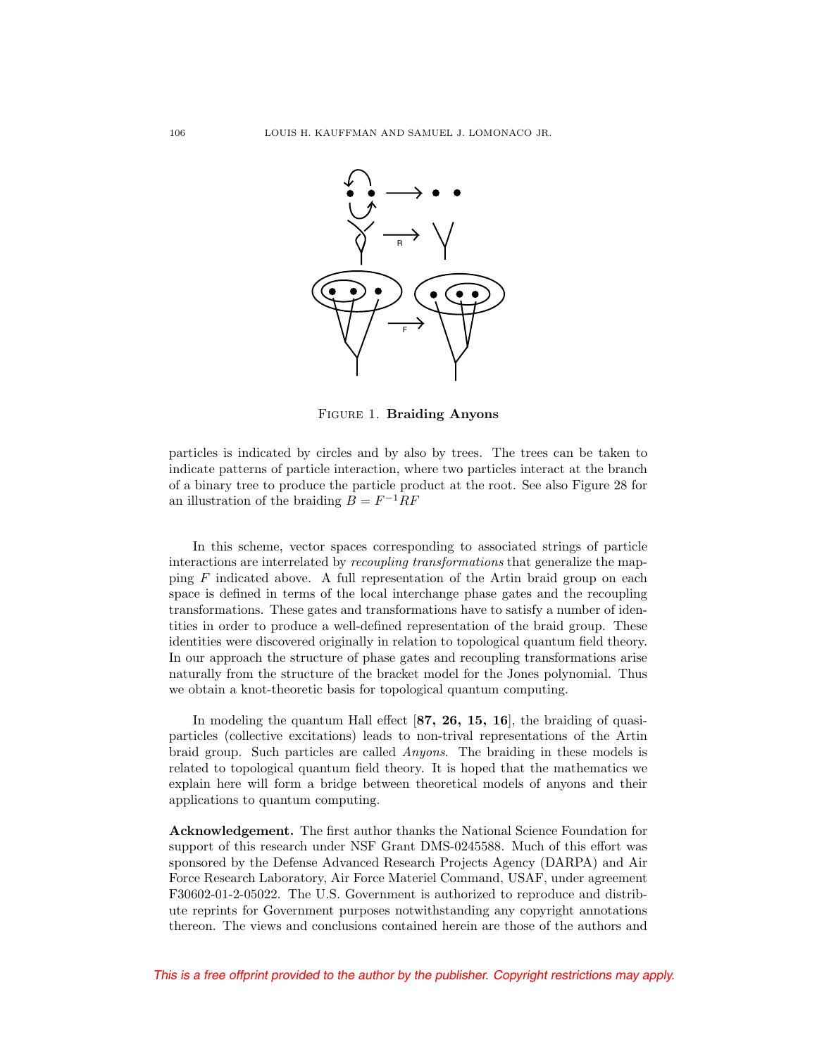R

F

Figure 1. **Braiding Anyons**

particles is indicated by circles and by also by trees. The trees can be taken to indicate patterns of particle interaction, where two particles interact at the branch of a binary tree to produce the particle product at the root. See also Figure 28 for an illustration of the braiding $B = F^{-1}RF$

In this scheme, vector spaces corresponding to associated strings of particle interactions are interrelated by *recoupling transformations* that generalize the mapping $F$ indicated above. A full representation of the Artin braid group on each space is defined in terms of the local interchange phase gates and the recoupling transformations. These gates and transformations have to satisfy a number of identities in order to produce a well-defined representation of the braid group. These identities were discovered originally in relation to topological quantum field theory. In our approach the structure of phase gates and recoupling transformations arise naturally from the structure of the bracket model for the Jones polynomial. Thus we obtain a knot-theoretic basis for topological quantum computing.

In modeling the quantum Hall effect [**87, 26, 15, 16**], the braiding of quasi-particles (collective excitations) leads to non-trivial representations of the Artin braid group. Such particles are called *Anyons*. The braiding in these models is related to topological quantum field theory. It is hoped that the mathematics we explain here will form a bridge between theoretical models of anyons and their applications to quantum computing.

**Acknowledgement.** The first author thanks the National Science Foundation for support of this research under NSF Grant DMS-0245588. Much of this effort was sponsored by the Defense Advanced Research Projects Agency (DARPA) and Air Force Research Laboratory, Air Force Materiel Command, USAF, under agreement F30602-01-2-05022. The U.S. Government is authorized to reproduce and distribute reprints for Government purposes notwithstanding any copyright annotations thereon. The views and conclusions contained herein are those of the authors and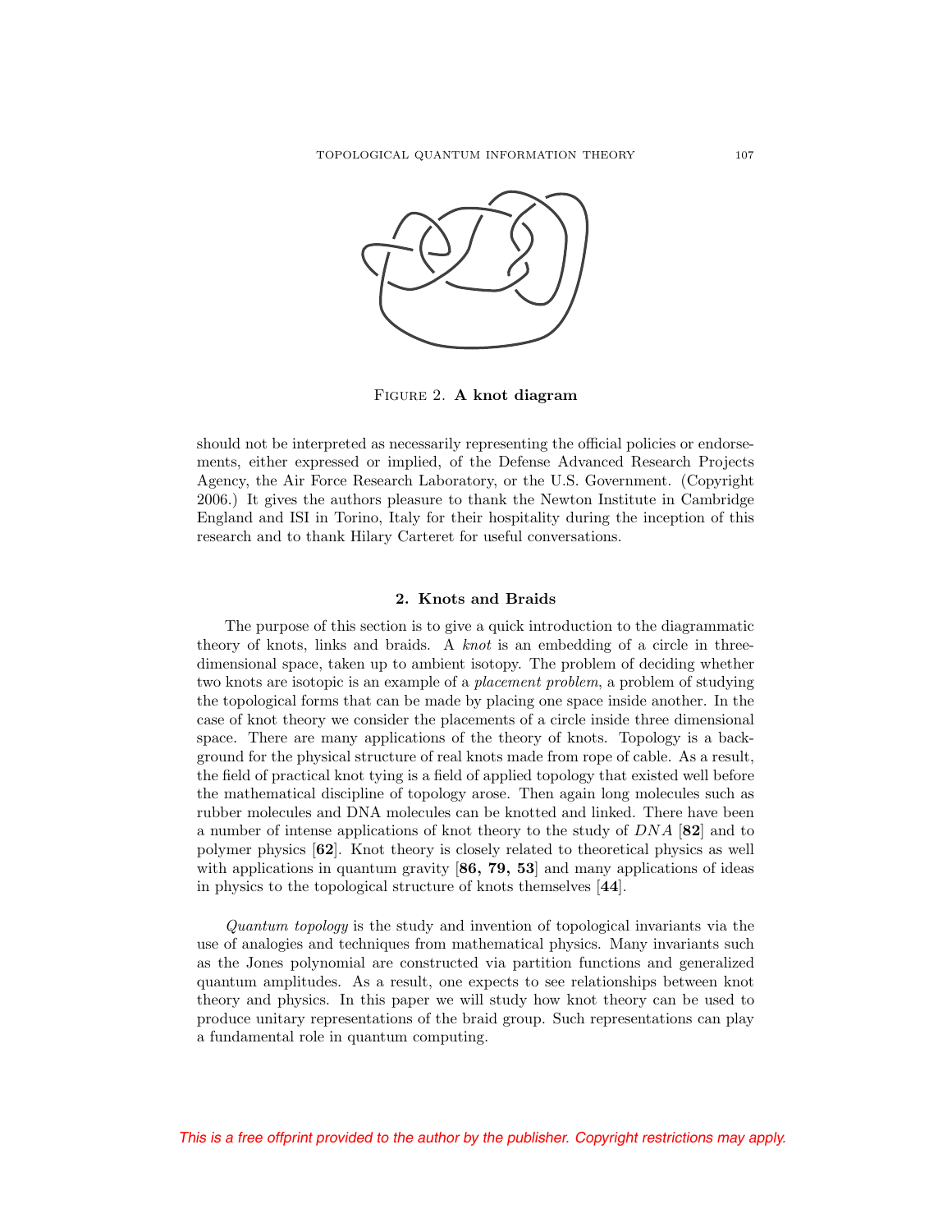FIGURE 2. **A knot diagram**

should not be interpreted as necessarily representing the official policies or endorsements, either expressed or implied, of the Defense Advanced Research Projects Agency, the Air Force Research Laboratory, or the U.S. Government. (Copyright 2006.) It gives the authors pleasure to thank the Newton Institute in Cambridge England and ISI in Torino, Italy for their hospitality during the inception of this research and to thank Hilary Carteret for useful conversations.

## 2. Knots and Braids

The purpose of this section is to give a quick introduction to the diagrammatic theory of knots, links and braids. A *knot* is an embedding of a circle in three-dimensional space, taken up to ambient isotopy. The problem of deciding whether two knots are isotopic is an example of a *placement problem*, a problem of studying the topological forms that can be made by placing one space inside another. In the case of knot theory we consider the placements of a circle inside three dimensional space. There are many applications of the theory of knots. Topology is a background for the physical structure of real knots made from rope of cable. As a result, the field of practical knot tying is a field of applied topology that existed well before the mathematical discipline of topology arose. Then again long molecules such as rubber molecules and DNA molecules can be knotted and linked. There have been a number of intense applications of knot theory to the study of *DNA* [**82**] and to polymer physics [**62**]. Knot theory is closely related to theoretical physics as well with applications in quantum gravity [**86, 79, 53**] and many applications of ideas in physics to the topological structure of knots themselves [**44**].

*Quantum topology* is the study and invention of topological invariants via the use of analogies and techniques from mathematical physics. Many invariants such as the Jones polynomial are constructed via partition functions and generalized quantum amplitudes. As a result, one expects to see relationships between knot theory and physics. In this paper we will study how knot theory can be used to produce unitary representations of the braid group. Such representations can play a fundamental role in quantum computing.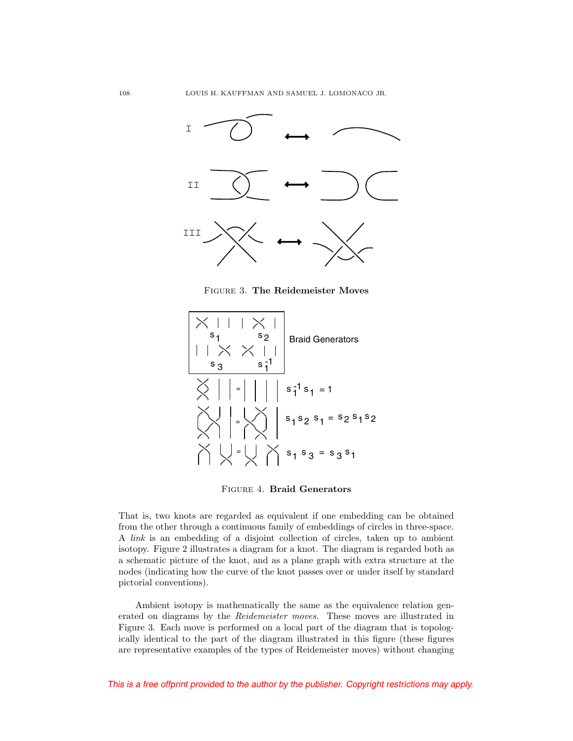FIGURE 3. **The Reidemeister Moves**

FIGURE 4. **Braid Generators**

That is, two knots are regarded as equivalent if one embedding can be obtained from the other through a continuous family of embeddings of circles in three-space. A *link* is an embedding of a disjoint collection of circles, taken up to ambient isotopy. Figure 2 illustrates a diagram for a knot. The diagram is regarded both as a schematic picture of the knot, and as a plane graph with extra structure at the nodes (indicating how the curve of the knot passes over or under itself by standard pictorial conventions).

Ambient isotopy is mathematically the same as the equivalence relation generated on diagrams by the *Reidemeister moves*. These moves are illustrated in Figure 3. Each move is performed on a local part of the diagram that is topologically identical to the part of the diagram illustrated in this figure (these figures are representative examples of the types of Reidemeister moves) without changing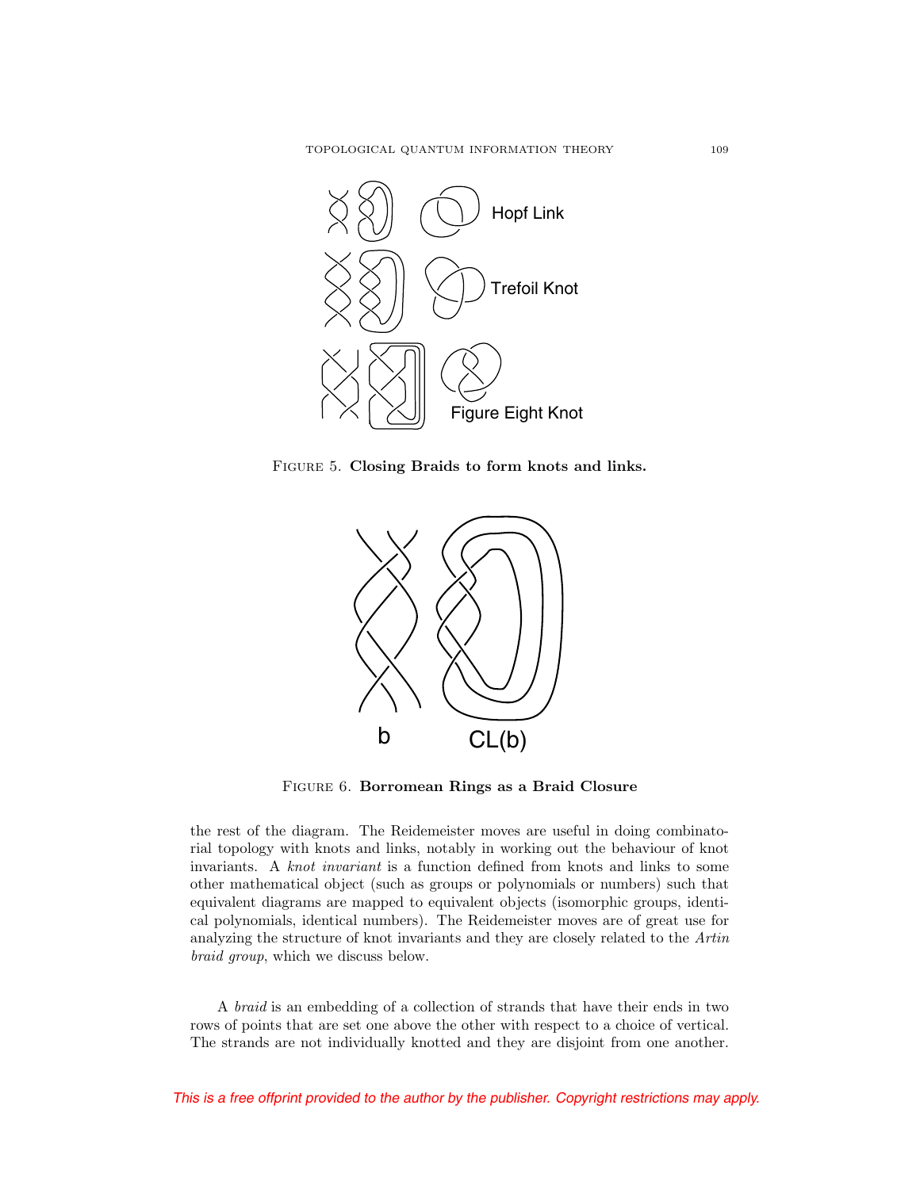FIGURE 5. **Closing Braids to form knots and links.**

FIGURE 6. **Borromean Rings as a Braid Closure**

the rest of the diagram. The Reidemeister moves are useful in doing combinatorial topology with knots and links, notably in working out the behaviour of knot invariants. A *knot invariant* is a function defined from knots and links to some other mathematical object (such as groups or polynomials or numbers) such that equivalent diagrams are mapped to equivalent objects (isomorphic groups, identical polynomials, identical numbers). The Reidemeister moves are of great use for analyzing the structure of knot invariants and they are closely related to the *Artin braid group*, which we discuss below.

A *braid* is an embedding of a collection of strands that have their ends in two rows of points that are set one above the other with respect to a choice of vertical. The strands are not individually knotted and they are disjoint from one another.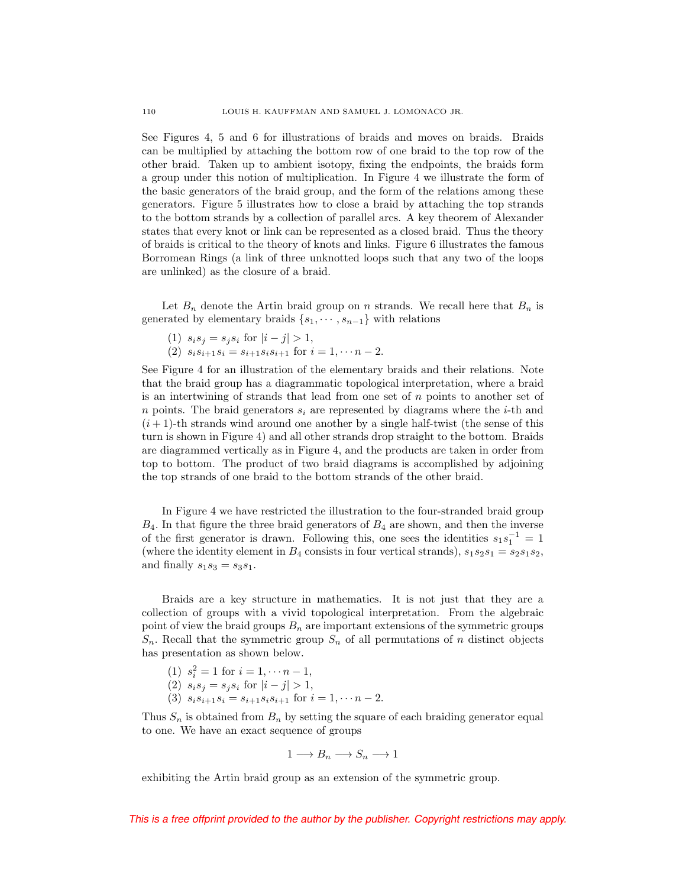See Figures 4, 5 and 6 for illustrations of braids and moves on braids. Braids can be multiplied by attaching the bottom row of one braid to the top row of the other braid. Taken up to ambient isotopy, fixing the endpoints, the braids form a group under this notion of multiplication. In Figure 4 we illustrate the form of the basic generators of the braid group, and the form of the relations among these generators. Figure 5 illustrates how to close a braid by attaching the top strands to the bottom strands by a collection of parallel arcs. A key theorem of Alexander states that every knot or link can be represented as a closed braid. Thus the theory of braids is critical to the theory of knots and links. Figure 6 illustrates the famous Borromean Rings (a link of three unknotted loops such that any two of the loops are unlinked) as the closure of a braid.

Let $B_n$ denote the Artin braid group on $n$ strands. We recall here that $B_n$ is generated by elementary braids $\{s_1, \cdots, s_{n-1}\}$ with relations

(1) $s_i s_j = s_j s_i$ for $|i-j| > 1$,
(2) $s_i s_{i+1} s_i = s_{i+1} s_i s_{i+1}$ for $i = 1, \cdots n-2$.

See Figure 4 for an illustration of the elementary braids and their relations. Note that the braid group has a diagrammatic topological interpretation, where a braid is an intertwining of strands that lead from one set of $n$ points to another set of $n$ points. The braid generators $s_i$ are represented by diagrams where the $i$-th and $(i+1)$-th strands wind around one another by a single half-twist (the sense of this turn is shown in Figure 4) and all other strands drop straight to the bottom. Braids are diagrammed vertically as in Figure 4, and the products are taken in order from top to bottom. The product of two braid diagrams is accomplished by adjoining the top strands of one braid to the bottom strands of the other braid.

In Figure 4 we have restricted the illustration to the four-stranded braid group $B_4$. In that figure the three braid generators of $B_4$ are shown, and then the inverse of the first generator is drawn. Following this, one sees the identities $s_1 s_1^{-1} = 1$ (where the identity element in $B_4$ consists in four vertical strands), $s_1 s_2 s_1 = s_2 s_1 s_2$, and finally $s_1 s_3 = s_3 s_1$.

Braids are a key structure in mathematics. It is not just that they are a collection of groups with a vivid topological interpretation. From the algebraic point of view the braid groups $B_n$ are important extensions of the symmetric groups $S_n$. Recall that the symmetric group $S_n$ of all permutations of $n$ distinct objects has presentation as shown below.

(1) $s_i^2 = 1$ for $i = 1, \cdots n-1$,
(2) $s_i s_j = s_j s_i$ for $|i-j| > 1$,
(3) $s_i s_{i+1} s_i = s_{i+1} s_i s_{i+1}$ for $i = 1, \cdots n-2$.

Thus $S_n$ is obtained from $B_n$ by setting the square of each braiding generator equal to one. We have an exact sequence of groups

$$1 \longrightarrow B_n \longrightarrow S_n \longrightarrow 1$$

exhibiting the Artin braid group as an extension of the symmetric group.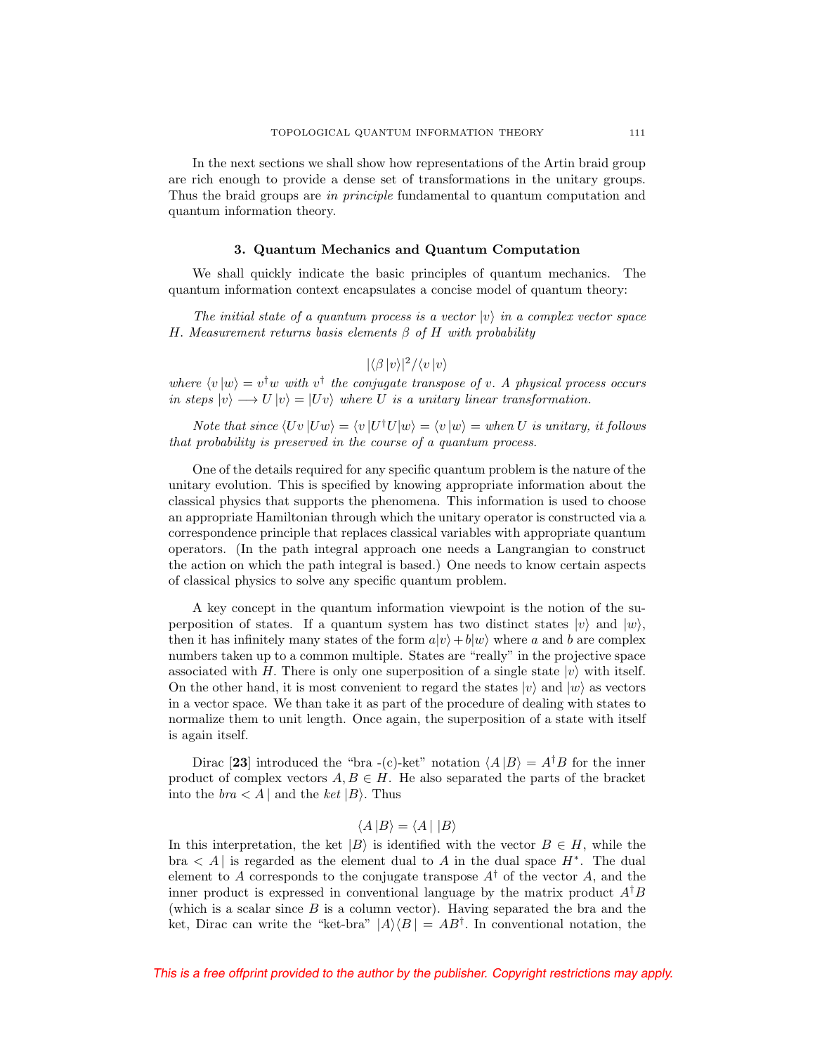In the next sections we shall show how representations of the Artin braid group are rich enough to provide a dense set of transformations in the unitary groups. Thus the braid groups are *in principle* fundamental to quantum computation and quantum information theory.

## 3. Quantum Mechanics and Quantum Computation

We shall quickly indicate the basic principles of quantum mechanics. The quantum information context encapsulates a concise model of quantum theory:

*The initial state of a quantum process is a vector $|v\rangle$ in a complex vector space $H$. Measurement returns basis elements $\beta$ of $H$ with probability*

$$|\langle \beta \,|v\rangle|^2 / \langle v \,|v\rangle$$

*where $\langle v \,|w\rangle = v^\dagger w$ with $v^\dagger$ the conjugate transpose of $v$. A physical process occurs in steps $|v\rangle \longrightarrow U\,|v\rangle = |Uv\rangle$ where $U$ is a unitary linear transformation.*

*Note that since $\langle Uv \,|Uw\rangle = \langle v \,|U^\dagger U|w\rangle = \langle v \,|w\rangle =$ when $U$ is unitary, it follows that probability is preserved in the course of a quantum process.*

One of the details required for any specific quantum problem is the nature of the unitary evolution. This is specified by knowing appropriate information about the classical physics that supports the phenomena. This information is used to choose an appropriate Hamiltonian through which the unitary operator is constructed via a correspondence principle that replaces classical variables with appropriate quantum operators. (In the path integral approach one needs a Langrangian to construct the action on which the path integral is based.) One needs to know certain aspects of classical physics to solve any specific quantum problem.

A key concept in the quantum information viewpoint is the notion of the superposition of states. If a quantum system has two distinct states $|v\rangle$ and $|w\rangle$, then it has infinitely many states of the form $a|v\rangle + b|w\rangle$ where $a$ and $b$ are complex numbers taken up to a common multiple. States are "really" in the projective space associated with $H$. There is only one superposition of a single state $|v\rangle$ with itself. On the other hand, it is most convenient to regard the states $|v\rangle$ and $|w\rangle$ as vectors in a vector space. We than take it as part of the procedure of dealing with states to normalize them to unit length. Once again, the superposition of a state with itself is again itself.

Dirac [**23**] introduced the "bra -(c)-ket" notation $\langle A \,|B\rangle = A^\dagger B$ for the inner product of complex vectors $A, B \in H$. He also separated the parts of the bracket into the *bra* $< A\,|$ and the *ket* $|B\rangle$. Thus

$$\langle A \,|B\rangle = \langle A\,|\;|B\rangle$$

In this interpretation, the ket $|B\rangle$ is identified with the vector $B \in H$, while the bra $< A\,|$ is regarded as the element dual to $A$ in the dual space $H^*$. The dual element to $A$ corresponds to the conjugate transpose $A^\dagger$ of the vector $A$, and the inner product is expressed in conventional language by the matrix product $A^\dagger B$ (which is a scalar since $B$ is a column vector). Having separated the bra and the ket, Dirac can write the "ket-bra" $|A\rangle\langle B\,| = AB^\dagger$. In conventional notation, the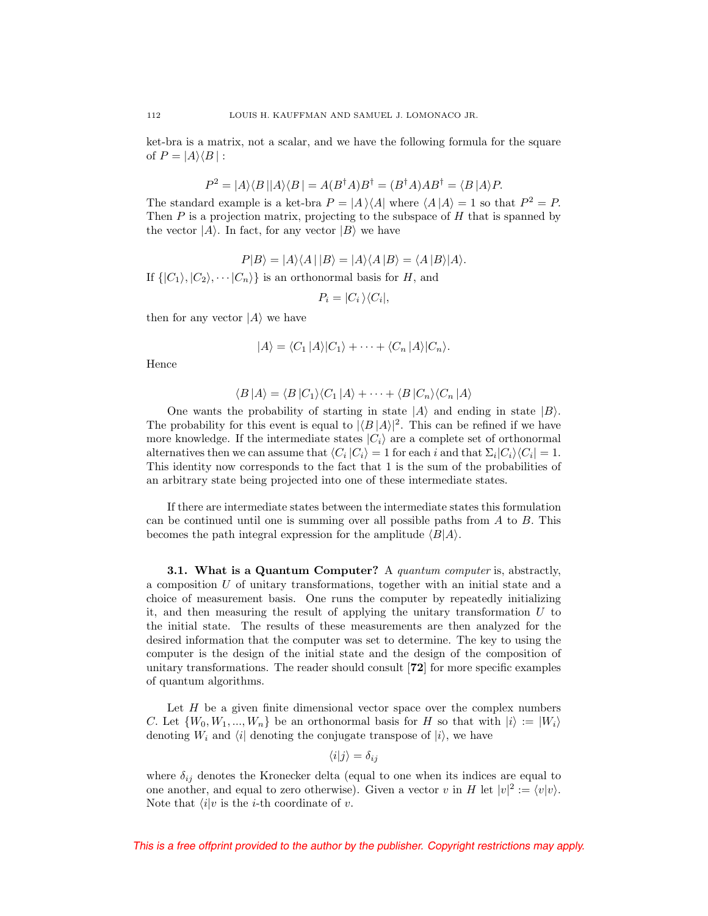ket-bra is a matrix, not a scalar, and we have the following formula for the square of $P = |A\rangle\langle B\,|$ :

$$P^2 = |A\rangle\langle B\,||A\rangle\langle B\,| = A(B^\dagger A)B^\dagger = (B^\dagger A)AB^\dagger = \langle B\,|A\rangle P.$$

The standard example is a ket-bra $P = |A\,\rangle\langle A|$ where $\langle A\,|A\rangle = 1$ so that $P^2 = P$. Then $P$ is a projection matrix, projecting to the subspace of $H$ that is spanned by the vector $|A\rangle$. In fact, for any vector $|B\rangle$ we have

$$P|B\rangle = |A\rangle\langle A\,|\,|B\rangle = |A\rangle\langle A\,|B\rangle = \langle A\,|B\rangle|A\rangle.$$

If $\{|C_1\rangle, |C_2\rangle, \cdots |C_n\rangle\}$ is an orthonormal basis for $H$, and

$$P_i = |C_i\,\rangle\langle C_i|,$$

then for any vector $|A\rangle$ we have

$$|A\rangle = \langle C_1\,|A\rangle|C_1\rangle + \cdots + \langle C_n\,|A\rangle|C_n\rangle.$$

Hence

$$\langle B\,|A\rangle = \langle B\,|C_1\rangle\langle C_1\,|A\rangle + \cdots + \langle B\,|C_n\rangle\langle C_n\,|A\rangle$$

One wants the probability of starting in state $|A\rangle$ and ending in state $|B\rangle$. The probability for this event is equal to $|\langle B\,|A\rangle|^2$. This can be refined if we have more knowledge. If the intermediate states $|C_i\rangle$ are a complete set of orthonormal alternatives then we can assume that $\langle C_i\,|C_i\rangle = 1$ for each $i$ and that $\Sigma_i |C_i\rangle\langle C_i| = 1$. This identity now corresponds to the fact that 1 is the sum of the probabilities of an arbitrary state being projected into one of these intermediate states.

If there are intermediate states between the intermediate states this formulation can be continued until one is summing over all possible paths from $A$ to $B$. This becomes the path integral expression for the amplitude $\langle B|A\rangle$.

**3.1. What is a Quantum Computer?** A *quantum computer* is, abstractly, a composition $U$ of unitary transformations, together with an initial state and a choice of measurement basis. One runs the computer by repeatedly initializing it, and then measuring the result of applying the unitary transformation $U$ to the initial state. The results of these measurements are then analyzed for the desired information that the computer was set to determine. The key to using the computer is the design of the initial state and the design of the composition of unitary transformations. The reader should consult [**72**] for more specific examples of quantum algorithms.

Let $H$ be a given finite dimensional vector space over the complex numbers $C$. Let $\{W_0, W_1, ..., W_n\}$ be an orthonormal basis for $H$ so that with $|i\rangle := |W_i\rangle$ denoting $W_i$ and $\langle i|$ denoting the conjugate transpose of $|i\rangle$, we have

$$\langle i|j\rangle = \delta_{ij}$$

where $\delta_{ij}$ denotes the Kronecker delta (equal to one when its indices are equal to one another, and equal to zero otherwise). Given a vector $v$ in $H$ let $|v|^2 := \langle v|v\rangle$. Note that $\langle i|v$ is the $i$-th coordinate of $v$.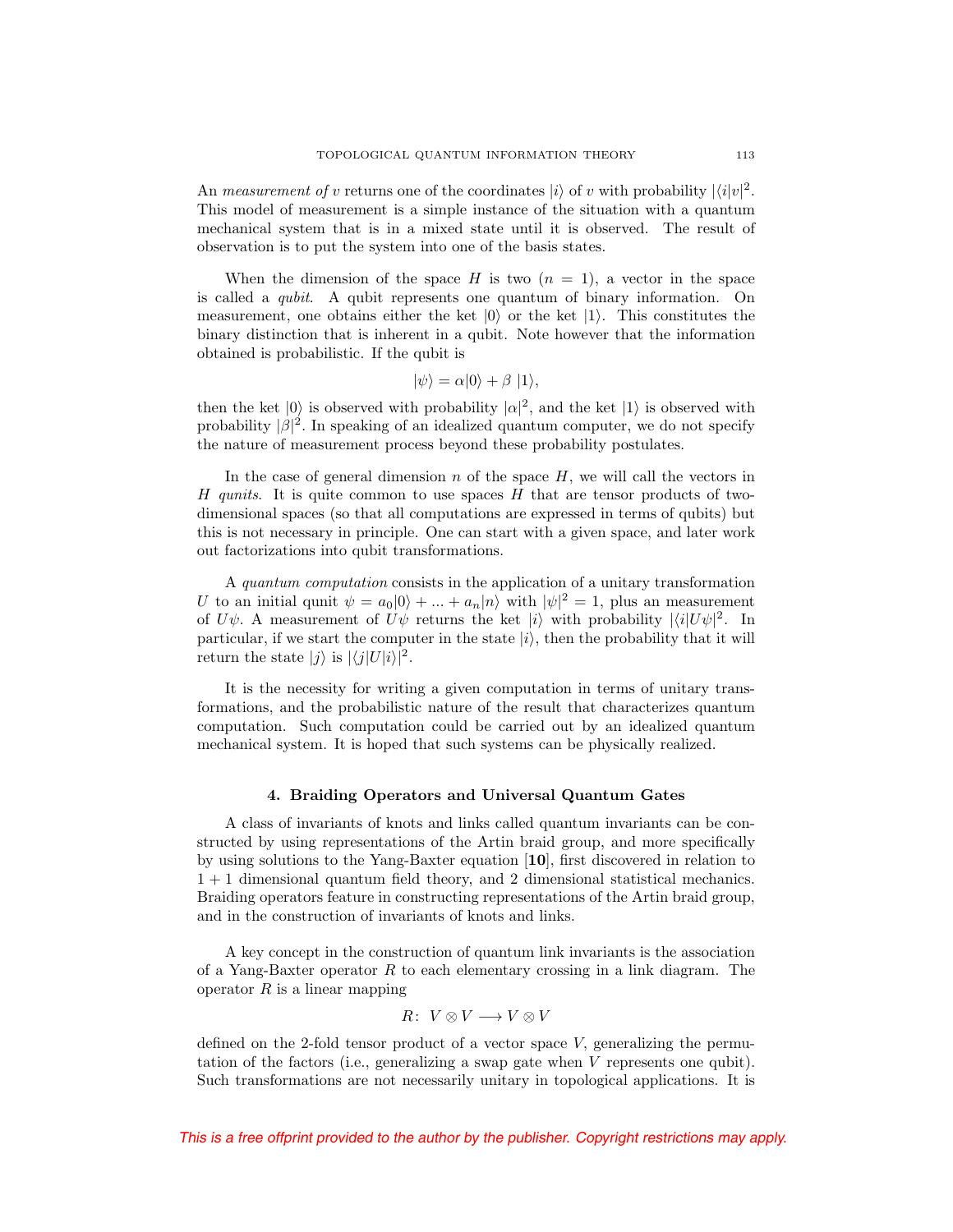An *measurement of* $v$ returns one of the coordinates $|i\rangle$ of $v$ with probability $|\langle i|v|^2$. This model of measurement is a simple instance of the situation with a quantum mechanical system that is in a mixed state until it is observed. The result of observation is to put the system into one of the basis states.

When the dimension of the space $H$ is two ($n = 1$), a vector in the space is called a *qubit*. A qubit represents one quantum of binary information. On measurement, one obtains either the ket $|0\rangle$ or the ket $|1\rangle$. This constitutes the binary distinction that is inherent in a qubit. Note however that the information obtained is probabilistic. If the qubit is

$$|\psi\rangle = \alpha|0\rangle + \beta\ |1\rangle,$$

then the ket $|0\rangle$ is observed with probability $|\alpha|^2$, and the ket $|1\rangle$ is observed with probability $|\beta|^2$. In speaking of an idealized quantum computer, we do not specify the nature of measurement process beyond these probability postulates.

In the case of general dimension $n$ of the space $H$, we will call the vectors in $H$ *qunits*. It is quite common to use spaces $H$ that are tensor products of two-dimensional spaces (so that all computations are expressed in terms of qubits) but this is not necessary in principle. One can start with a given space, and later work out factorizations into qubit transformations.

A *quantum computation* consists in the application of a unitary transformation $U$ to an initial qunit $\psi = a_0|0\rangle + ... + a_n|n\rangle$ with $|\psi|^2 = 1$, plus an measurement of $U\psi$. A measurement of $U\psi$ returns the ket $|i\rangle$ with probability $|\langle i|U\psi|^2$. In particular, if we start the computer in the state $|i\rangle$, then the probability that it will return the state $|j\rangle$ is $|\langle j|U|i\rangle|^2$.

It is the necessity for writing a given computation in terms of unitary transformations, and the probabilistic nature of the result that characterizes quantum computation. Such computation could be carried out by an idealized quantum mechanical system. It is hoped that such systems can be physically realized.

## 4. Braiding Operators and Universal Quantum Gates

A class of invariants of knots and links called quantum invariants can be constructed by using representations of the Artin braid group, and more specifically by using solutions to the Yang-Baxter equation [**10**], first discovered in relation to $1+1$ dimensional quantum field theory, and 2 dimensional statistical mechanics. Braiding operators feature in constructing representations of the Artin braid group, and in the construction of invariants of knots and links.

A key concept in the construction of quantum link invariants is the association of a Yang-Baxter operator $R$ to each elementary crossing in a link diagram. The operator $R$ is a linear mapping

$$R\colon\ V \otimes V \longrightarrow V \otimes V$$

defined on the 2-fold tensor product of a vector space $V$, generalizing the permutation of the factors (i.e., generalizing a swap gate when $V$ represents one qubit). Such transformations are not necessarily unitary in topological applications. It is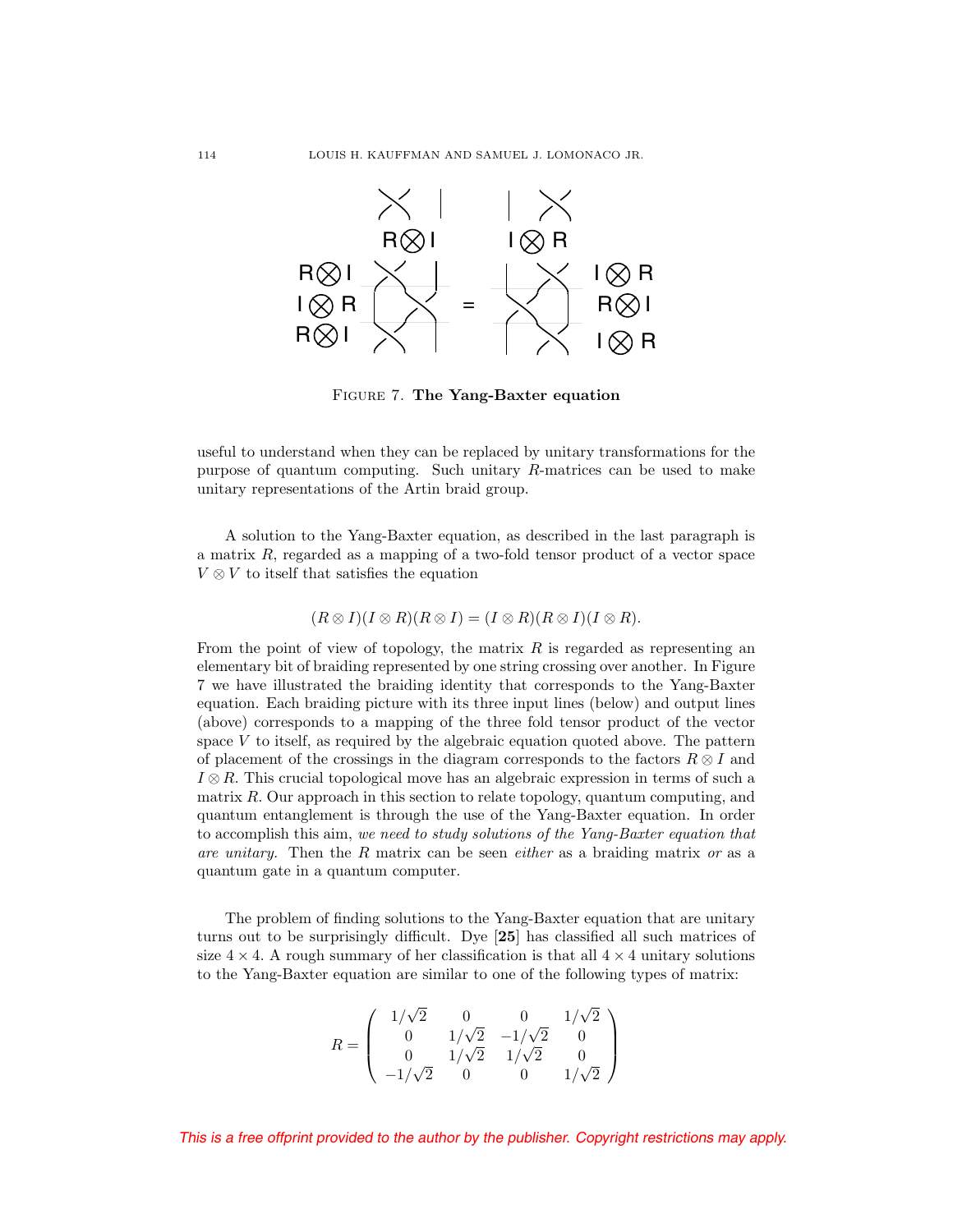FIGURE 7. **The Yang-Baxter equation**

useful to understand when they can be replaced by unitary transformations for the purpose of quantum computing. Such unitary $R$-matrices can be used to make unitary representations of the Artin braid group.

A solution to the Yang-Baxter equation, as described in the last paragraph is a matrix $R$, regarded as a mapping of a two-fold tensor product of a vector space $V \otimes V$ to itself that satisfies the equation

$$(R \otimes I)(I \otimes R)(R \otimes I) = (I \otimes R)(R \otimes I)(I \otimes R).$$

From the point of view of topology, the matrix $R$ is regarded as representing an elementary bit of braiding represented by one string crossing over another. In Figure 7 we have illustrated the braiding identity that corresponds to the Yang-Baxter equation. Each braiding picture with its three input lines (below) and output lines (above) corresponds to a mapping of the three fold tensor product of the vector space $V$ to itself, as required by the algebraic equation quoted above. The pattern of placement of the crossings in the diagram corresponds to the factors $R \otimes I$ and $I \otimes R$. This crucial topological move has an algebraic expression in terms of such a matrix $R$. Our approach in this section to relate topology, quantum computing, and quantum entanglement is through the use of the Yang-Baxter equation. In order to accomplish this aim, *we need to study solutions of the Yang-Baxter equation that are unitary.* Then the $R$ matrix can be seen *either* as a braiding matrix *or* as a quantum gate in a quantum computer.

The problem of finding solutions to the Yang-Baxter equation that are unitary turns out to be surprisingly difficult. Dye [**25**] has classified all such matrices of size $4 \times 4$. A rough summary of her classification is that all $4 \times 4$ unitary solutions to the Yang-Baxter equation are similar to one of the following types of matrix:

$$R = \begin{pmatrix} 1/\sqrt{2} & 0 & 0 & 1/\sqrt{2} \\ 0 & 1/\sqrt{2} & -1/\sqrt{2} & 0 \\ 0 & 1/\sqrt{2} & 1/\sqrt{2} & 0 \\ -1/\sqrt{2} & 0 & 0 & 1/\sqrt{2} \end{pmatrix}$$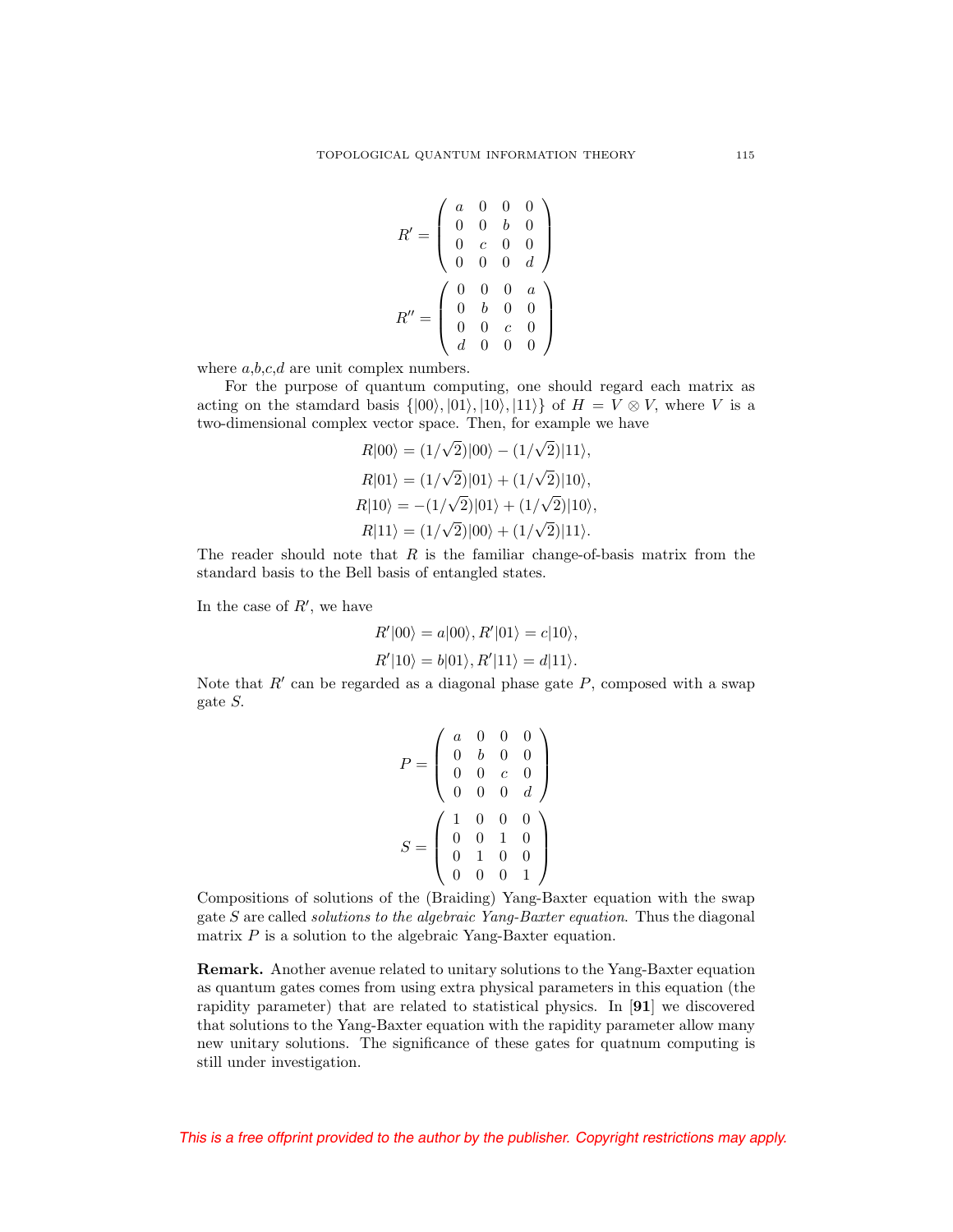$$R' = \begin{pmatrix} a & 0 & 0 & 0 \\ 0 & 0 & b & 0 \\ 0 & c & 0 & 0 \\ 0 & 0 & 0 & d \end{pmatrix}$$

$$R'' = \begin{pmatrix} 0 & 0 & 0 & a \\ 0 & b & 0 & 0 \\ 0 & 0 & c & 0 \\ d & 0 & 0 & 0 \end{pmatrix}$$

where $a$,$b$,$c$,$d$ are unit complex numbers.

For the purpose of quantum computing, one should regard each matrix as acting on the stamdard basis $\{|00\rangle, |01\rangle, |10\rangle, |11\rangle\}$ of $H = V \otimes V$, where $V$ is a two-dimensional complex vector space. Then, for example we have

$$R|00\rangle = (1/\sqrt{2})|00\rangle - (1/\sqrt{2})|11\rangle,$$
$$R|01\rangle = (1/\sqrt{2})|01\rangle + (1/\sqrt{2})|10\rangle,$$
$$R|10\rangle = -(1/\sqrt{2})|01\rangle + (1/\sqrt{2})|10\rangle,$$
$$R|11\rangle = (1/\sqrt{2})|00\rangle + (1/\sqrt{2})|11\rangle.$$

The reader should note that $R$ is the familiar change-of-basis matrix from the standard basis to the Bell basis of entangled states.

In the case of $R'$, we have

$$R'|00\rangle = a|00\rangle, R'|01\rangle = c|10\rangle,$$
$$R'|10\rangle = b|01\rangle, R'|11\rangle = d|11\rangle.$$

Note that $R'$ can be regarded as a diagonal phase gate $P$, composed with a swap gate $S$.

$$P = \begin{pmatrix} a & 0 & 0 & 0 \\ 0 & b & 0 & 0 \\ 0 & 0 & c & 0 \\ 0 & 0 & 0 & d \end{pmatrix}$$

$$S = \begin{pmatrix} 1 & 0 & 0 & 0 \\ 0 & 0 & 1 & 0 \\ 0 & 1 & 0 & 0 \\ 0 & 0 & 0 & 1 \end{pmatrix}$$

Compositions of solutions of the (Braiding) Yang-Baxter equation with the swap gate $S$ are called *solutions to the algebraic Yang-Baxter equation*. Thus the diagonal matrix $P$ is a solution to the algebraic Yang-Baxter equation.

**Remark.** Another avenue related to unitary solutions to the Yang-Baxter equation as quantum gates comes from using extra physical parameters in this equation (the rapidity parameter) that are related to statistical physics. In [**91**] we discovered that solutions to the Yang-Baxter equation with the rapidity parameter allow many new unitary solutions. The significance of these gates for quatnum computing is still under investigation.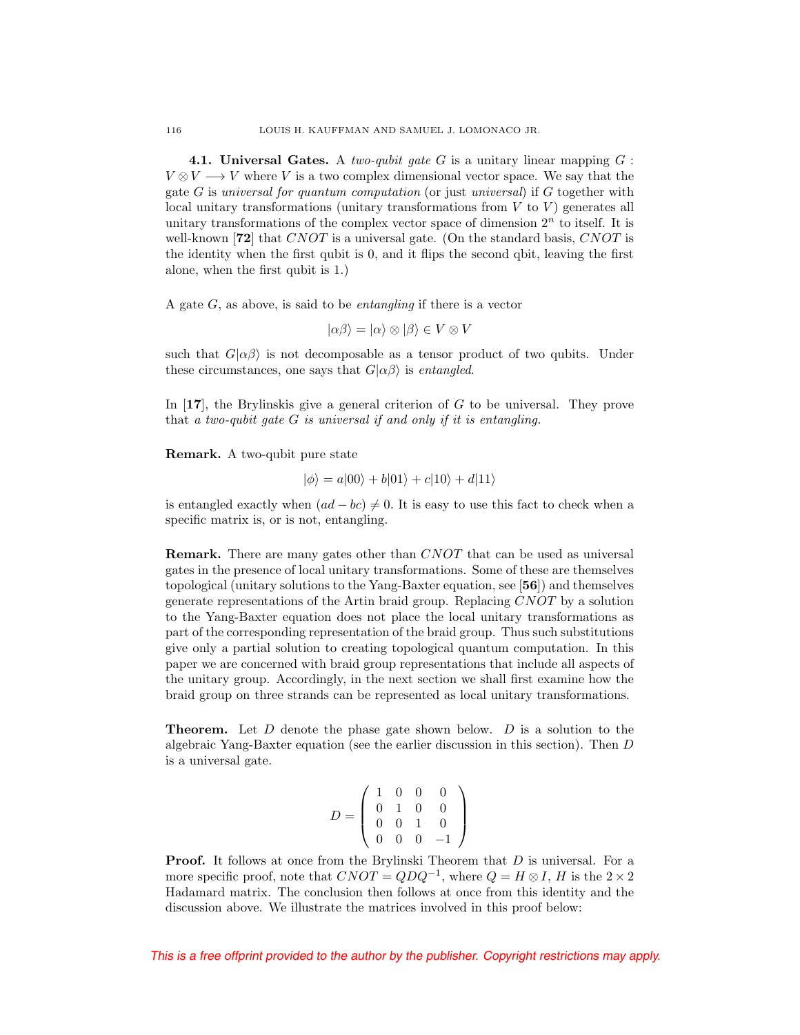**4.1. Universal Gates.** A *two-qubit gate* $G$ is a unitary linear mapping $G : V \otimes V \longrightarrow V$ where $V$ is a two complex dimensional vector space. We say that the gate $G$ is *universal for quantum computation* (or just *universal*) if $G$ together with local unitary transformations (unitary transformations from $V$ to $V$) generates all unitary transformations of the complex vector space of dimension $2^n$ to itself. It is well-known [**72**] that $CNOT$ is a universal gate. (On the standard basis, $CNOT$ is the identity when the first qubit is 0, and it flips the second qbit, leaving the first alone, when the first qubit is 1.)

A gate $G$, as above, is said to be *entangling* if there is a vector

$$|\alpha\beta\rangle = |\alpha\rangle \otimes |\beta\rangle \in V \otimes V$$

such that $G|\alpha\beta\rangle$ is not decomposable as a tensor product of two qubits. Under these circumstances, one says that $G|\alpha\beta\rangle$ is *entangled*.

In [**17**], the Brylinskis give a general criterion of $G$ to be universal. They prove that *a two-qubit gate $G$ is universal if and only if it is entangling.*

**Remark.** A two-qubit pure state

$$|\phi\rangle = a|00\rangle + b|01\rangle + c|10\rangle + d|11\rangle$$

is entangled exactly when $(ad - bc) \neq 0$. It is easy to use this fact to check when a specific matrix is, or is not, entangling.

**Remark.** There are many gates other than $CNOT$ that can be used as universal gates in the presence of local unitary transformations. Some of these are themselves topological (unitary solutions to the Yang-Baxter equation, see [**56**]) and themselves generate representations of the Artin braid group. Replacing $CNOT$ by a solution to the Yang-Baxter equation does not place the local unitary transformations as part of the corresponding representation of the braid group. Thus such substitutions give only a partial solution to creating topological quantum computation. In this paper we are concerned with braid group representations that include all aspects of the unitary group. Accordingly, in the next section we shall first examine how the braid group on three strands can be represented as local unitary transformations.

**Theorem.** Let $D$ denote the phase gate shown below. $D$ is a solution to the algebraic Yang-Baxter equation (see the earlier discussion in this section). Then $D$ is a universal gate.

$$D = \begin{pmatrix} 1 & 0 & 0 & 0 \\ 0 & 1 & 0 & 0 \\ 0 & 0 & 1 & 0 \\ 0 & 0 & 0 & -1 \end{pmatrix}$$

**Proof.** It follows at once from the Brylinski Theorem that $D$ is universal. For a more specific proof, note that $CNOT = QDQ^{-1}$, where $Q = H \otimes I$, $H$ is the $2 \times 2$ Hadamard matrix. The conclusion then follows at once from this identity and the discussion above. We illustrate the matrices involved in this proof below: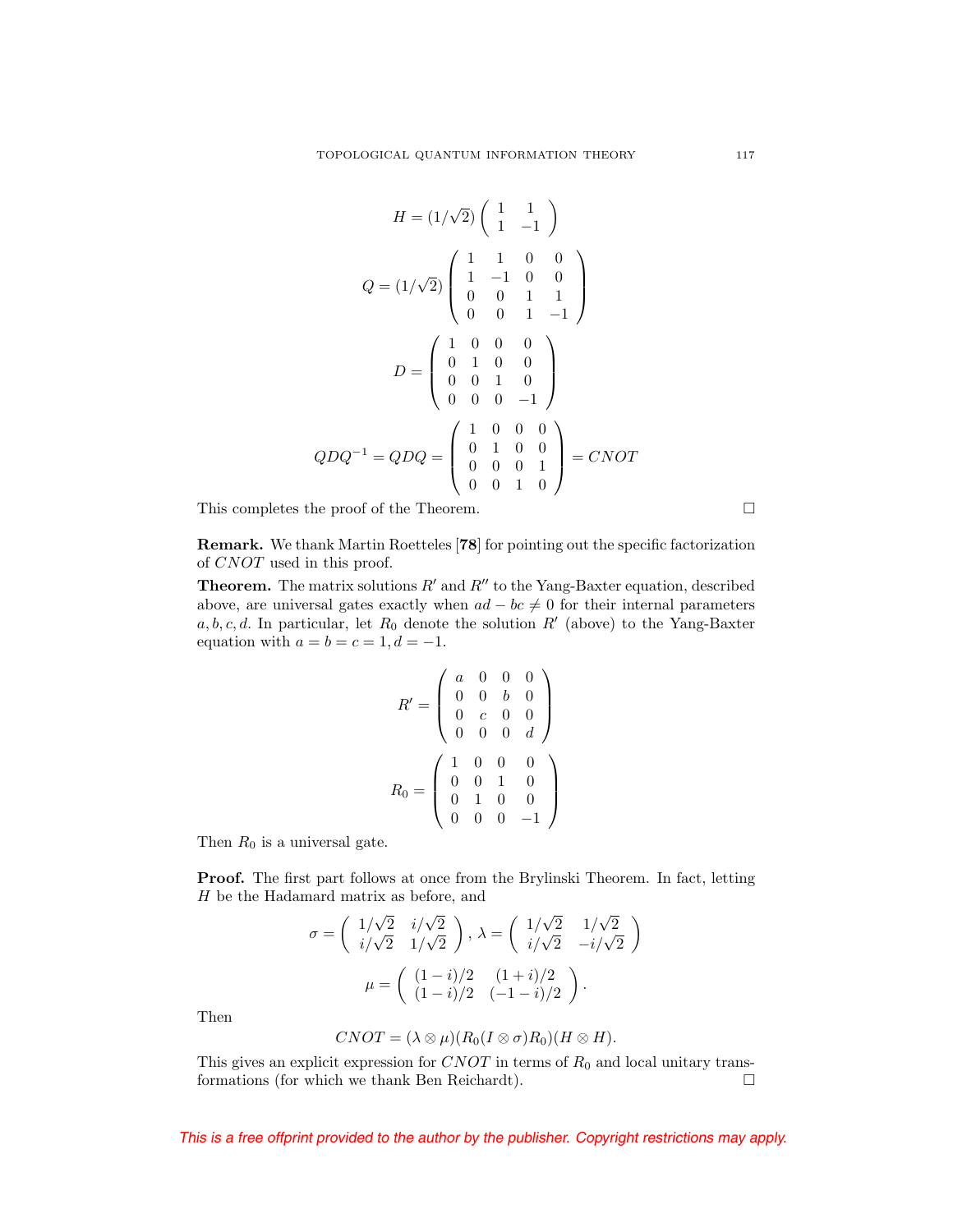$$H = (1/\sqrt{2}) \begin{pmatrix} 1 & 1 \\ 1 & -1 \end{pmatrix}$$

$$Q = (1/\sqrt{2}) \begin{pmatrix} 1 & 1 & 0 & 0 \\ 1 & -1 & 0 & 0 \\ 0 & 0 & 1 & 1 \\ 0 & 0 & 1 & -1 \end{pmatrix}$$

$$D = \begin{pmatrix} 1 & 0 & 0 & 0 \\ 0 & 1 & 0 & 0 \\ 0 & 0 & 1 & 0 \\ 0 & 0 & 0 & -1 \end{pmatrix}$$

$$QDQ^{-1} = QDQ = \begin{pmatrix} 1 & 0 & 0 & 0 \\ 0 & 1 & 0 & 0 \\ 0 & 0 & 0 & 1 \\ 0 & 0 & 1 & 0 \end{pmatrix} = CNOT$$

This completes the proof of the Theorem. □

**Remark.** We thank Martin Roetteles [**78**] for pointing out the specific factorization of $CNOT$ used in this proof.

**Theorem.** The matrix solutions $R'$ and $R''$ to the Yang-Baxter equation, described above, are universal gates exactly when $ad - bc \neq 0$ for their internal parameters $a, b, c, d$. In particular, let $R_0$ denote the solution $R'$ (above) to the Yang-Baxter equation with $a = b = c = 1, d = -1$.

$$R' = \begin{pmatrix} a & 0 & 0 & 0 \\ 0 & 0 & b & 0 \\ 0 & c & 0 & 0 \\ 0 & 0 & 0 & d \end{pmatrix}$$

$$R_0 = \begin{pmatrix} 1 & 0 & 0 & 0 \\ 0 & 0 & 1 & 0 \\ 0 & 1 & 0 & 0 \\ 0 & 0 & 0 & -1 \end{pmatrix}$$

Then $R_0$ is a universal gate.

**Proof.** The first part follows at once from the Brylinski Theorem. In fact, letting $H$ be the Hadamard matrix as before, and

$$\sigma = \begin{pmatrix} 1/\sqrt{2} & i/\sqrt{2} \\ i/\sqrt{2} & 1/\sqrt{2} \end{pmatrix}, \lambda = \begin{pmatrix} 1/\sqrt{2} & 1/\sqrt{2} \\ i/\sqrt{2} & -i/\sqrt{2} \end{pmatrix}$$

$$\mu = \begin{pmatrix} (1-i)/2 & (1+i)/2 \\ (1-i)/2 & (-1-i)/2 \end{pmatrix}.$$

Then

$$CNOT = (\lambda \otimes \mu)(R_0(I \otimes \sigma)R_0)(H \otimes H).$$

This gives an explicit expression for $CNOT$ in terms of $R_0$ and local unitary transformations (for which we thank Ben Reichardt). □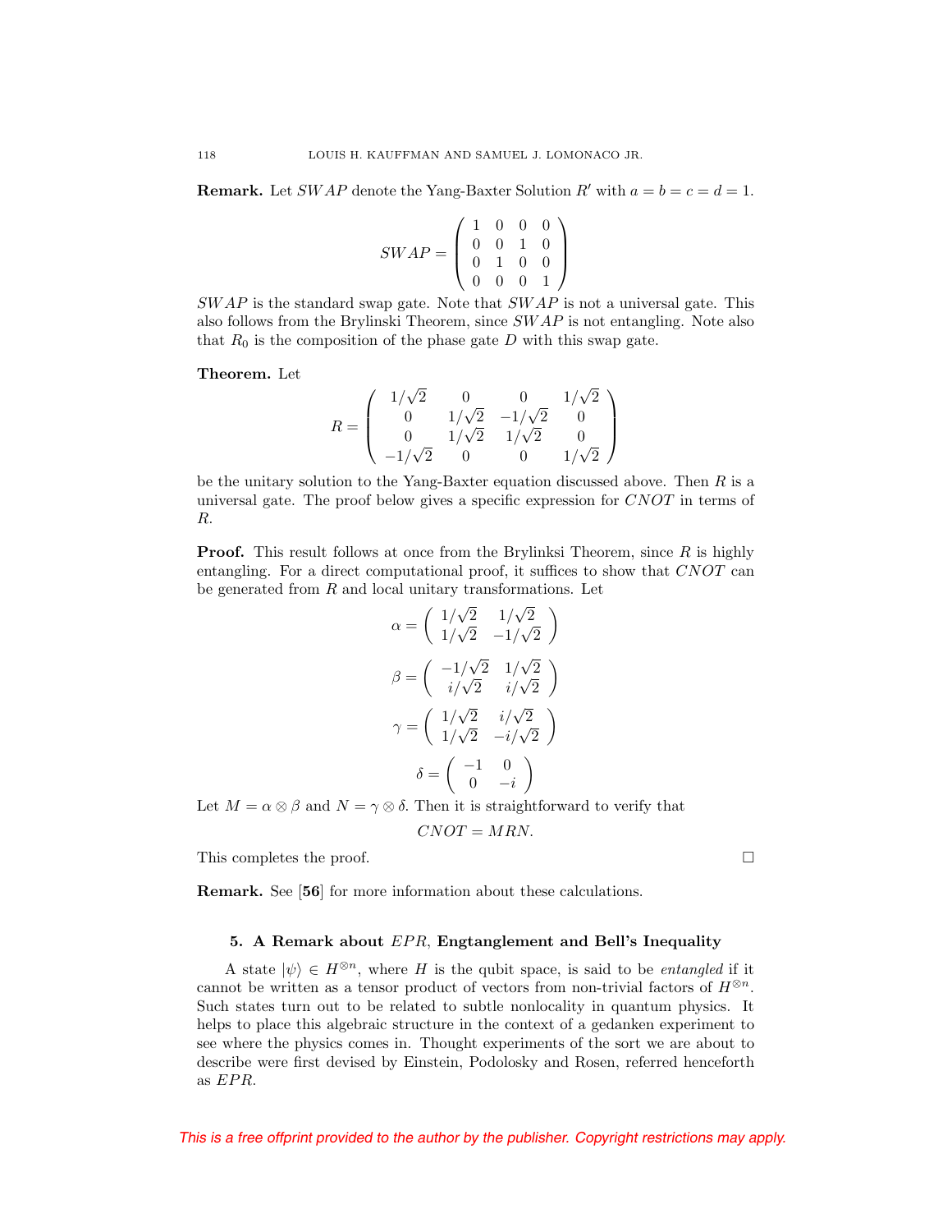**Remark.** Let $SWAP$ denote the Yang-Baxter Solution $R'$ with $a = b = c = d = 1$.

$$SWAP = \begin{pmatrix} 1 & 0 & 0 & 0 \\ 0 & 0 & 1 & 0 \\ 0 & 1 & 0 & 0 \\ 0 & 0 & 0 & 1 \end{pmatrix}$$

$SWAP$ is the standard swap gate. Note that $SWAP$ is not a universal gate. This also follows from the Brylinski Theorem, since $SWAP$ is not entangling. Note also that $R_0$ is the composition of the phase gate $D$ with this swap gate.

**Theorem.** Let

$$R = \begin{pmatrix} 1/\sqrt{2} & 0 & 0 & 1/\sqrt{2} \\ 0 & 1/\sqrt{2} & -1/\sqrt{2} & 0 \\ 0 & 1/\sqrt{2} & 1/\sqrt{2} & 0 \\ -1/\sqrt{2} & 0 & 0 & 1/\sqrt{2} \end{pmatrix}$$

be the unitary solution to the Yang-Baxter equation discussed above. Then $R$ is a universal gate. The proof below gives a specific expression for $CNOT$ in terms of $R$.

**Proof.** This result follows at once from the Brylinksi Theorem, since $R$ is highly entangling. For a direct computational proof, it suffices to show that $CNOT$ can be generated from $R$ and local unitary transformations. Let

$$\alpha = \begin{pmatrix} 1/\sqrt{2} & 1/\sqrt{2} \\ 1/\sqrt{2} & -1/\sqrt{2} \end{pmatrix}$$

$$\beta = \begin{pmatrix} -1/\sqrt{2} & 1/\sqrt{2} \\ i/\sqrt{2} & i/\sqrt{2} \end{pmatrix}$$

$$\gamma = \begin{pmatrix} 1/\sqrt{2} & i/\sqrt{2} \\ 1/\sqrt{2} & -i/\sqrt{2} \end{pmatrix}$$

$$\delta = \begin{pmatrix} -1 & 0 \\ 0 & -i \end{pmatrix}$$

Let $M = \alpha \otimes \beta$ and $N = \gamma \otimes \delta$. Then it is straightforward to verify that

$$CNOT = MRN.$$

This completes the proof. □

**Remark.** See [**56**] for more information about these calculations.

## 5. A Remark about $EPR$, Engtanglement and Bell's Inequality

A state $|\psi\rangle \in H^{\otimes n}$, where $H$ is the qubit space, is said to be *entangled* if it cannot be written as a tensor product of vectors from non-trivial factors of $H^{\otimes n}$. Such states turn out to be related to subtle nonlocality in quantum physics. It helps to place this algebraic structure in the context of a gedanken experiment to see where the physics comes in. Thought experiments of the sort we are about to describe were first devised by Einstein, Podolosky and Rosen, referred henceforth as $EPR$.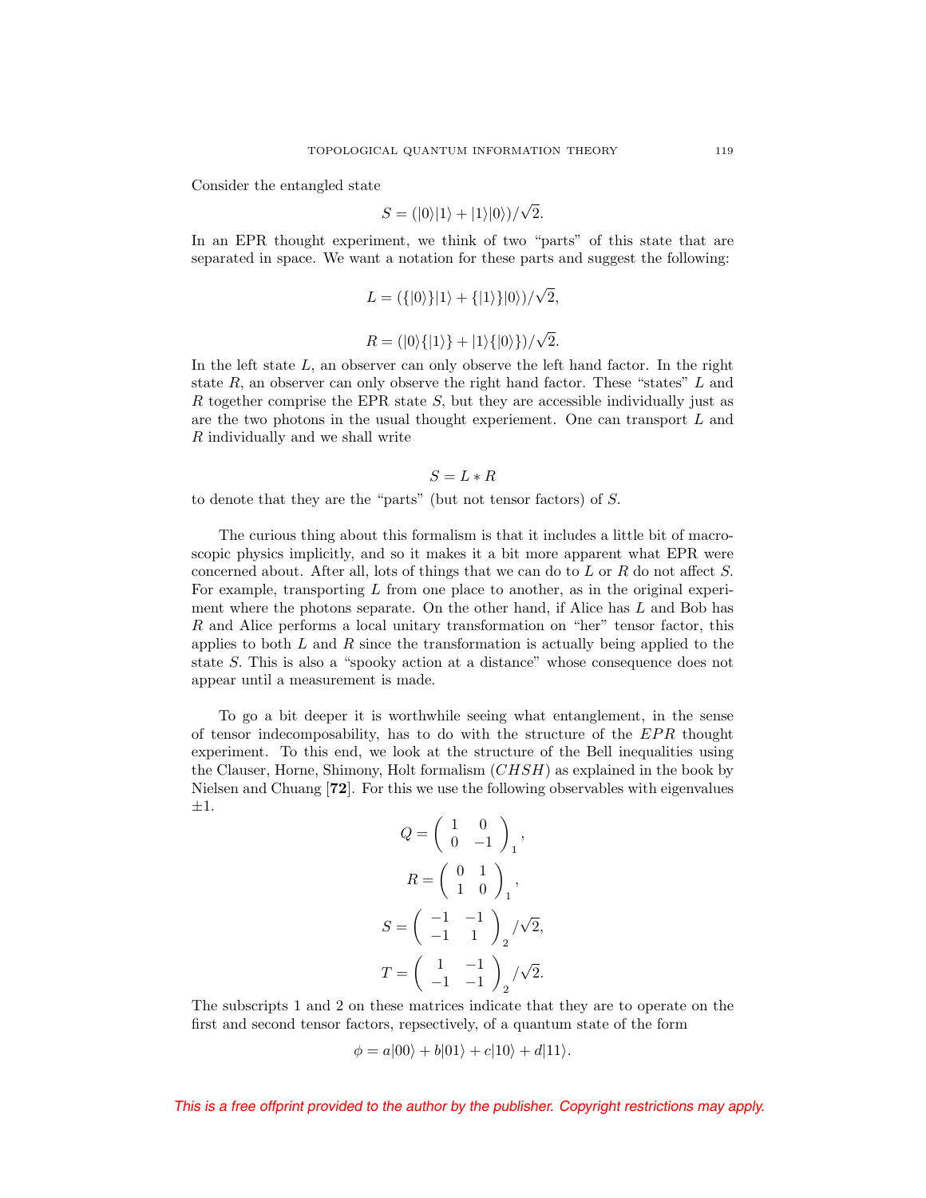Consider the entangled state

$$S = (|0\rangle|1\rangle + |1\rangle|0\rangle)/\sqrt{2}.$$

In an EPR thought experiment, we think of two "parts" of this state that are separated in space. We want a notation for these parts and suggest the following:

$$L = (\{|0\rangle\}|1\rangle + \{|1\rangle\}|0\rangle)/\sqrt{2},$$

$$R = (|0\rangle\{|1\rangle\} + |1\rangle\{|0\rangle\})/\sqrt{2}.$$

In the left state $L$, an observer can only observe the left hand factor. In the right state $R$, an observer can only observe the right hand factor. These "states" $L$ and $R$ together comprise the EPR state $S$, but they are accessible individually just as are the two photons in the usual thought experiement. One can transport $L$ and $R$ individually and we shall write

$$S = L * R$$

to denote that they are the "parts" (but not tensor factors) of $S$.

The curious thing about this formalism is that it includes a little bit of macroscopic physics implicitly, and so it makes it a bit more apparent what EPR were concerned about. After all, lots of things that we can do to $L$ or $R$ do not affect $S$. For example, transporting $L$ from one place to another, as in the original experiment where the photons separate. On the other hand, if Alice has $L$ and Bob has $R$ and Alice performs a local unitary transformation on "her" tensor factor, this applies to both $L$ and $R$ since the transformation is actually being applied to the state $S$. This is also a "spooky action at a distance" whose consequence does not appear until a measurement is made.

To go a bit deeper it is worthwhile seeing what entanglement, in the sense of tensor indecomposability, has to do with the structure of the $EPR$ thought experiment. To this end, we look at the structure of the Bell inequalities using the Clauser, Horne, Shimony, Holt formalism ($CHSH$) as explained in the book by Nielsen and Chuang [**72**]. For this we use the following observables with eigenvalues $\pm 1$.

$$Q = \left(\begin{array}{cc} 1 & 0 \\ 0 & -1 \end{array}\right)_1,$$

$$R = \left(\begin{array}{cc} 0 & 1 \\ 1 & 0 \end{array}\right)_1,$$

$$S = \left(\begin{array}{cc} -1 & -1 \\ -1 & 1 \end{array}\right)_2/\sqrt{2},$$

$$T = \left(\begin{array}{cc} 1 & -1 \\ -1 & -1 \end{array}\right)_2/\sqrt{2}.$$

The subscripts 1 and 2 on these matrices indicate that they are to operate on the first and second tensor factors, repsectively, of a quantum state of the form

$$\phi = a|00\rangle + b|01\rangle + c|10\rangle + d|11\rangle.$$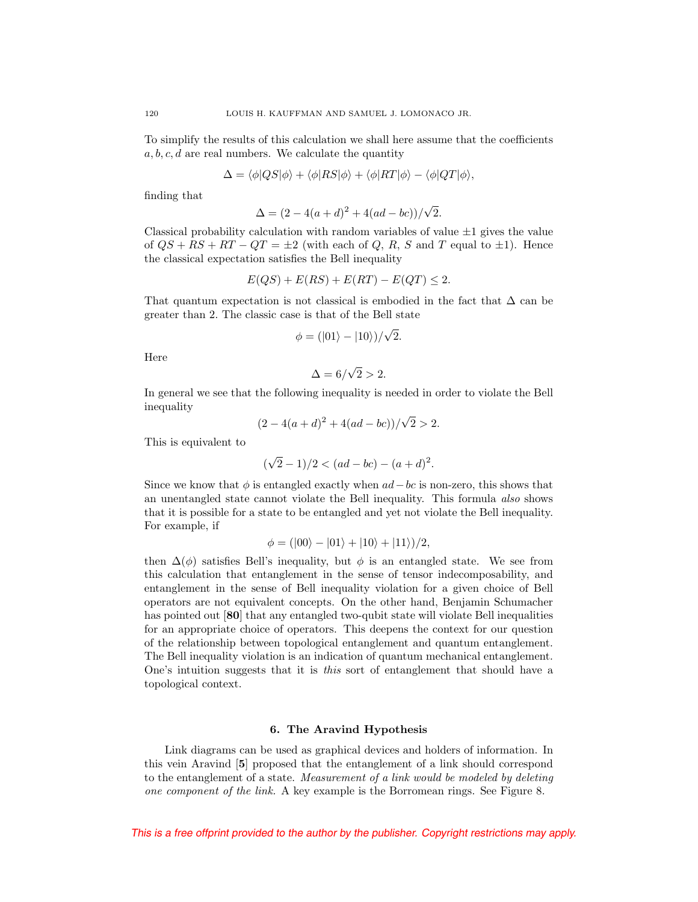To simplify the results of this calculation we shall here assume that the coefficients $a, b, c, d$ are real numbers. We calculate the quantity

$$\Delta = \langle \phi | QS | \phi \rangle + \langle \phi | RS | \phi \rangle + \langle \phi | RT | \phi \rangle - \langle \phi | QT | \phi \rangle,$$

finding that

$$\Delta = (2 - 4(a+d)^2 + 4(ad - bc))/\sqrt{2}.$$

Classical probability calculation with random variables of value $\pm 1$ gives the value of $QS + RS + RT - QT = \pm 2$ (with each of $Q$, $R$, $S$ and $T$ equal to $\pm 1$). Hence the classical expectation satisfies the Bell inequality

$$E(QS) + E(RS) + E(RT) - E(QT) \leq 2.$$

That quantum expectation is not classical is embodied in the fact that $\Delta$ can be greater than 2. The classic case is that of the Bell state

$$\phi = (|01\rangle - |10\rangle)/\sqrt{2}.$$

Here

$$\Delta = 6/\sqrt{2} > 2.$$

In general we see that the following inequality is needed in order to violate the Bell inequality

$$(2 - 4(a+d)^2 + 4(ad - bc))/\sqrt{2} > 2.$$

This is equivalent to

$$(\sqrt{2} - 1)/2 < (ad - bc) - (a+d)^2.$$

Since we know that $\phi$ is entangled exactly when $ad - bc$ is non-zero, this shows that an unentangled state cannot violate the Bell inequality. This formula *also* shows that it is possible for a state to be entangled and yet not violate the Bell inequality. For example, if

$$\phi = (|00\rangle - |01\rangle + |10\rangle + |11\rangle)/2,$$

then $\Delta(\phi)$ satisfies Bell's inequality, but $\phi$ is an entangled state. We see from this calculation that entanglement in the sense of tensor indecomposability, and entanglement in the sense of Bell inequality violation for a given choice of Bell operators are not equivalent concepts. On the other hand, Benjamin Schumacher has pointed out [**80**] that any entangled two-qubit state will violate Bell inequalities for an appropriate choice of operators. This deepens the context for our question of the relationship between topological entanglement and quantum entanglement. The Bell inequality violation is an indication of quantum mechanical entanglement. One's intuition suggests that it is *this* sort of entanglement that should have a topological context.

## 6. The Aravind Hypothesis

Link diagrams can be used as graphical devices and holders of information. In this vein Aravind [**5**] proposed that the entanglement of a link should correspond to the entanglement of a state. *Measurement of a link would be modeled by deleting one component of the link.* A key example is the Borromean rings. See Figure 8.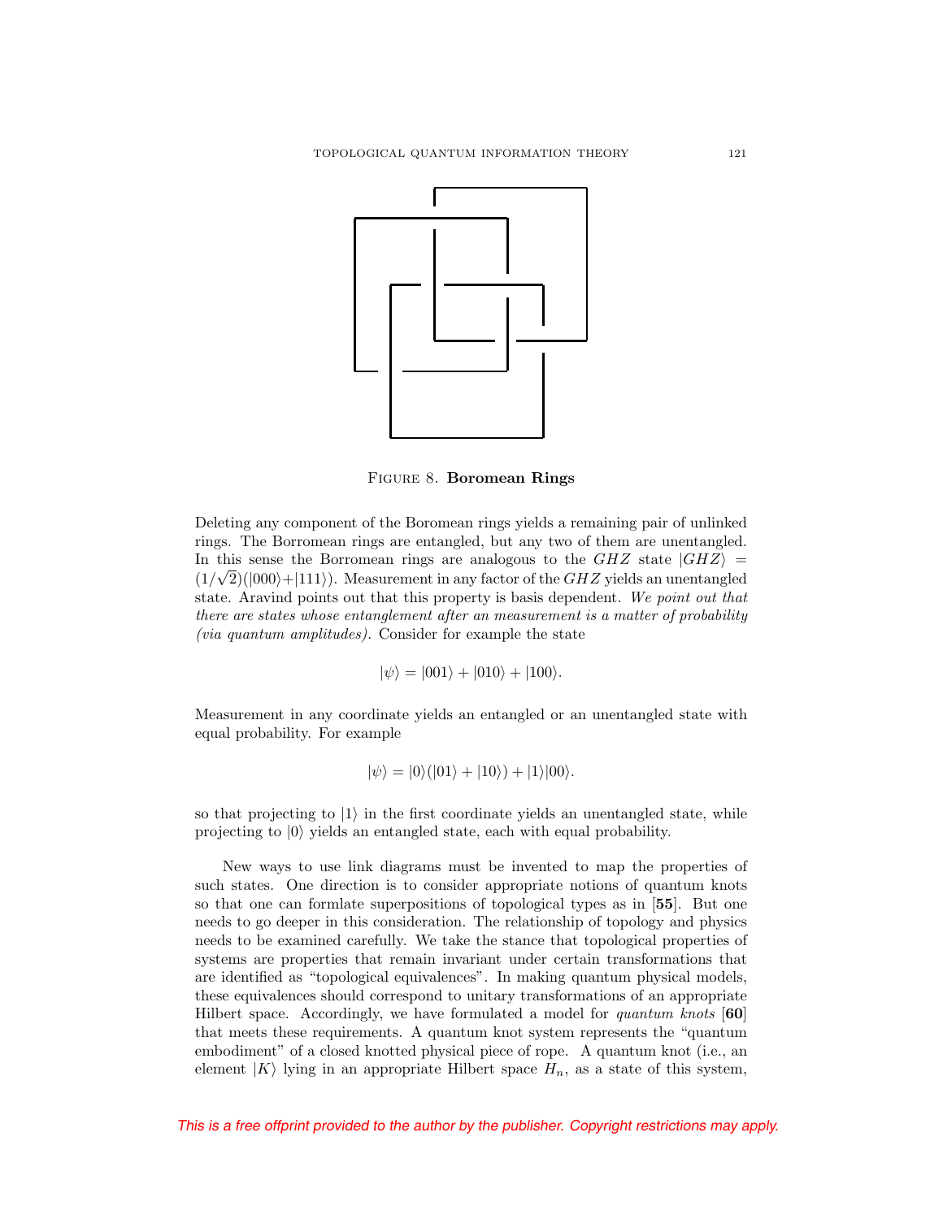FIGURE 8. **Boromean Rings**

Deleting any component of the Boromean rings yields a remaining pair of unlinked rings. The Borromean rings are entangled, but any two of them are unentangled. In this sense the Borromean rings are analogous to the $GHZ$ state $|GHZ\rangle = (1/\sqrt{2})(|000\rangle + |111\rangle)$. Measurement in any factor of the $GHZ$ yields an unentangled state. Aravind points out that this property is basis dependent. *We point out that there are states whose entanglement after an measurement is a matter of probability (via quantum amplitudes).* Consider for example the state

$$|\psi\rangle = |001\rangle + |010\rangle + |100\rangle.$$

Measurement in any coordinate yields an entangled or an unentangled state with equal probability. For example

$$|\psi\rangle = |0\rangle(|01\rangle + |10\rangle) + |1\rangle|00\rangle.$$

so that projecting to $|1\rangle$ in the first coordinate yields an unentangled state, while projecting to $|0\rangle$ yields an entangled state, each with equal probability.

New ways to use link diagrams must be invented to map the properties of such states. One direction is to consider appropriate notions of quantum knots so that one can formlate superpositions of topological types as in [**55**]. But one needs to go deeper in this consideration. The relationship of topology and physics needs to be examined carefully. We take the stance that topological properties of systems are properties that remain invariant under certain transformations that are identified as "topological equivalences". In making quantum physical models, these equivalences should correspond to unitary transformations of an appropriate Hilbert space. Accordingly, we have formulated a model for *quantum knots* [**60**] that meets these requirements. A quantum knot system represents the "quantum embodiment" of a closed knotted physical piece of rope. A quantum knot (i.e., an element $|K\rangle$ lying in an appropriate Hilbert space $H_n$, as a state of this system,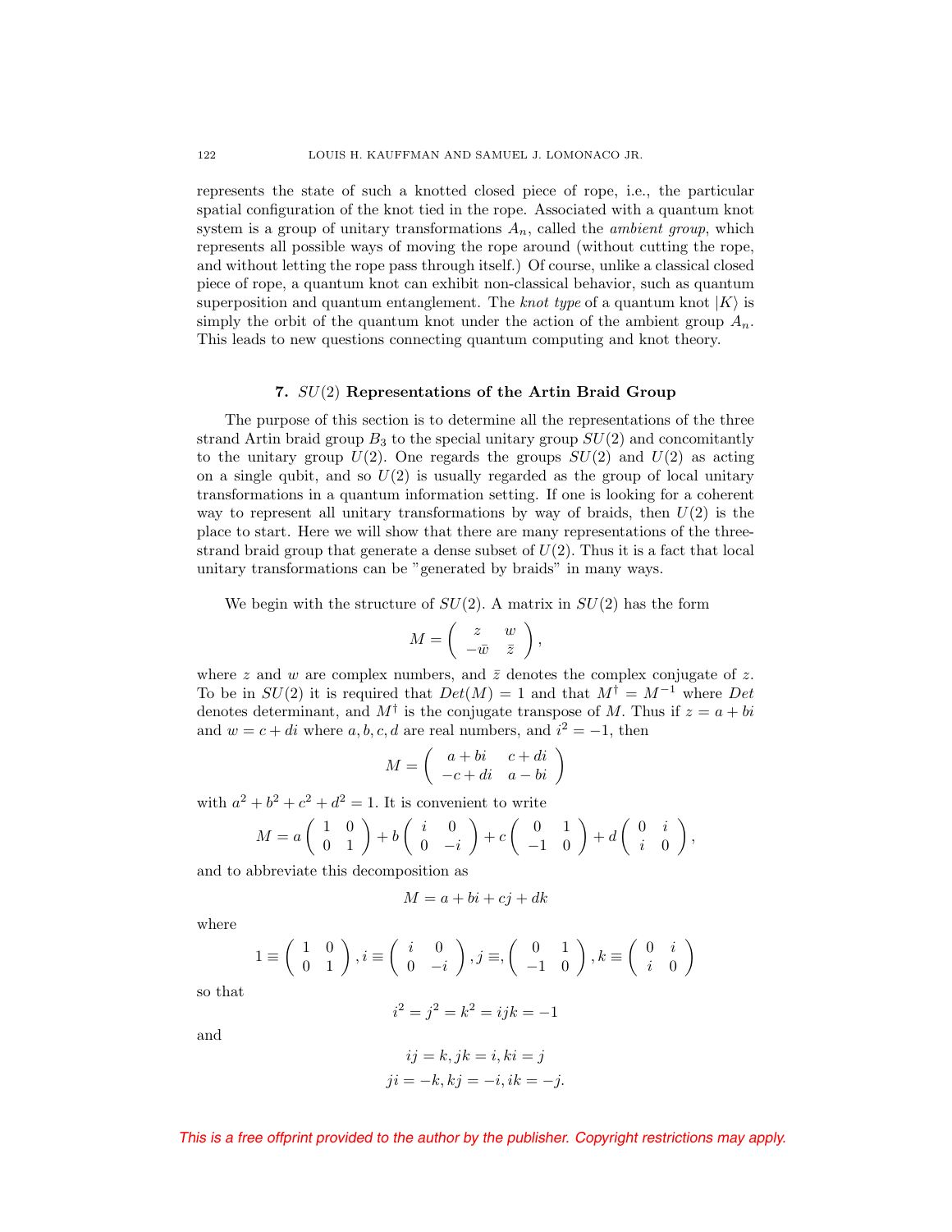represents the state of such a knotted closed piece of rope, i.e., the particular spatial configuration of the knot tied in the rope. Associated with a quantum knot system is a group of unitary transformations $A_n$, called the *ambient group*, which represents all possible ways of moving the rope around (without cutting the rope, and without letting the rope pass through itself.) Of course, unlike a classical closed piece of rope, a quantum knot can exhibit non-classical behavior, such as quantum superposition and quantum entanglement. The *knot type* of a quantum knot $|K\rangle$ is simply the orbit of the quantum knot under the action of the ambient group $A_n$. This leads to new questions connecting quantum computing and knot theory.

## 7. $SU(2)$ Representations of the Artin Braid Group

The purpose of this section is to determine all the representations of the three strand Artin braid group $B_3$ to the special unitary group $SU(2)$ and concomitantly to the unitary group $U(2)$. One regards the groups $SU(2)$ and $U(2)$ as acting on a single qubit, and so $U(2)$ is usually regarded as the group of local unitary transformations in a quantum information setting. If one is looking for a coherent way to represent all unitary transformations by way of braids, then $U(2)$ is the place to start. Here we will show that there are many representations of the three-strand braid group that generate a dense subset of $U(2)$. Thus it is a fact that local unitary transformations can be "generated by braids" in many ways.

We begin with the structure of $SU(2)$. A matrix in $SU(2)$ has the form

$$M = \begin{pmatrix} z & w \\ -\bar{w} & \bar{z} \end{pmatrix},$$

where $z$ and $w$ are complex numbers, and $\bar{z}$ denotes the complex conjugate of $z$. To be in $SU(2)$ it is required that $Det(M) = 1$ and that $M^\dagger = M^{-1}$ where $Det$ denotes determinant, and $M^\dagger$ is the conjugate transpose of $M$. Thus if $z = a + bi$ and $w = c + di$ where $a, b, c, d$ are real numbers, and $i^2 = -1$, then

$$M = \begin{pmatrix} a + bi & c + di \\ -c + di & a - bi \end{pmatrix}$$

with $a^2 + b^2 + c^2 + d^2 = 1$. It is convenient to write

$$M = a \begin{pmatrix} 1 & 0 \\ 0 & 1 \end{pmatrix} + b \begin{pmatrix} i & 0 \\ 0 & -i \end{pmatrix} + c \begin{pmatrix} 0 & 1 \\ -1 & 0 \end{pmatrix} + d \begin{pmatrix} 0 & i \\ i & 0 \end{pmatrix},$$

and to abbreviate this decomposition as

$$M = a + bi + cj + dk$$

where

$$1 \equiv \begin{pmatrix} 1 & 0 \\ 0 & 1 \end{pmatrix}, i \equiv \begin{pmatrix} i & 0 \\ 0 & -i \end{pmatrix}, j \equiv, \begin{pmatrix} 0 & 1 \\ -1 & 0 \end{pmatrix}, k \equiv \begin{pmatrix} 0 & i \\ i & 0 \end{pmatrix}$$

so that

$$i^2 = j^2 = k^2 = ijk = -1$$

and

$$ij = k, jk = i, ki = j$$
$$ji = -k, kj = -i, ik = -j.$$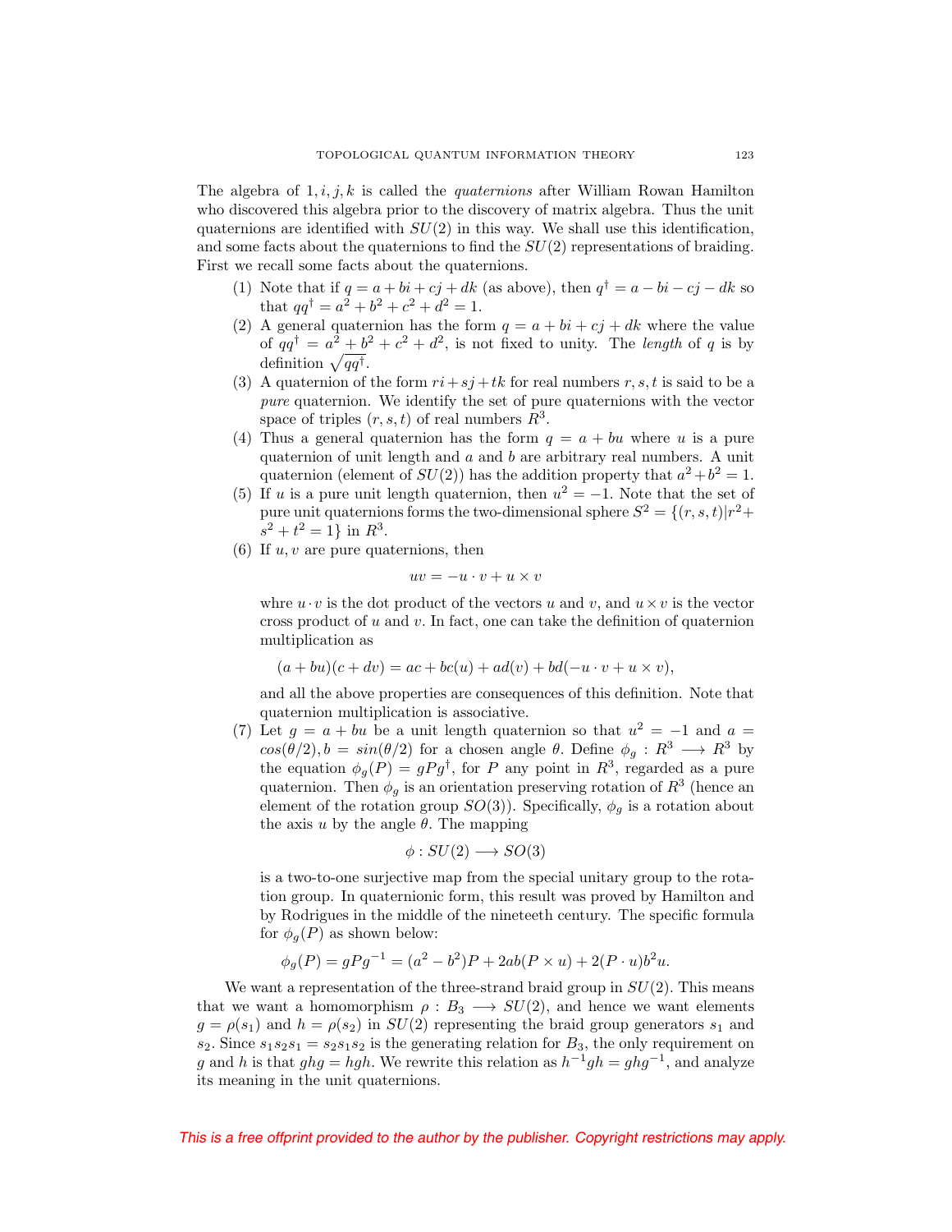The algebra of $1, i, j, k$ is called the *quaternions* after William Rowan Hamilton who discovered this algebra prior to the discovery of matrix algebra. Thus the unit quaternions are identified with $SU(2)$ in this way. We shall use this identification, and some facts about the quaternions to find the $SU(2)$ representations of braiding. First we recall some facts about the quaternions.

(1) Note that if $q = a + bi + cj + dk$ (as above), then $q^{\dagger} = a - bi - cj - dk$ so that $qq^{\dagger} = a^2 + b^2 + c^2 + d^2 = 1$.

(2) A general quaternion has the form $q = a + bi + cj + dk$ where the value of $qq^{\dagger} = a^2 + b^2 + c^2 + d^2$, is not fixed to unity. The *length* of $q$ is by definition $\sqrt{qq^{\dagger}}$.

(3) A quaternion of the form $ri + sj + tk$ for real numbers $r, s, t$ is said to be a *pure* quaternion. We identify the set of pure quaternions with the vector space of triples $(r, s, t)$ of real numbers $R^3$.

(4) Thus a general quaternion has the form $q = a + bu$ where $u$ is a pure quaternion of unit length and $a$ and $b$ are arbitrary real numbers. A unit quaternion (element of $SU(2)$) has the addition property that $a^2 + b^2 = 1$.

(5) If $u$ is a pure unit length quaternion, then $u^2 = -1$. Note that the set of pure unit quaternions forms the two-dimensional sphere $S^2 = \{(r, s, t) | r^2 + s^2 + t^2 = 1\}$ in $R^3$.

(6) If $u, v$ are pure quaternions, then

$$uv = -u \cdot v + u \times v$$

whre $u \cdot v$ is the dot product of the vectors $u$ and $v$, and $u \times v$ is the vector cross product of $u$ and $v$. In fact, one can take the definition of quaternion multiplication as

$$(a + bu)(c + dv) = ac + bc(u) + ad(v) + bd(-u \cdot v + u \times v),$$

and all the above properties are consequences of this definition. Note that quaternion multiplication is associative.

(7) Let $g = a + bu$ be a unit length quaternion so that $u^2 = -1$ and $a = cos(\theta/2), b = sin(\theta/2)$ for a chosen angle $\theta$. Define $\phi_g : R^3 \longrightarrow R^3$ by the equation $\phi_g(P) = gPg^{\dagger}$, for $P$ any point in $R^3$, regarded as a pure quaternion. Then $\phi_g$ is an orientation preserving rotation of $R^3$ (hence an element of the rotation group $SO(3)$). Specifically, $\phi_g$ is a rotation about the axis $u$ by the angle $\theta$. The mapping

$$\phi : SU(2) \longrightarrow SO(3)$$

is a two-to-one surjective map from the special unitary group to the rotation group. In quaternionic form, this result was proved by Hamilton and by Rodrigues in the middle of the nineteeth century. The specific formula for $\phi_g(P)$ as shown below:

$$\phi_g(P) = gPg^{-1} = (a^2 - b^2)P + 2ab(P \times u) + 2(P \cdot u)b^2 u.$$

We want a representation of the three-strand braid group in $SU(2)$. This means that we want a homomorphism $\rho : B_3 \longrightarrow SU(2)$, and hence we want elements $g = \rho(s_1)$ and $h = \rho(s_2)$ in $SU(2)$ representing the braid group generators $s_1$ and $s_2$. Since $s_1 s_2 s_1 = s_2 s_1 s_2$ is the generating relation for $B_3$, the only requirement on $g$ and $h$ is that $ghg = hgh$. We rewrite this relation as $h^{-1}gh = ghg^{-1}$, and analyze its meaning in the unit quaternions.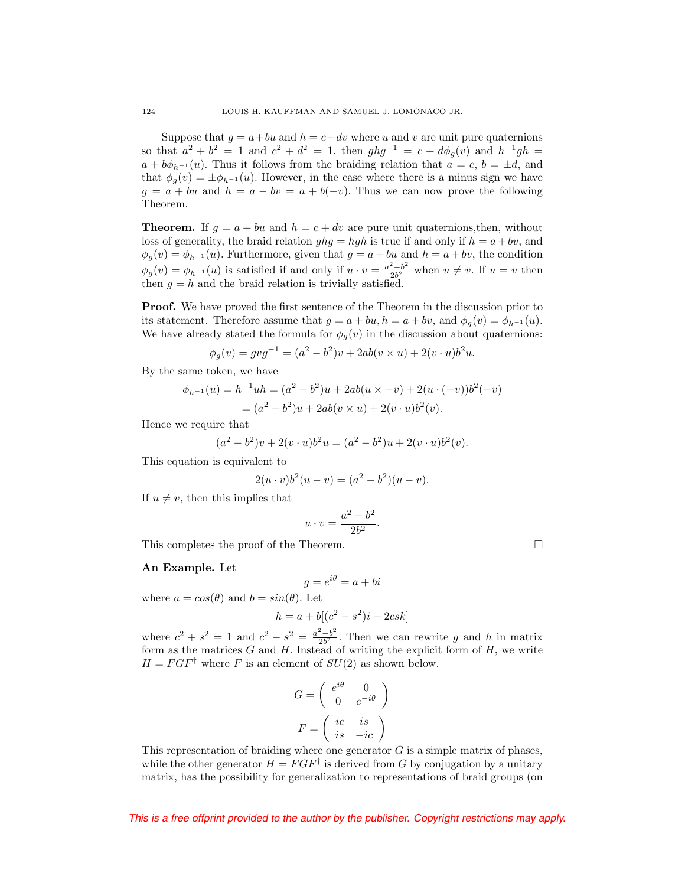Suppose that $g = a + bu$ and $h = c + dv$ where $u$ and $v$ are unit pure quaternions so that $a^2 + b^2 = 1$ and $c^2 + d^2 = 1$. then $ghg^{-1} = c + d\phi_g(v)$ and $h^{-1}gh = a + b\phi_{h^{-1}}(u)$. Thus it follows from the braiding relation that $a = c$, $b = \pm d$, and that $\phi_g(v) = \pm\phi_{h^{-1}}(u)$. However, in the case where there is a minus sign we have $g = a + bu$ and $h = a - bv = a + b(-v)$. Thus we can now prove the following Theorem.

**Theorem.** If $g = a + bu$ and $h = c + dv$ are pure unit quaternions,then, without loss of generality, the braid relation $ghg = hgh$ is true if and only if $h = a + bv$, and $\phi_g(v) = \phi_{h^{-1}}(u)$. Furthermore, given that $g = a + bu$ and $h = a + bv$, the condition $\phi_g(v) = \phi_{h^{-1}}(u)$ is satisfied if and only if $u \cdot v = \frac{a^2 - b^2}{2b^2}$ when $u \neq v$. If $u = v$ then then $g = h$ and the braid relation is trivially satisfied.

**Proof.** We have proved the first sentence of the Theorem in the discussion prior to its statement. Therefore assume that $g = a + bu, h = a + bv$, and $\phi_g(v) = \phi_{h^{-1}}(u)$. We have already stated the formula for $\phi_g(v)$ in the discussion about quaternions:

$$\phi_g(v) = gvg^{-1} = (a^2 - b^2)v + 2ab(v \times u) + 2(v \cdot u)b^2 u.$$

By the same token, we have

$$\begin{aligned}\phi_{h^{-1}}(u) = h^{-1}uh &= (a^2 - b^2)u + 2ab(u \times -v) + 2(u \cdot (-v))b^2(-v) \\ &= (a^2 - b^2)u + 2ab(v \times u) + 2(v \cdot u)b^2(v).\end{aligned}$$

Hence we require that

$$(a^2 - b^2)v + 2(v \cdot u)b^2 u = (a^2 - b^2)u + 2(v \cdot u)b^2(v).$$

This equation is equivalent to

$$2(u \cdot v)b^2(u - v) = (a^2 - b^2)(u - v).$$

If $u \neq v$, then this implies that

$$u \cdot v = \frac{a^2 - b^2}{2b^2}.$$

This completes the proof of the Theorem. □

**An Example.** Let

$$g = e^{i\theta} = a + bi$$

where $a = cos(\theta)$ and $b = sin(\theta)$. Let

$$h = a + b[(c^2 - s^2)i + 2csk]$$

where $c^2 + s^2 = 1$ and $c^2 - s^2 = \frac{a^2 - b^2}{2b^2}$. Then we can rewrite $g$ and $h$ in matrix form as the matrices $G$ and $H$. Instead of writing the explicit form of $H$, we write $H = FGF^{\dagger}$ where $F$ is an element of $SU(2)$ as shown below.

$$G = \begin{pmatrix} e^{i\theta} & 0 \\ 0 & e^{-i\theta} \end{pmatrix}$$

$$F = \begin{pmatrix} ic & is \\ is & -ic \end{pmatrix}$$

This representation of braiding where one generator $G$ is a simple matrix of phases, while the other generator $H = FGF^{\dagger}$ is derived from $G$ by conjugation by a unitary matrix, has the possibility for generalization to representations of braid groups (on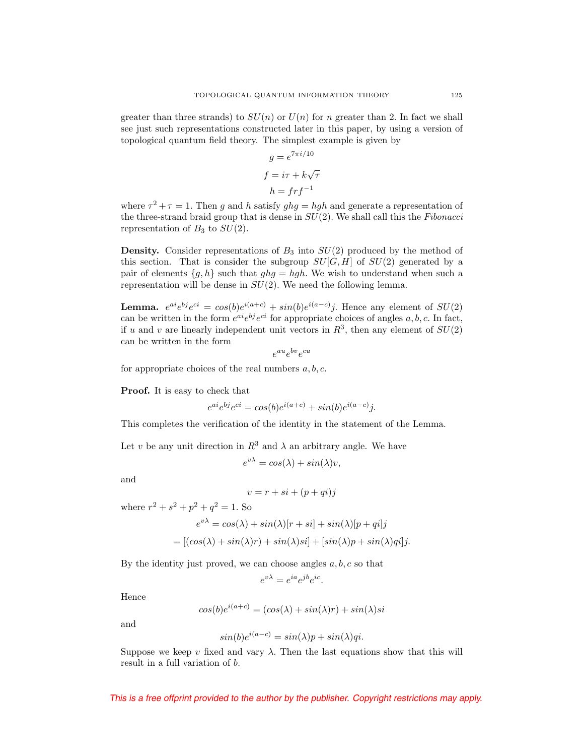greater than three strands) to $SU(n)$ or $U(n)$ for $n$ greater than 2. In fact we shall see just such representations constructed later in this paper, by using a version of topological quantum field theory. The simplest example is given by

$$g = e^{7\pi i/10}$$

$$f = i\tau + k\sqrt{\tau}$$

$$h = frf^{-1}$$

where $\tau^2 + \tau = 1$. Then $g$ and $h$ satisfy $ghg = hgh$ and generate a representation of the three-strand braid group that is dense in $SU(2)$. We shall call this the *Fibonacci* representation of $B_3$ to $SU(2)$.

**Density.** Consider representations of $B_3$ into $SU(2)$ produced by the method of this section. That is consider the subgroup $SU[G, H]$ of $SU(2)$ generated by a pair of elements $\{g, h\}$ such that $ghg = hgh$. We wish to understand when such a representation will be dense in $SU(2)$. We need the following lemma.

**Lemma.** $e^{ai}e^{bj}e^{ci} = cos(b)e^{i(a+c)} + sin(b)e^{i(a-c)}j$. Hence any element of $SU(2)$ can be written in the form $e^{ai}e^{bj}e^{ci}$ for appropriate choices of angles $a, b, c$. In fact, if $u$ and $v$ are linearly independent unit vectors in $R^3$, then any element of $SU(2)$ can be written in the form

$$e^{au}e^{bv}e^{cu}$$

for appropriate choices of the real numbers $a, b, c$.

**Proof.** It is easy to check that

$$e^{ai}e^{bj}e^{ci} = cos(b)e^{i(a+c)} + sin(b)e^{i(a-c)}j.$$

This completes the verification of the identity in the statement of the Lemma.

Let $v$ be any unit direction in $R^3$ and $\lambda$ an arbitrary angle. We have

$$e^{v\lambda} = cos(\lambda) + sin(\lambda)v,$$

and

$$v = r + si + (p + qi)j$$

where $r^2 + s^2 + p^2 + q^2 = 1$. So

$$e^{v\lambda} = cos(\lambda) + sin(\lambda)[r + si] + sin(\lambda)[p + qi]j$$

$$= [(cos(\lambda) + sin(\lambda)r) + sin(\lambda)si] + [sin(\lambda)p + sin(\lambda)qi]j.$$

By the identity just proved, we can choose angles $a, b, c$ so that

$$e^{v\lambda} = e^{ia}e^{jb}e^{ic}.$$

Hence

$$cos(b)e^{i(a+c)} = (cos(\lambda) + sin(\lambda)r) + sin(\lambda)si$$

and

$$sin(b)e^{i(a-c)} = sin(\lambda)p + sin(\lambda)qi.$$

Suppose we keep $v$ fixed and vary $\lambda$. Then the last equations show that this will result in a full variation of $b$.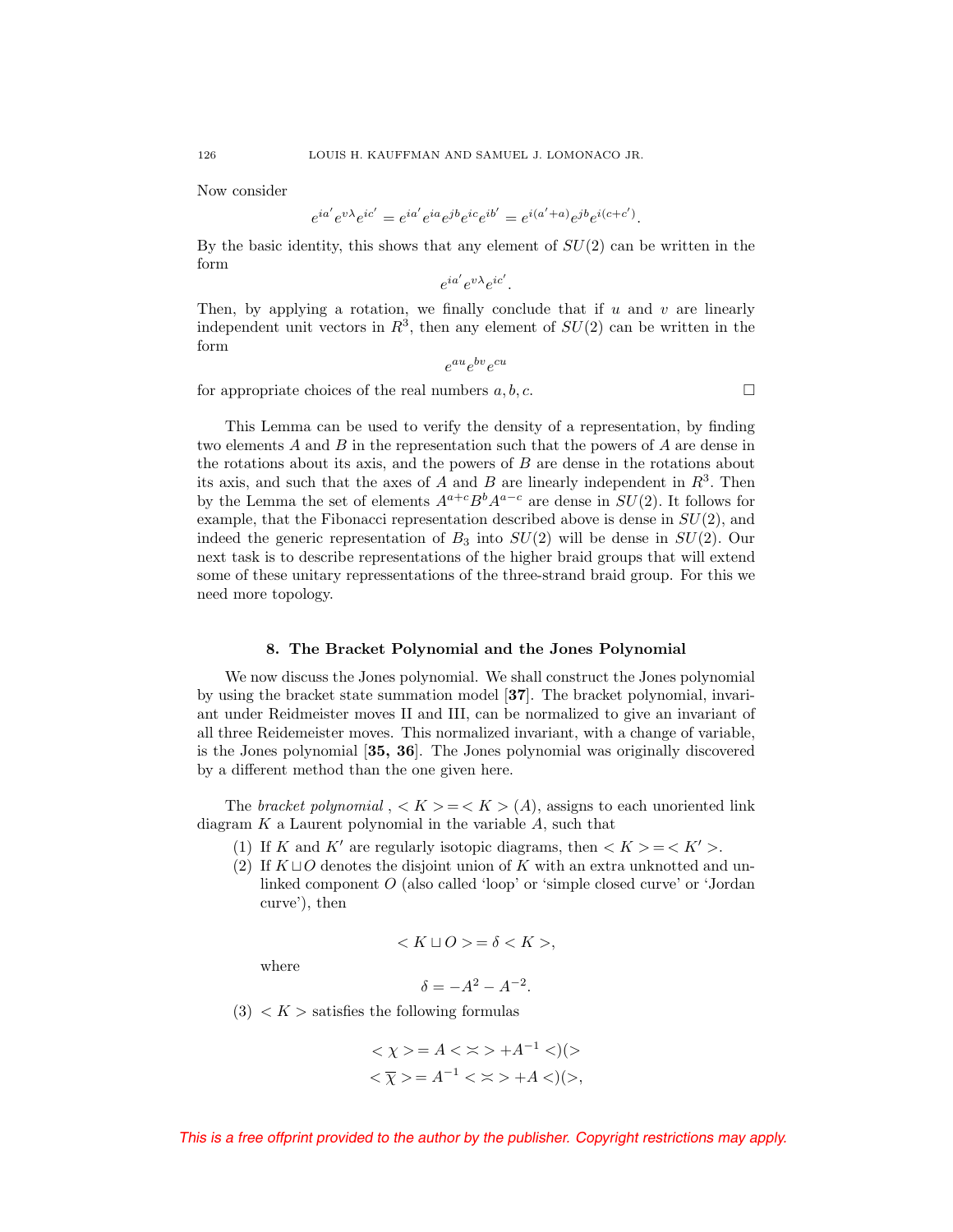Now consider

$$e^{ia'}e^{v\lambda}e^{ic'} = e^{ia'}e^{ia}e^{jb}e^{ic}e^{ib'} = e^{i(a'+a)}e^{jb}e^{i(c+c')}.$$

By the basic identity, this shows that any element of $SU(2)$ can be written in the form

$$e^{ia'}e^{v\lambda}e^{ic'}.$$

Then, by applying a rotation, we finally conclude that if $u$ and $v$ are linearly independent unit vectors in $R^3$, then any element of $SU(2)$ can be written in the form

$$e^{au}e^{bv}e^{cu}$$

for appropriate choices of the real numbers $a, b, c$. $\square$

This Lemma can be used to verify the density of a representation, by finding two elements $A$ and $B$ in the representation such that the powers of $A$ are dense in the rotations about its axis, and the powers of $B$ are dense in the rotations about its axis, and such that the axes of $A$ and $B$ are linearly independent in $R^3$. Then by the Lemma the set of elements $A^{a+c}B^bA^{a-c}$ are dense in $SU(2)$. It follows for example, that the Fibonacci representation described above is dense in $SU(2)$, and indeed the generic representation of $B_3$ into $SU(2)$ will be dense in $SU(2)$. Our next task is to describe representations of the higher braid groups that will extend some of these unitary repressentations of the three-strand braid group. For this we need more topology.

## 8. The Bracket Polynomial and the Jones Polynomial

We now discuss the Jones polynomial. We shall construct the Jones polynomial by using the bracket state summation model [**37**]. The bracket polynomial, invariant under Reidmeister moves II and III, can be normalized to give an invariant of all three Reidemeister moves. This normalized invariant, with a change of variable, is the Jones polynomial [**35, 36**]. The Jones polynomial was originally discovered by a different method than the one given here.

The *bracket polynomial* , $< K > = < K > (A)$, assigns to each unoriented link diagram $K$ a Laurent polynomial in the variable $A$, such that

1. If $K$ and $K'$ are regularly isotopic diagrams, then $< K > = < K' >$.
2. If $K \sqcup O$ denotes the disjoint union of $K$ with an extra unknotted and unlinked component $O$ (also called 'loop' or 'simple closed curve' or 'Jordan curve'), then

   $$< K \sqcup O > = \delta < K >,$$

   where

   $$\delta = -A^2 - A^{-2}.$$

3. $< K >$ satisfies the following formulas

$$< \chi > = A < \asymp > + A^{-1} <)(>$$
$$< \overline{\chi} > = A^{-1} < \asymp > + A <)(>,$$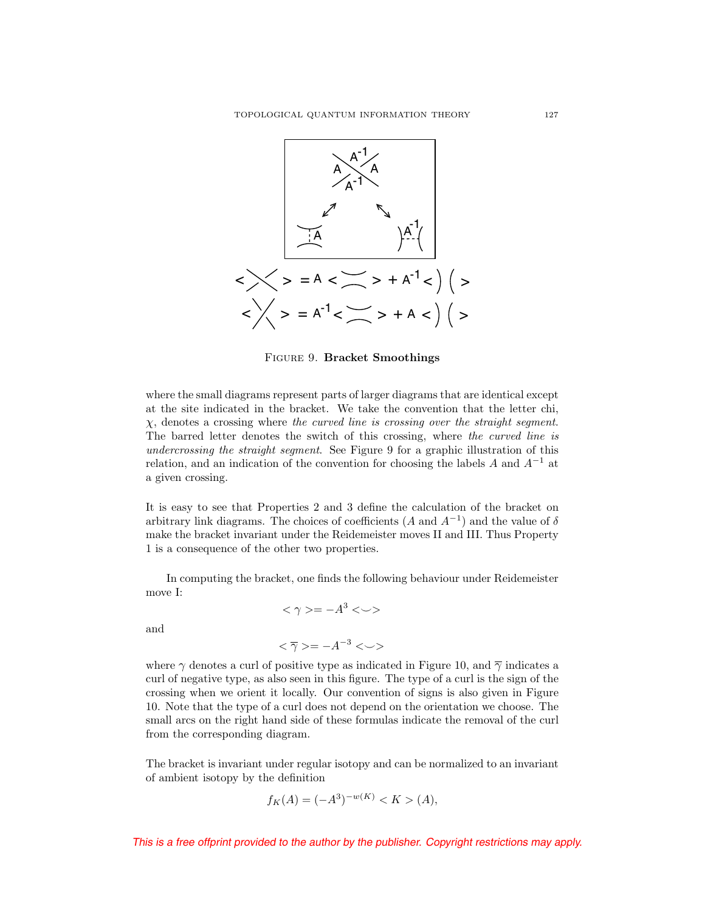FIGURE 9. **Bracket Smoothings**

where the small diagrams represent parts of larger diagrams that are identical except at the site indicated in the bracket. We take the convention that the letter chi, $\chi$, denotes a crossing where *the curved line is crossing over the straight segment*. The barred letter denotes the switch of this crossing, where *the curved line is undercrossing the straight segment*. See Figure 9 for a graphic illustration of this relation, and an indication of the convention for choosing the labels $A$ and $A^{-1}$ at a given crossing.

It is easy to see that Properties 2 and 3 define the calculation of the bracket on arbitrary link diagrams. The choices of coefficients ($A$ and $A^{-1}$) and the value of $\delta$ make the bracket invariant under the Reidemeister moves II and III. Thus Property 1 is a consequence of the other two properties.

In computing the bracket, one finds the following behaviour under Reidemeister move I:

$$< \gamma >= -A^{3} <\smile>$$

and

$$< \overline{\gamma} >= -A^{-3} <\smile>$$

where $\gamma$ denotes a curl of positive type as indicated in Figure 10, and $\overline{\gamma}$ indicates a curl of negative type, as also seen in this figure. The type of a curl is the sign of the crossing when we orient it locally. Our convention of signs is also given in Figure 10. Note that the type of a curl does not depend on the orientation we choose. The small arcs on the right hand side of these formulas indicate the removal of the curl from the corresponding diagram.

The bracket is invariant under regular isotopy and can be normalized to an invariant of ambient isotopy by the definition

$$f_K(A) = (-A^3)^{-w(K)} < K > (A),$$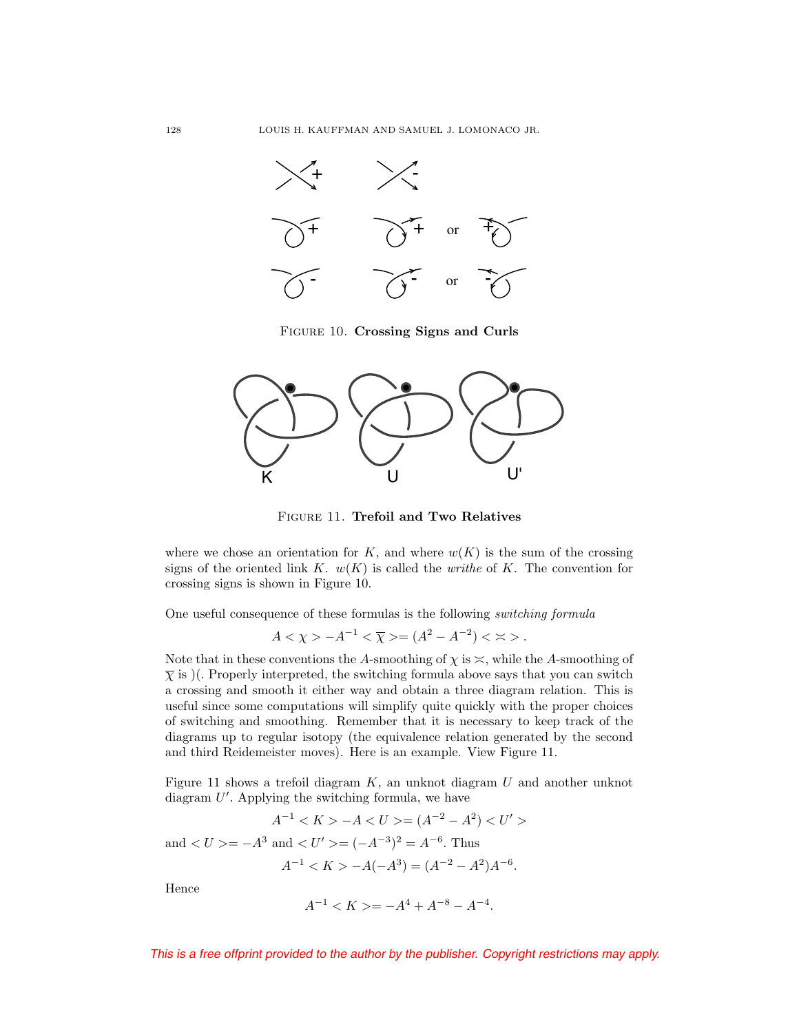FIGURE 10. **Crossing Signs and Curls**

FIGURE 11. **Trefoil and Two Relatives**

where we chose an orientation for $K$, and where $w(K)$ is the sum of the crossing signs of the oriented link $K$. $w(K)$ is called the *writhe* of $K$. The convention for crossing signs is shown in Figure 10.

One useful consequence of these formulas is the following *switching formula*

$$A < \chi > -A^{-1} < \overline{\chi} > = (A^2 - A^{-2}) < \asymp > .$$

Note that in these conventions the $A$-smoothing of $\chi$ is $\asymp$, while the $A$-smoothing of $\overline{\chi}$ is )(. Properly interpreted, the switching formula above says that you can switch a crossing and smooth it either way and obtain a three diagram relation. This is useful since some computations will simplify quite quickly with the proper choices of switching and smoothing. Remember that it is necessary to keep track of the diagrams up to regular isotopy (the equivalence relation generated by the second and third Reidemeister moves). Here is an example. View Figure 11.

Figure 11 shows a trefoil diagram $K$, an unknot diagram $U$ and another unknot diagram $U'$. Applying the switching formula, we have

$$A^{-1} < K > -A < U > = (A^{-2} - A^2) < U' >$$

and $< U > = -A^3$ and $< U' > = (-A^{-3})^2 = A^{-6}$. Thus

$$A^{-1} < K > -A(-A^3) = (A^{-2} - A^2)A^{-6}.$$

Hence

$$A^{-1} < K > = -A^4 + A^{-8} - A^{-4}.$$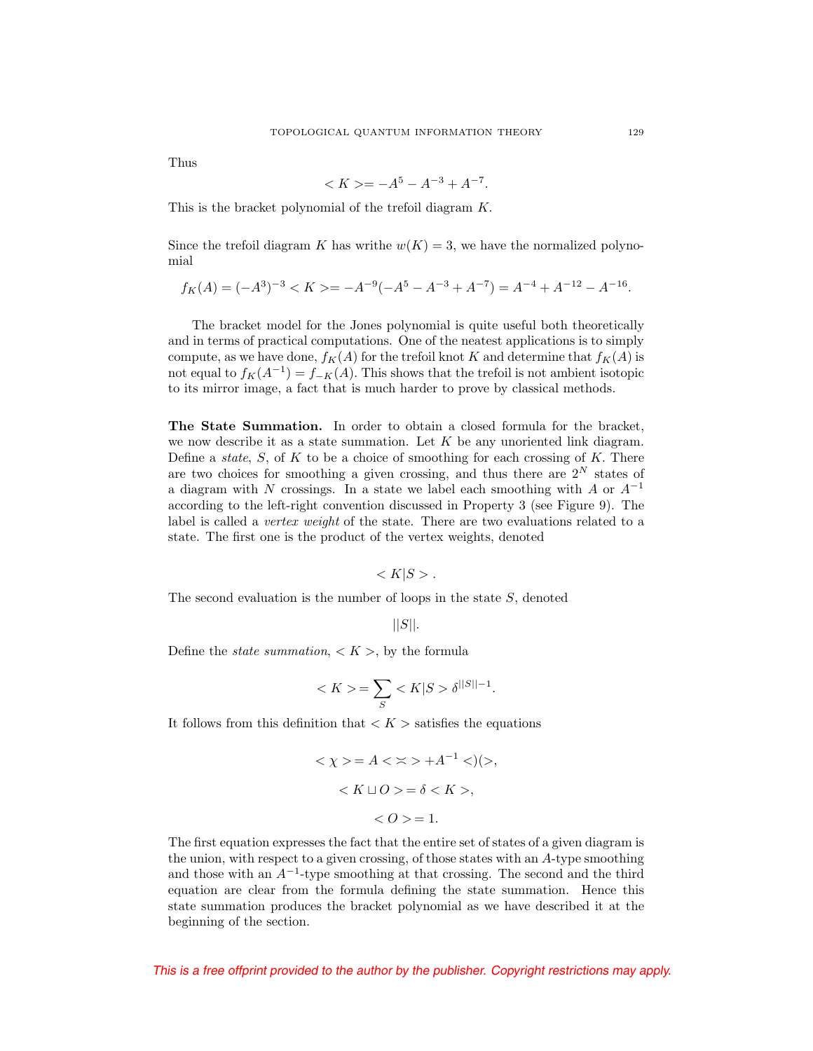Thus

$$< K >= -A^{5} - A^{-3} + A^{-7}.$$

This is the bracket polynomial of the trefoil diagram $K$.

Since the trefoil diagram $K$ has writhe $w(K) = 3$, we have the normalized polynomial

$$f_K(A) = (-A^3)^{-3} < K >= -A^{-9}(-A^5 - A^{-3} + A^{-7}) = A^{-4} + A^{-12} - A^{-16}.$$

The bracket model for the Jones polynomial is quite useful both theoretically and in terms of practical computations. One of the neatest applications is to simply compute, as we have done, $f_K(A)$ for the trefoil knot $K$ and determine that $f_K(A)$ is not equal to $f_K(A^{-1}) = f_{-K}(A)$. This shows that the trefoil is not ambient isotopic to its mirror image, a fact that is much harder to prove by classical methods.

**The State Summation.** In order to obtain a closed formula for the bracket, we now describe it as a state summation. Let $K$ be any unoriented link diagram. Define a *state*, $S$, of $K$ to be a choice of smoothing for each crossing of $K$. There are two choices for smoothing a given crossing, and thus there are $2^N$ states of a diagram with $N$ crossings. In a state we label each smoothing with $A$ or $A^{-1}$ according to the left-right convention discussed in Property 3 (see Figure 9). The label is called a *vertex weight* of the state. There are two evaluations related to a state. The first one is the product of the vertex weights, denoted

$$< K|S > .$$

The second evaluation is the number of loops in the state $S$, denoted

$$||S||.$$

Define the *state summation*, $< K >$, by the formula

$$< K >= \sum_S < K|S > \delta^{||S||-1}.$$

It follows from this definition that $< K >$ satisfies the equations

$$< \chi >= A < \asymp > + A^{-1} <)(>,$$

$$< K \sqcup O >= \delta < K >,$$

$$< O >= 1.$$

The first equation expresses the fact that the entire set of states of a given diagram is the union, with respect to a given crossing, of those states with an $A$-type smoothing and those with an $A^{-1}$-type smoothing at that crossing. The second and the third equation are clear from the formula defining the state summation. Hence this state summation produces the bracket polynomial as we have described it at the beginning of the section.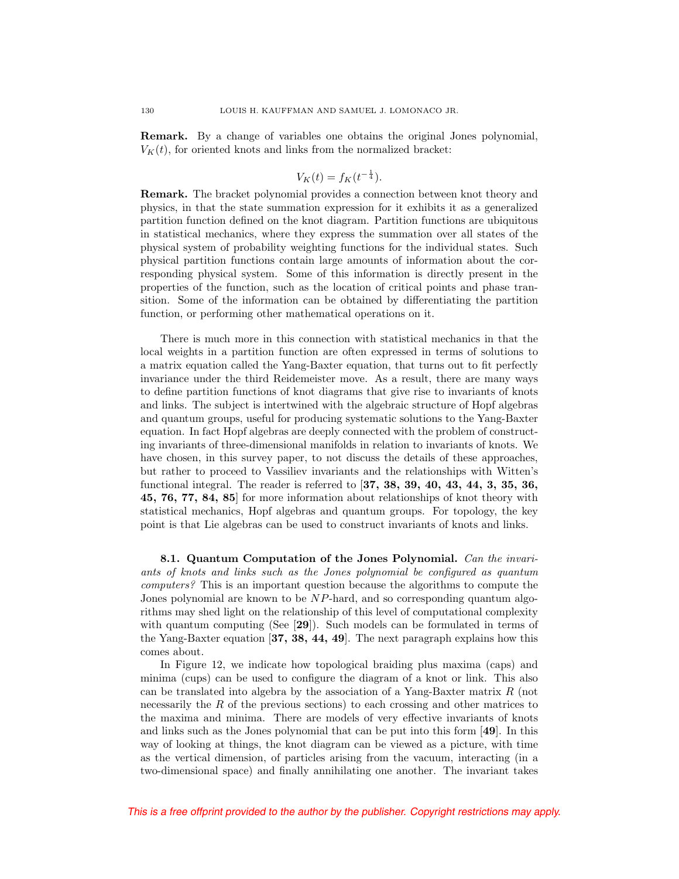**Remark.** By a change of variables one obtains the original Jones polynomial, $V_K(t)$, for oriented knots and links from the normalized bracket:

$$V_K(t) = f_K(t^{-\frac{1}{4}}).$$

**Remark.** The bracket polynomial provides a connection between knot theory and physics, in that the state summation expression for it exhibits it as a generalized partition function defined on the knot diagram. Partition functions are ubiquitous in statistical mechanics, where they express the summation over all states of the physical system of probability weighting functions for the individual states. Such physical partition functions contain large amounts of information about the corresponding physical system. Some of this information is directly present in the properties of the function, such as the location of critical points and phase transition. Some of the information can be obtained by differentiating the partition function, or performing other mathematical operations on it.

There is much more in this connection with statistical mechanics in that the local weights in a partition function are often expressed in terms of solutions to a matrix equation called the Yang-Baxter equation, that turns out to fit perfectly invariance under the third Reidemeister move. As a result, there are many ways to define partition functions of knot diagrams that give rise to invariants of knots and links. The subject is intertwined with the algebraic structure of Hopf algebras and quantum groups, useful for producing systematic solutions to the Yang-Baxter equation. In fact Hopf algebras are deeply connected with the problem of constructing invariants of three-dimensional manifolds in relation to invariants of knots. We have chosen, in this survey paper, to not discuss the details of these approaches, but rather to proceed to Vassiliev invariants and the relationships with Witten's functional integral. The reader is referred to [**37, 38, 39, 40, 43, 44, 3, 35, 36, 45, 76, 77, 84, 85**] for more information about relationships of knot theory with statistical mechanics, Hopf algebras and quantum groups. For topology, the key point is that Lie algebras can be used to construct invariants of knots and links.

**8.1. Quantum Computation of the Jones Polynomial.** *Can the invariants of knots and links such as the Jones polynomial be configured as quantum computers?* This is an important question because the algorithms to compute the Jones polynomial are known to be $NP$-hard, and so corresponding quantum algorithms may shed light on the relationship of this level of computational complexity with quantum computing (See [**29**]). Such models can be formulated in terms of the Yang-Baxter equation [**37, 38, 44, 49**]. The next paragraph explains how this comes about.

In Figure 12, we indicate how topological braiding plus maxima (caps) and minima (cups) can be used to configure the diagram of a knot or link. This also can be translated into algebra by the association of a Yang-Baxter matrix $R$ (not necessarily the $R$ of the previous sections) to each crossing and other matrices to the maxima and minima. There are models of very effective invariants of knots and links such as the Jones polynomial that can be put into this form [**49**]. In this way of looking at things, the knot diagram can be viewed as a picture, with time as the vertical dimension, of particles arising from the vacuum, interacting (in a two-dimensional space) and finally annihilating one another. The invariant takes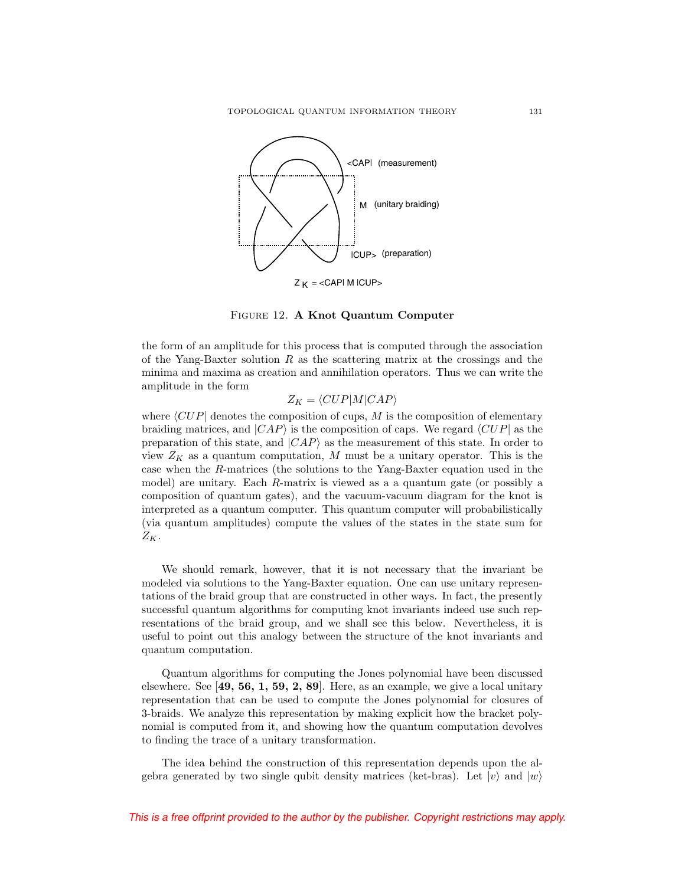FIGURE 12. **A Knot Quantum Computer**

the form of an amplitude for this process that is computed through the association of the Yang-Baxter solution $R$ as the scattering matrix at the crossings and the minima and maxima as creation and annihilation operators. Thus we can write the amplitude in the form

$$Z_K = \langle CUP|M|CAP\rangle$$

where $\langle CUP|$ denotes the composition of cups, $M$ is the composition of elementary braiding matrices, and $|CAP\rangle$ is the composition of caps. We regard $\langle CUP|$ as the preparation of this state, and $|CAP\rangle$ as the measurement of this state. In order to view $Z_K$ as a quantum computation, $M$ must be a unitary operator. This is the case when the $R$-matrices (the solutions to the Yang-Baxter equation used in the model) are unitary. Each $R$-matrix is viewed as a a quantum gate (or possibly a composition of quantum gates), and the vacuum-vacuum diagram for the knot is interpreted as a quantum computer. This quantum computer will probabilistically (via quantum amplitudes) compute the values of the states in the state sum for $Z_K$.

We should remark, however, that it is not necessary that the invariant be modeled via solutions to the Yang-Baxter equation. One can use unitary representations of the braid group that are constructed in other ways. In fact, the presently successful quantum algorithms for computing knot invariants indeed use such representations of the braid group, and we shall see this below. Nevertheless, it is useful to point out this analogy between the structure of the knot invariants and quantum computation.

Quantum algorithms for computing the Jones polynomial have been discussed elsewhere. See [**49, 56, 1, 59, 2, 89**]. Here, as an example, we give a local unitary representation that can be used to compute the Jones polynomial for closures of 3-braids. We analyze this representation by making explicit how the bracket polynomial is computed from it, and showing how the quantum computation devolves to finding the trace of a unitary transformation.

The idea behind the construction of this representation depends upon the algebra generated by two single qubit density matrices (ket-bras). Let $|v\rangle$ and $|w\rangle$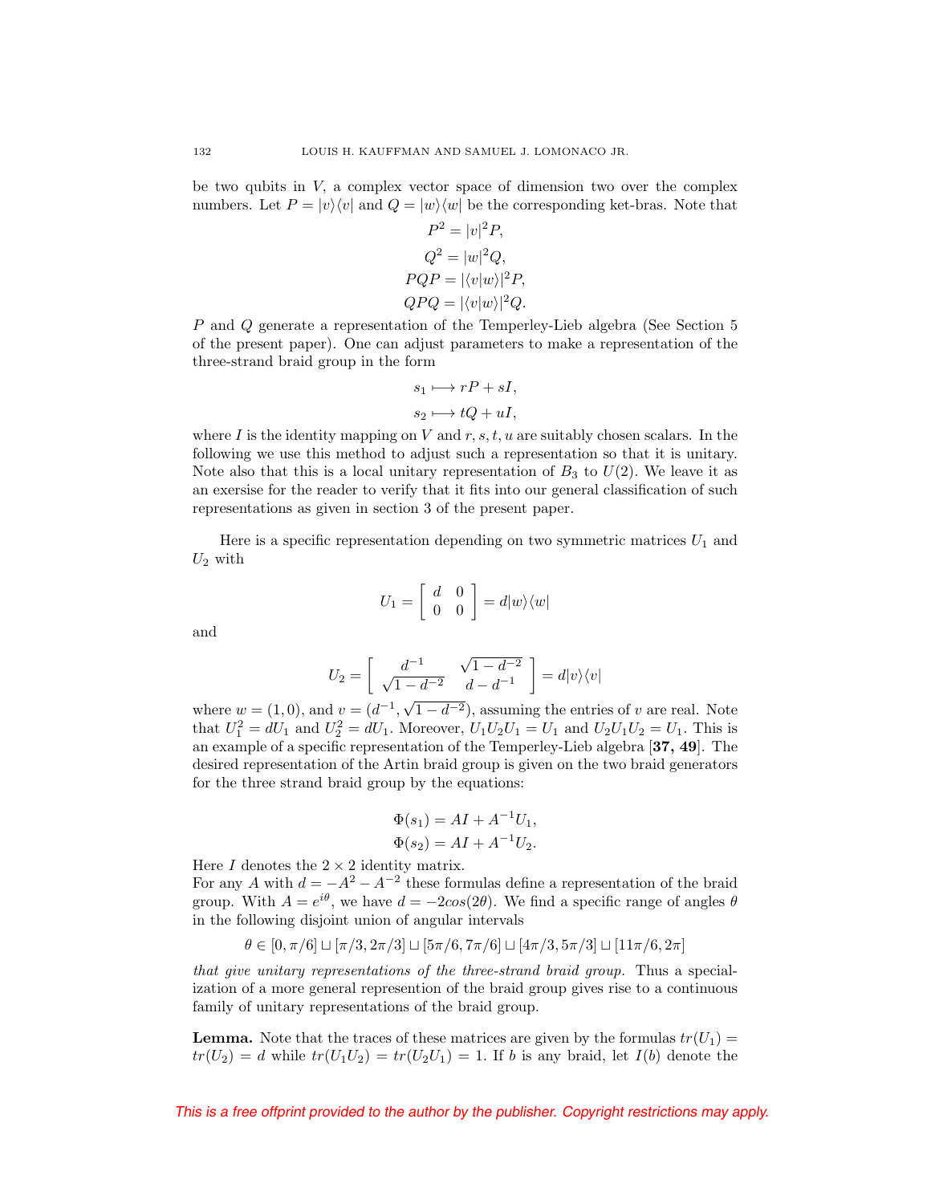be two qubits in $V$, a complex vector space of dimension two over the complex numbers. Let $P = |v\rangle\langle v|$ and $Q = |w\rangle\langle w|$ be the corresponding ket-bras. Note that

$$P^2 = |v|^2 P,$$
$$Q^2 = |w|^2 Q,$$
$$PQP = |\langle v|w\rangle|^2 P,$$
$$QPQ = |\langle v|w\rangle|^2 Q.$$

$P$ and $Q$ generate a representation of the Temperley-Lieb algebra (See Section 5 of the present paper). One can adjust parameters to make a representation of the three-strand braid group in the form

$$s_1 \longmapsto rP + sI,$$
$$s_2 \longmapsto tQ + uI,$$

where $I$ is the identity mapping on $V$ and $r, s, t, u$ are suitably chosen scalars. In the following we use this method to adjust such a representation so that it is unitary. Note also that this is a local unitary representation of $B_3$ to $U(2)$. We leave it as an exersise for the reader to verify that it fits into our general classification of such representations as given in section 3 of the present paper.

Here is a specific representation depending on two symmetric matrices $U_1$ and $U_2$ with

$$U_1 = \begin{bmatrix} d & 0 \\ 0 & 0 \end{bmatrix} = d|w\rangle\langle w|$$

and

$$U_2 = \begin{bmatrix} d^{-1} & \sqrt{1-d^{-2}} \\ \sqrt{1-d^{-2}} & d - d^{-1} \end{bmatrix} = d|v\rangle\langle v|$$

where $w = (1, 0)$, and $v = (d^{-1}, \sqrt{1-d^{-2}})$, assuming the entries of $v$ are real. Note that $U_1^2 = dU_1$ and $U_2^2 = dU_1$. Moreover, $U_1U_2U_1 = U_1$ and $U_2U_1U_2 = U_1$. This is an example of a specific representation of the Temperley-Lieb algebra [**37, 49**]. The desired representation of the Artin braid group is given on the two braid generators for the three strand braid group by the equations:

$$\Phi(s_1) = AI + A^{-1}U_1,$$
$$\Phi(s_2) = AI + A^{-1}U_2.$$

Here $I$ denotes the $2 \times 2$ identity matrix.
For any $A$ with $d = -A^2 - A^{-2}$ these formulas define a representation of the braid group. With $A = e^{i\theta}$, we have $d = -2cos(2\theta)$. We find a specific range of angles $\theta$ in the following disjoint union of angular intervals

$$\theta \in [0, \pi/6] \sqcup [\pi/3, 2\pi/3] \sqcup [5\pi/6, 7\pi/6] \sqcup [4\pi/3, 5\pi/3] \sqcup [11\pi/6, 2\pi]$$

*that give unitary representations of the three-strand braid group.* Thus a specialization of a more general represention of the braid group gives rise to a continuous family of unitary representations of the braid group.

**Lemma.** Note that the traces of these matrices are given by the formulas $tr(U_1) = tr(U_2) = d$ while $tr(U_1U_2) = tr(U_2U_1) = 1$. If $b$ is any braid, let $I(b)$ denote the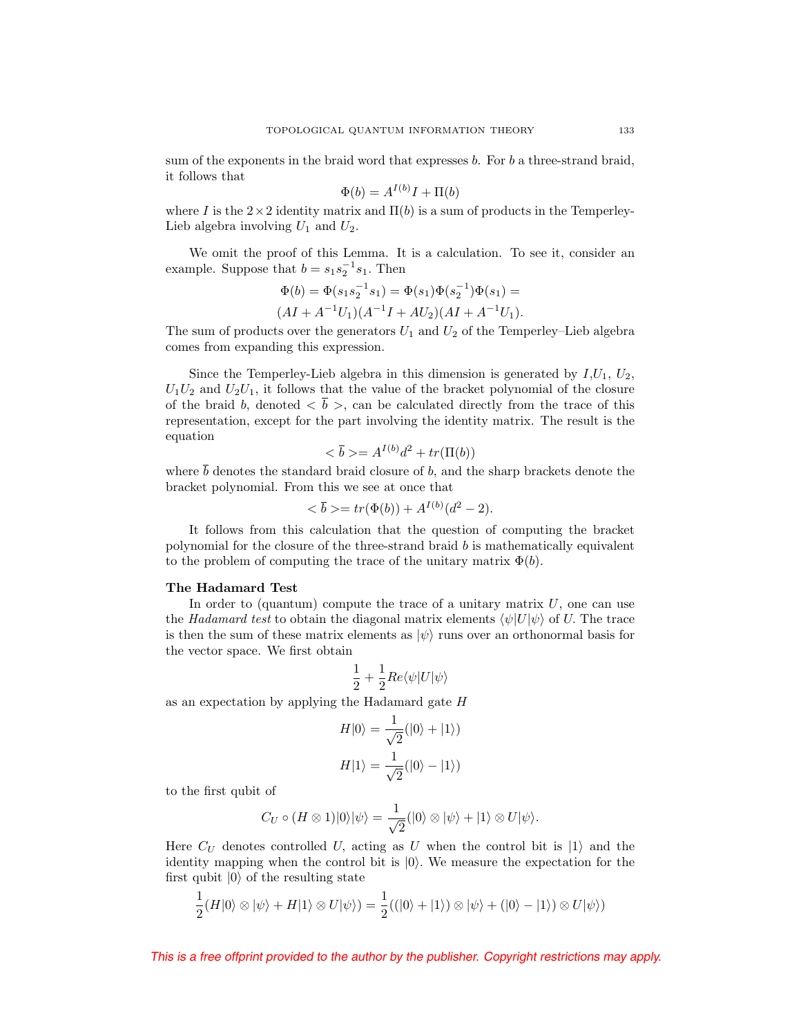sum of the exponents in the braid word that expresses $b$. For $b$ a three-strand braid, it follows that

$$\Phi(b) = A^{I(b)}I + \Pi(b)$$

where $I$ is the $2 \times 2$ identity matrix and $\Pi(b)$ is a sum of products in the Temperley-Lieb algebra involving $U_1$ and $U_2$.

We omit the proof of this Lemma. It is a calculation. To see it, consider an example. Suppose that $b = s_1 s_2^{-1} s_1$. Then

$$\Phi(b) = \Phi(s_1 s_2^{-1} s_1) = \Phi(s_1)\Phi(s_2^{-1})\Phi(s_1) =$$

$$(AI + A^{-1}U_1)(A^{-1}I + AU_2)(AI + A^{-1}U_1).$$

The sum of products over the generators $U_1$ and $U_2$ of the Temperley–Lieb algebra comes from expanding this expression.

Since the Temperley-Lieb algebra in this dimension is generated by $I$,$U_1$, $U_2$, $U_1U_2$ and $U_2U_1$, it follows that the value of the bracket polynomial of the closure of the braid $b$, denoted $< \overline{b} >$, can be calculated directly from the trace of this representation, except for the part involving the identity matrix. The result is the equation

$$< \overline{b} > = A^{I(b)}d^2 + tr(\Pi(b))$$

where $\overline{b}$ denotes the standard braid closure of $b$, and the sharp brackets denote the bracket polynomial. From this we see at once that

$$< \overline{b} > = tr(\Phi(b)) + A^{I(b)}(d^2 - 2).$$

It follows from this calculation that the question of computing the bracket polynomial for the closure of the three-strand braid $b$ is mathematically equivalent to the problem of computing the trace of the unitary matrix $\Phi(b)$.

**The Hadamard Test**

In order to (quantum) compute the trace of a unitary matrix $U$, one can use the *Hadamard test* to obtain the diagonal matrix elements $\langle\psi|U|\psi\rangle$ of $U$. The trace is then the sum of these matrix elements as $|\psi\rangle$ runs over an orthonormal basis for the vector space. We first obtain

$$\frac{1}{2} + \frac{1}{2}Re\langle\psi|U|\psi\rangle$$

as an expectation by applying the Hadamard gate $H$

$$H|0\rangle = \frac{1}{\sqrt{2}}(|0\rangle + |1\rangle)$$

$$H|1\rangle = \frac{1}{\sqrt{2}}(|0\rangle - |1\rangle)$$

to the first qubit of

$$C_U \circ (H \otimes 1)|0\rangle|\psi\rangle = \frac{1}{\sqrt{2}}(|0\rangle \otimes |\psi\rangle + |1\rangle \otimes U|\psi\rangle.$$

Here $C_U$ denotes controlled $U$, acting as $U$ when the control bit is $|1\rangle$ and the identity mapping when the control bit is $|0\rangle$. We measure the expectation for the first qubit $|0\rangle$ of the resulting state

$$\frac{1}{2}(H|0\rangle \otimes |\psi\rangle + H|1\rangle \otimes U|\psi\rangle) = \frac{1}{2}((|0\rangle + |1\rangle) \otimes |\psi\rangle + (|0\rangle - |1\rangle) \otimes U|\psi\rangle)$$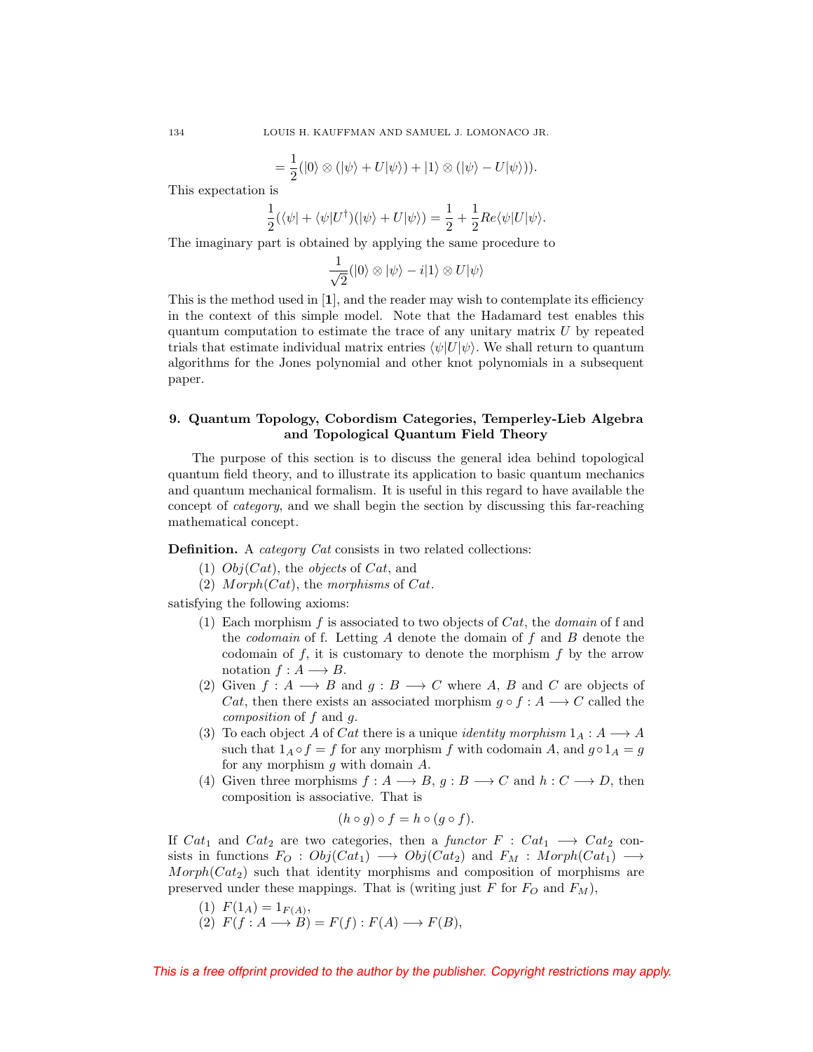$$= \frac{1}{2}(|0\rangle \otimes (|\psi\rangle + U|\psi\rangle) + |1\rangle \otimes (|\psi\rangle - U|\psi\rangle)).$$

This expectation is

$$\frac{1}{2}(\langle\psi| + \langle\psi|U^{\dagger})(|\psi\rangle + U|\psi\rangle) = \frac{1}{2} + \frac{1}{2}Re\langle\psi|U|\psi\rangle.$$

The imaginary part is obtained by applying the same procedure to

$$\frac{1}{\sqrt{2}}(|0\rangle \otimes |\psi\rangle - i|1\rangle \otimes U|\psi\rangle)$$

This is the method used in [**1**], and the reader may wish to contemplate its efficiency in the context of this simple model. Note that the Hadamard test enables this quantum computation to estimate the trace of any unitary matrix $U$ by repeated trials that estimate individual matrix entries $\langle\psi|U|\psi\rangle$. We shall return to quantum algorithms for the Jones polynomial and other knot polynomials in a subsequent paper.

## 9. Quantum Topology, Cobordism Categories, Temperley-Lieb Algebra and Topological Quantum Field Theory

The purpose of this section is to discuss the general idea behind topological quantum field theory, and to illustrate its application to basic quantum mechanics and quantum mechanical formalism. It is useful in this regard to have available the concept of *category*, and we shall begin the section by discussing this far-reaching mathematical concept.

**Definition.** A *category* $Cat$ consists in two related collections:

(1) $Obj(Cat)$, the *objects* of $Cat$, and
(2) $Morph(Cat)$, the *morphisms* of $Cat$.

satisfying the following axioms:

(1) Each morphism $f$ is associated to two objects of $Cat$, the *domain* of f and the *codomain* of f. Letting $A$ denote the domain of $f$ and $B$ denote the codomain of $f$, it is customary to denote the morphism $f$ by the arrow notation $f : A \longrightarrow B$.
(2) Given $f : A \longrightarrow B$ and $g : B \longrightarrow C$ where $A$, $B$ and $C$ are objects of $Cat$, then there exists an associated morphism $g \circ f : A \longrightarrow C$ called the *composition* of $f$ and $g$.
(3) To each object $A$ of $Cat$ there is a unique *identity morphism* $1_A : A \longrightarrow A$ such that $1_A \circ f = f$ for any morphism $f$ with codomain $A$, and $g \circ 1_A = g$ for any morphism $g$ with domain $A$.
(4) Given three morphisms $f : A \longrightarrow B$, $g : B \longrightarrow C$ and $h : C \longrightarrow D$, then composition is associative. That is

$$(h \circ g) \circ f = h \circ (g \circ f).$$

If $Cat_1$ and $Cat_2$ are two categories, then a *functor* $F : Cat_1 \longrightarrow Cat_2$ consists in functions $F_O : Obj(Cat_1) \longrightarrow Obj(Cat_2)$ and $F_M : Morph(Cat_1) \longrightarrow Morph(Cat_2)$ such that identity morphisms and composition of morphisms are preserved under these mappings. That is (writing just $F$ for $F_O$ and $F_M$),

(1) $F(1_A) = 1_{F(A)}$,
(2) $F(f : A \longrightarrow B) = F(f) : F(A) \longrightarrow F(B)$,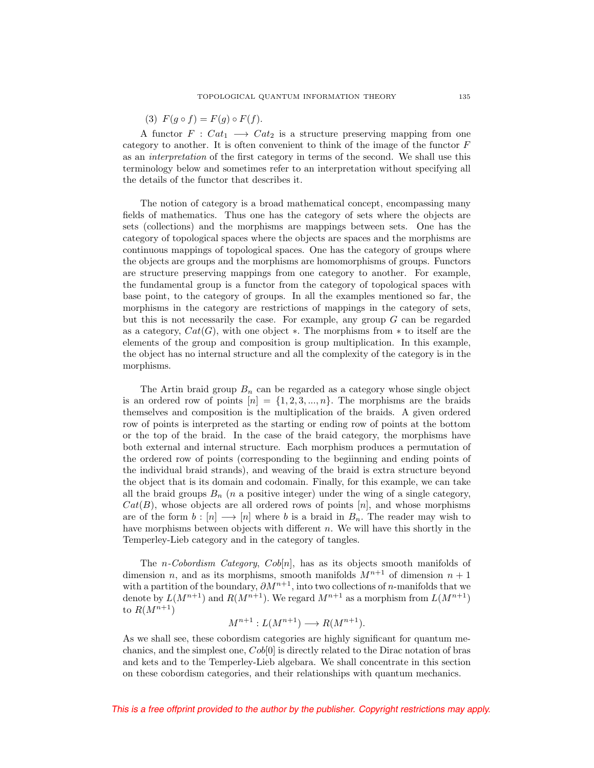(3) $F(g \circ f) = F(g) \circ F(f)$.

A functor $F : Cat_1 \longrightarrow Cat_2$ is a structure preserving mapping from one category to another. It is often convenient to think of the image of the functor $F$ as an *interpretation* of the first category in terms of the second. We shall use this terminology below and sometimes refer to an interpretation without specifying all the details of the functor that describes it.

The notion of category is a broad mathematical concept, encompassing many fields of mathematics. Thus one has the category of sets where the objects are sets (collections) and the morphisms are mappings between sets. One has the category of topological spaces where the objects are spaces and the morphisms are continuous mappings of topological spaces. One has the category of groups where the objects are groups and the morphisms are homomorphisms of groups. Functors are structure preserving mappings from one category to another. For example, the fundamental group is a functor from the category of topological spaces with base point, to the category of groups. In all the examples mentioned so far, the morphisms in the category are restrictions of mappings in the category of sets, but this is not necessarily the case. For example, any group $G$ can be regarded as a category, $Cat(G)$, with one object $*$. The morphisms from $*$ to itself are the elements of the group and composition is group multiplication. In this example, the object has no internal structure and all the complexity of the category is in the morphisms.

The Artin braid group $B_n$ can be regarded as a category whose single object is an ordered row of points $[n] = \{1, 2, 3, ..., n\}$. The morphisms are the braids themselves and composition is the multiplication of the braids. A given ordered row of points is interpreted as the starting or ending row of points at the bottom or the top of the braid. In the case of the braid category, the morphisms have both external and internal structure. Each morphism produces a permutation of the ordered row of points (corresponding to the begiinning and ending points of the individual braid strands), and weaving of the braid is extra structure beyond the object that is its domain and codomain. Finally, for this example, we can take all the braid groups $B_n$ ($n$ a positive integer) under the wing of a single category, $Cat(B)$, whose objects are all ordered rows of points $[n]$, and whose morphisms are of the form $b : [n] \longrightarrow [n]$ where $b$ is a braid in $B_n$. The reader may wish to have morphisms between objects with different $n$. We will have this shortly in the Temperley-Lieb category and in the category of tangles.

The *n-Cobordism Category*, $Cob[n]$, has as its objects smooth manifolds of dimension $n$, and as its morphisms, smooth manifolds $M^{n+1}$ of dimension $n+1$ with a partition of the boundary, $\partial M^{n+1}$, into two collections of $n$-manifolds that we denote by $L(M^{n+1})$ and $R(M^{n+1})$. We regard $M^{n+1}$ as a morphism from $L(M^{n+1})$ to $R(M^{n+1})$

$$M^{n+1} : L(M^{n+1}) \longrightarrow R(M^{n+1}).$$

As we shall see, these cobordism categories are highly significant for quantum mechanics, and the simplest one, $Cob[0]$ is directly related to the Dirac notation of bras and kets and to the Temperley-Lieb algebara. We shall concentrate in this section on these cobordism categories, and their relationships with quantum mechanics.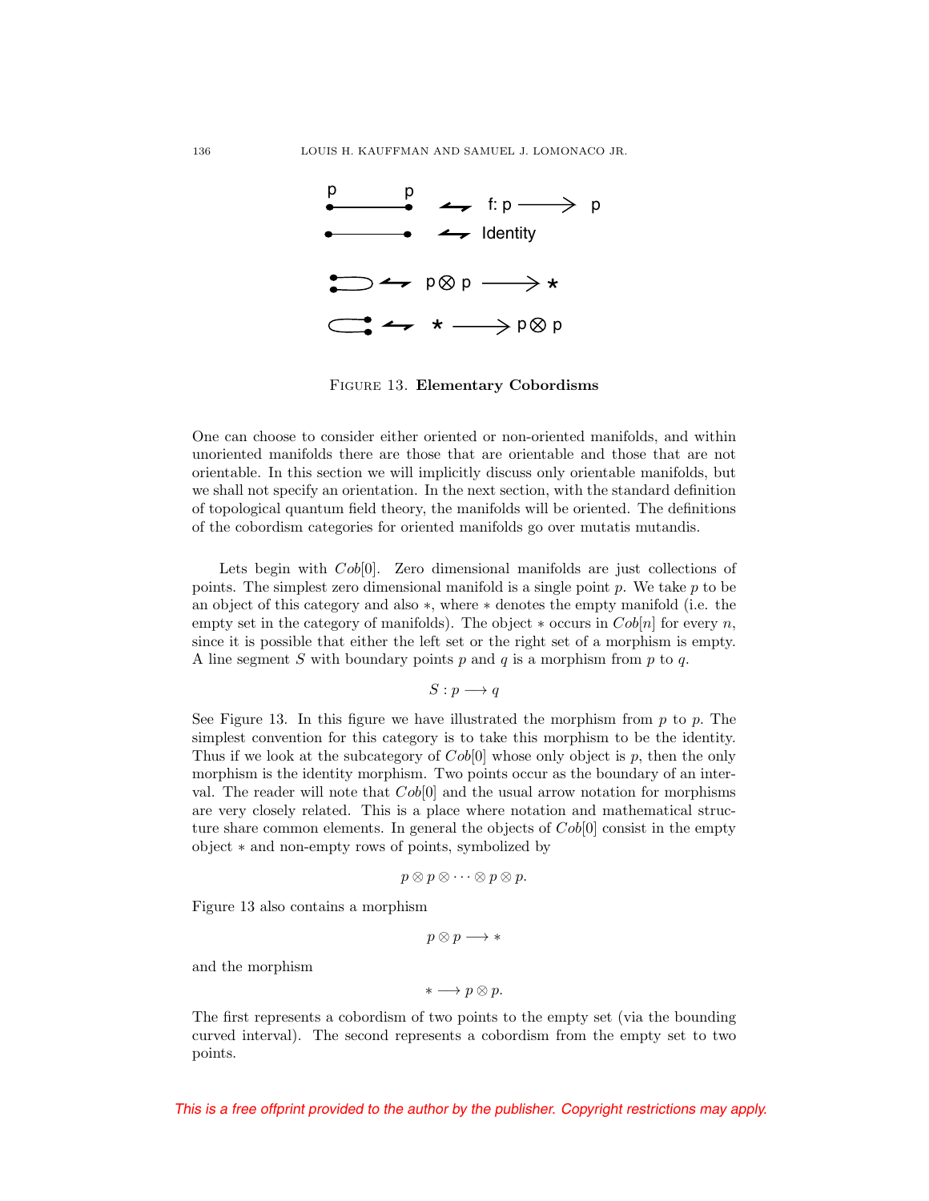FIGURE 13. **Elementary Cobordisms**

One can choose to consider either oriented or non-oriented manifolds, and within unoriented manifolds there are those that are orientable and those that are not orientable. In this section we will implicitly discuss only orientable manifolds, but we shall not specify an orientation. In the next section, with the standard definition of topological quantum field theory, the manifolds will be oriented. The definitions of the cobordism categories for oriented manifolds go over mutatis mutandis.

Lets begin with $Cob[0]$. Zero dimensional manifolds are just collections of points. The simplest zero dimensional manifold is a single point $p$. We take $p$ to be an object of this category and also $*$, where $*$ denotes the empty manifold (i.e. the empty set in the category of manifolds). The object $*$ occurs in $Cob[n]$ for every $n$, since it is possible that either the left set or the right set of a morphism is empty. A line segment $S$ with boundary points $p$ and $q$ is a morphism from $p$ to $q$.

$$S : p \longrightarrow q$$

See Figure 13. In this figure we have illustrated the morphism from $p$ to $p$. The simplest convention for this category is to take this morphism to be the identity. Thus if we look at the subcategory of $Cob[0]$ whose only object is $p$, then the only morphism is the identity morphism. Two points occur as the boundary of an interval. The reader will note that $Cob[0]$ and the usual arrow notation for morphisms are very closely related. This is a place where notation and mathematical structure share common elements. In general the objects of $Cob[0]$ consist in the empty object $*$ and non-empty rows of points, symbolized by

$$p \otimes p \otimes \cdots \otimes p \otimes p.$$

Figure 13 also contains a morphism

$$p \otimes p \longrightarrow *$$

and the morphism

$$* \longrightarrow p \otimes p.$$

The first represents a cobordism of two points to the empty set (via the bounding curved interval). The second represents a cobordism from the empty set to two points.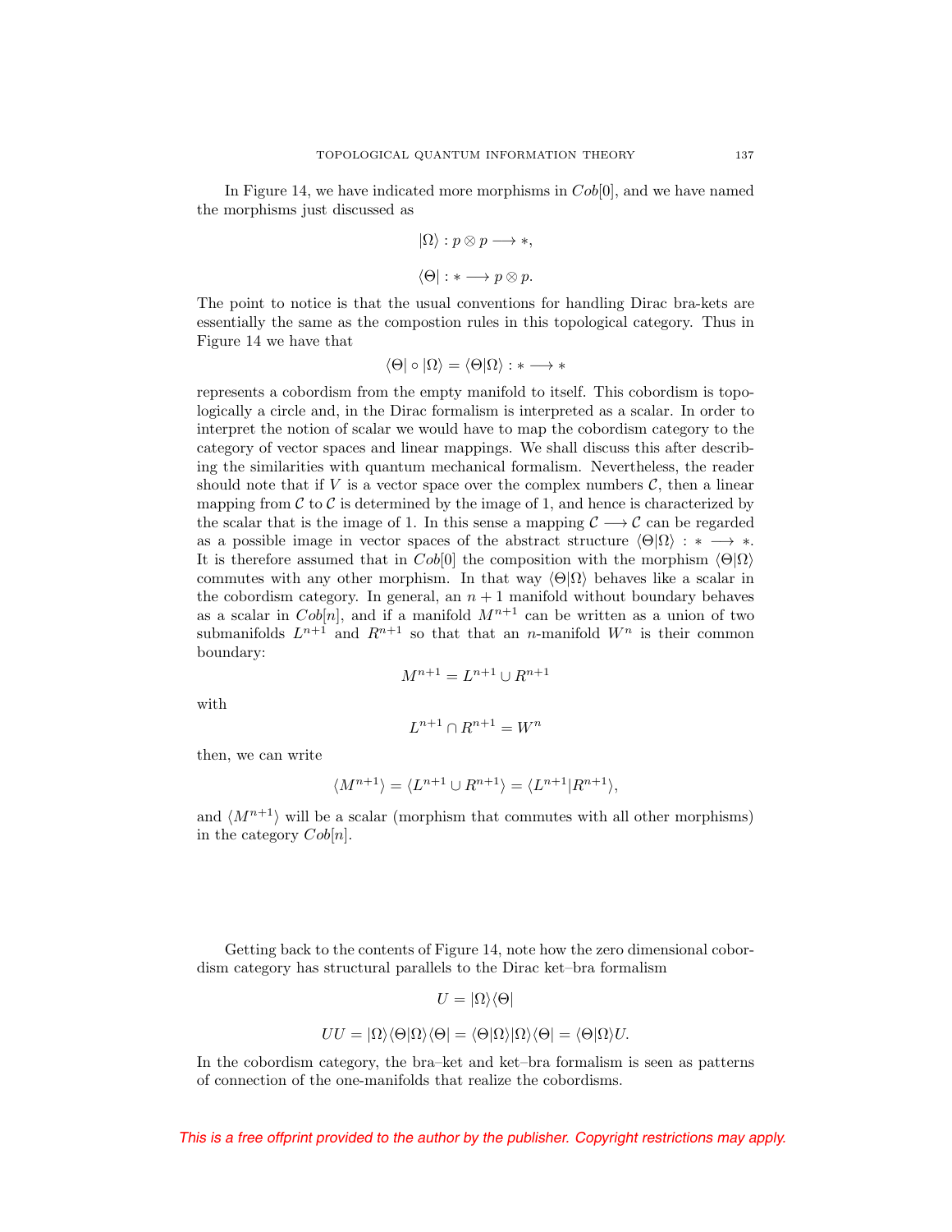In Figure 14, we have indicated more morphisms in $Cob[0]$, and we have named the morphisms just discussed as

$$|\Omega\rangle : p \otimes p \longrightarrow *,$$

$$\langle\Theta| : * \longrightarrow p \otimes p.$$

The point to notice is that the usual conventions for handling Dirac bra-kets are essentially the same as the compostion rules in this topological category. Thus in Figure 14 we have that

$$\langle\Theta| \circ |\Omega\rangle = \langle\Theta|\Omega\rangle : * \longrightarrow *$$

represents a cobordism from the empty manifold to itself. This cobordism is topologically a circle and, in the Dirac formalism is interpreted as a scalar. In order to interpret the notion of scalar we would have to map the cobordism category to the category of vector spaces and linear mappings. We shall discuss this after describing the similarities with quantum mechanical formalism. Nevertheless, the reader should note that if $V$ is a vector space over the complex numbers $\mathcal{C}$, then a linear mapping from $\mathcal{C}$ to $\mathcal{C}$ is determined by the image of 1, and hence is characterized by the scalar that is the image of 1. In this sense a mapping $\mathcal{C} \longrightarrow \mathcal{C}$ can be regarded as a possible image in vector spaces of the abstract structure $\langle\Theta|\Omega\rangle : * \longrightarrow *$. It is therefore assumed that in $Cob[0]$ the composition with the morphism $\langle\Theta|\Omega\rangle$ commutes with any other morphism. In that way $\langle\Theta|\Omega\rangle$ behaves like a scalar in the cobordism category. In general, an $n+1$ manifold without boundary behaves as a scalar in $Cob[n]$, and if a manifold $M^{n+1}$ can be written as a union of two submanifolds $L^{n+1}$ and $R^{n+1}$ so that that an $n$-manifold $W^n$ is their common boundary:

$$M^{n+1} = L^{n+1} \cup R^{n+1}$$

with

$$L^{n+1} \cap R^{n+1} = W^n$$

then, we can write

$$\langle M^{n+1}\rangle = \langle L^{n+1} \cup R^{n+1}\rangle = \langle L^{n+1}|R^{n+1}\rangle,$$

and $\langle M^{n+1}\rangle$ will be a scalar (morphism that commutes with all other morphisms) in the category $Cob[n]$.

Getting back to the contents of Figure 14, note how the zero dimensional cobordism category has structural parallels to the Dirac ket–bra formalism

$$U = |\Omega\rangle\langle\Theta|$$

$$UU = |\Omega\rangle\langle\Theta|\Omega\rangle\langle\Theta| = \langle\Theta|\Omega\rangle|\Omega\rangle\langle\Theta| = \langle\Theta|\Omega\rangle U.$$

In the cobordism category, the bra–ket and ket–bra formalism is seen as patterns of connection of the one-manifolds that realize the cobordisms.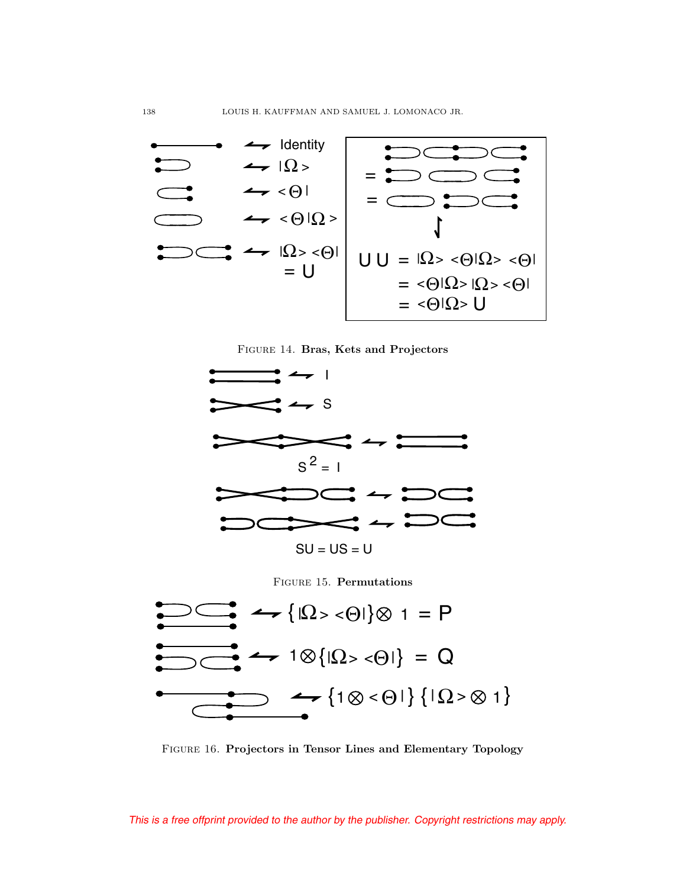Identity

$|\Omega\rangle$

$\langle\Theta|$

$\langle\Theta|\Omega\rangle$

$|\Omega\rangle\langle\Theta| = U$

$$UU = |\Omega\rangle\langle\Theta|\Omega\rangle\langle\Theta| = \langle\Theta|\Omega\rangle|\Omega\rangle\langle\Theta| = \langle\Theta|\Omega\rangle U$$

FIGURE 14. **Bras, Kets and Projectors**

I

S

$S^2 = I$

$SU = US = U$

FIGURE 15. **Permutations**

$\{|\Omega\rangle\langle\Theta|\}\otimes 1 = P$

$1\otimes\{|\Omega\rangle\langle\Theta|\} = Q$

$\{1\otimes\langle\Theta|\}\{|\Omega\rangle\otimes 1\}$

FIGURE 16. **Projectors in Tensor Lines and Elementary Topology**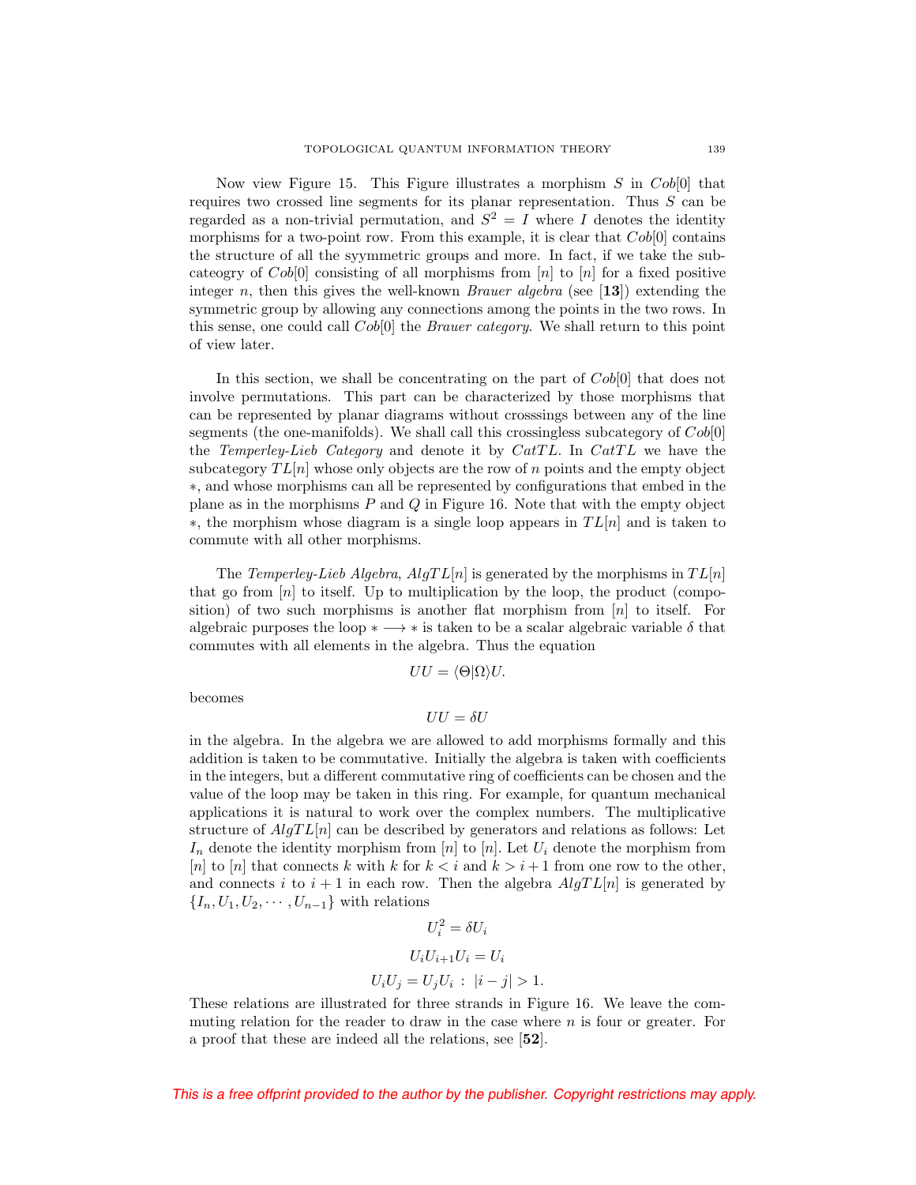Now view Figure 15. This Figure illustrates a morphism $S$ in $Cob[0]$ that requires two crossed line segments for its planar representation. Thus $S$ can be regarded as a non-trivial permutation, and $S^2 = I$ where $I$ denotes the identity morphisms for a two-point row. From this example, it is clear that $Cob[0]$ contains the structure of all the syymmetric groups and more. In fact, if we take the subcategory of $Cob[0]$ consisting of all morphisms from $[n]$ to $[n]$ for a fixed positive integer $n$, then this gives the well-known *Brauer algebra* (see [**13**]) extending the symmetric group by allowing any connections among the points in the two rows. In this sense, one could call $Cob[0]$ the *Brauer category*. We shall return to this point of view later.

In this section, we shall be concentrating on the part of $Cob[0]$ that does not involve permutations. This part can be characterized by those morphisms that can be represented by planar diagrams without crosssings between any of the line segments (the one-manifolds). We shall call this crossingless subcategory of $Cob[0]$ the *Temperley-Lieb Category* and denote it by $CatTL$. In $CatTL$ we have the subcategory $TL[n]$ whose only objects are the row of $n$ points and the empty object $*$, and whose morphisms can all be represented by configurations that embed in the plane as in the morphisms $P$ and $Q$ in Figure 16. Note that with the empty object $*$, the morphism whose diagram is a single loop appears in $TL[n]$ and is taken to commute with all other morphisms.

The *Temperley-Lieb Algebra*, $AlgTL[n]$ is generated by the morphisms in $TL[n]$ that go from $[n]$ to itself. Up to multiplication by the loop, the product (composition) of two such morphisms is another flat morphism from $[n]$ to itself. For algebraic purposes the loop $* \longrightarrow *$ is taken to be a scalar algebraic variable $\delta$ that commutes with all elements in the algebra. Thus the equation

$$UU = \langle \Theta | \Omega \rangle U.$$

becomes

$$UU = \delta U$$

in the algebra. In the algebra we are allowed to add morphisms formally and this addition is taken to be commutative. Initially the algebra is taken with coefficients in the integers, but a different commutative ring of coefficients can be chosen and the value of the loop may be taken in this ring. For example, for quantum mechanical applications it is natural to work over the complex numbers. The multiplicative structure of $AlgTL[n]$ can be described by generators and relations as follows: Let $I_n$ denote the identity morphism from $[n]$ to $[n]$. Let $U_i$ denote the morphism from $[n]$ to $[n]$ that connects $k$ with $k$ for $k < i$ and $k > i+1$ from one row to the other, and connects $i$ to $i+1$ in each row. Then the algebra $AlgTL[n]$ is generated by $\{I_n, U_1, U_2, \cdots, U_{n-1}\}$ with relations

$$U_i^2 = \delta U_i$$

$$U_i U_{i+1} U_i = U_i$$

$$U_i U_j = U_j U_i \, : \, |i - j| > 1.$$

These relations are illustrated for three strands in Figure 16. We leave the commuting relation for the reader to draw in the case where $n$ is four or greater. For a proof that these are indeed all the relations, see [**52**].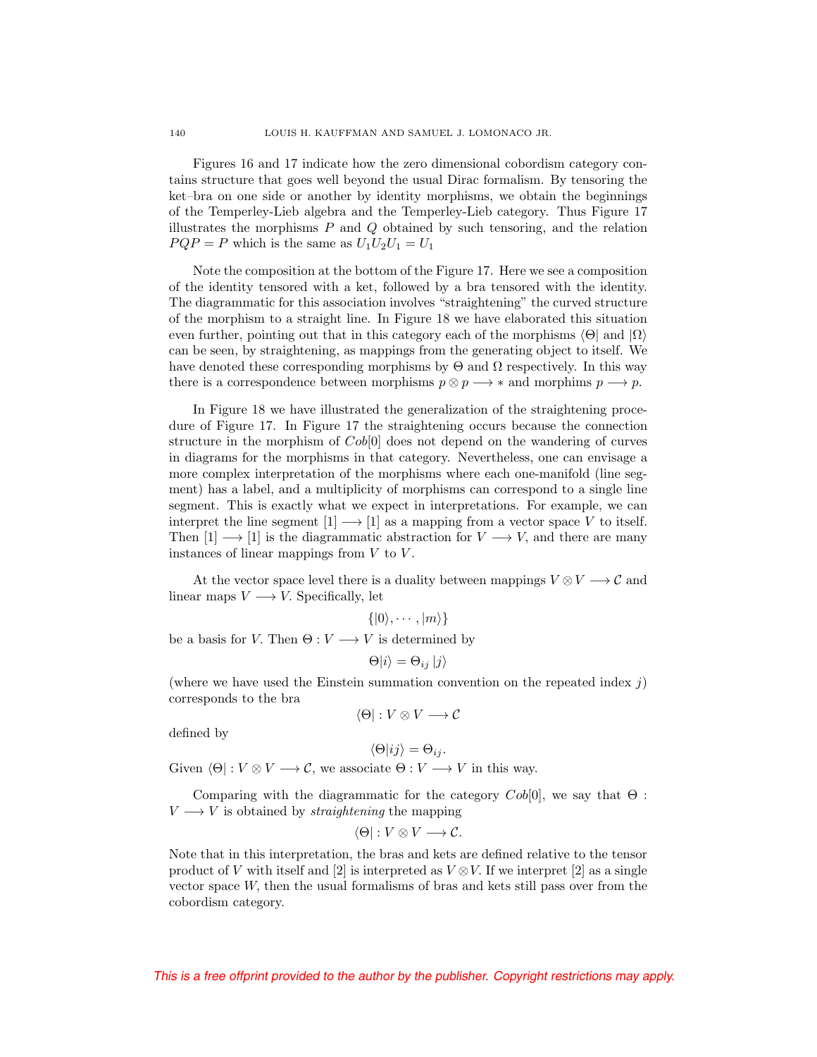Figures 16 and 17 indicate how the zero dimensional cobordism category contains structure that goes well beyond the usual Dirac formalism. By tensoring the ket–bra on one side or another by identity morphisms, we obtain the beginnings of the Temperley-Lieb algebra and the Temperley-Lieb category. Thus Figure 17 illustrates the morphisms $P$ and $Q$ obtained by such tensoring, and the relation $PQP = P$ which is the same as $U_1 U_2 U_1 = U_1$

Note the composition at the bottom of the Figure 17. Here we see a composition of the identity tensored with a ket, followed by a bra tensored with the identity. The diagrammatic for this association involves "straightening" the curved structure of the morphism to a straight line. In Figure 18 we have elaborated this situation even further, pointing out that in this category each of the morphisms $\langle\Theta|$ and $|\Omega\rangle$ can be seen, by straightening, as mappings from the generating object to itself. We have denoted these corresponding morphisms by $\Theta$ and $\Omega$ respectively. In this way there is a correspondence between morphisms $p \otimes p \longrightarrow *$ and morphims $p \longrightarrow p$.

In Figure 18 we have illustrated the generalization of the straightening procedure of Figure 17. In Figure 17 the straightening occurs because the connection structure in the morphism of $Cob[0]$ does not depend on the wandering of curves in diagrams for the morphisms in that category. Nevertheless, one can envisage a more complex interpretation of the morphisms where each one-manifold (line segment) has a label, and a multiplicity of morphisms can correspond to a single line segment. This is exactly what we expect in interpretations. For example, we can interpret the line segment $[1] \longrightarrow [1]$ as a mapping from a vector space $V$ to itself. Then $[1] \longrightarrow [1]$ is the diagrammatic abstraction for $V \longrightarrow V$, and there are many instances of linear mappings from $V$ to $V$.

At the vector space level there is a duality between mappings $V \otimes V \longrightarrow \mathcal{C}$ and linear maps $V \longrightarrow V$. Specifically, let

$$\{|0\rangle, \cdots, |m\rangle\}$$

be a basis for $V$. Then $\Theta : V \longrightarrow V$ is determined by

$$\Theta|i\rangle = \Theta_{ij}\,|j\rangle$$

(where we have used the Einstein summation convention on the repeated index $j$) corresponds to the bra

$$\langle\Theta| : V \otimes V \longrightarrow \mathcal{C}$$

defined by

$$\langle\Theta|ij\rangle = \Theta_{ij}.$$

Given $\langle\Theta| : V \otimes V \longrightarrow \mathcal{C}$, we associate $\Theta : V \longrightarrow V$ in this way.

Comparing with the diagrammatic for the category $Cob[0]$, we say that $\Theta : V \longrightarrow V$ is obtained by *straightening* the mapping

$$\langle\Theta| : V \otimes V \longrightarrow \mathcal{C}.$$

Note that in this interpretation, the bras and kets are defined relative to the tensor product of $V$ with itself and $[2]$ is interpreted as $V \otimes V$. If we interpret $[2]$ as a single vector space $W$, then the usual formalisms of bras and kets still pass over from the cobordism category.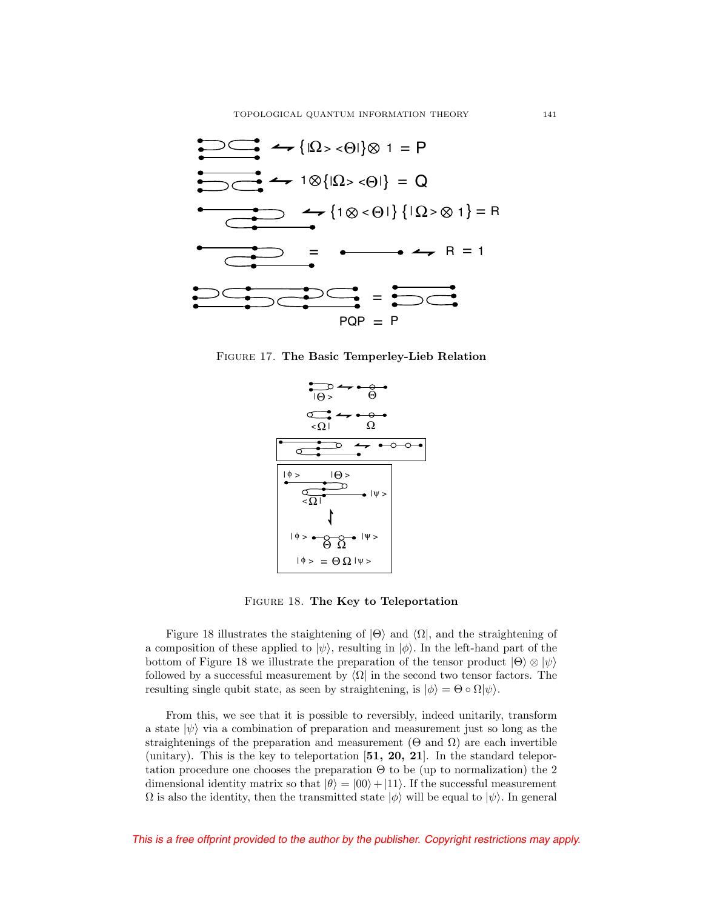FIGURE 17. **The Basic Temperley-Lieb Relation**

FIGURE 18. **The Key to Teleportation**

Figure 18 illustrates the staightening of $|\Theta\rangle$ and $\langle\Omega|$, and the straightening of a composition of these applied to $|\psi\rangle$, resulting in $|\phi\rangle$. In the left-hand part of the bottom of Figure 18 we illustrate the preparation of the tensor product $|\Theta\rangle \otimes |\psi\rangle$ followed by a successful measurement by $\langle\Omega|$ in the second two tensor factors. The resulting single qubit state, as seen by straightening, is $|\phi\rangle = \Theta \circ \Omega|\psi\rangle$.

From this, we see that it is possible to reversibly, indeed unitarily, transform a state $|\psi\rangle$ via a combination of preparation and measurement just so long as the straightenings of the preparation and measurement ($\Theta$ and $\Omega$) are each invertible (unitary). This is the key to teleportation [**51, 20, 21**]. In the standard teleportation procedure one chooses the preparation $\Theta$ to be (up to normalization) the 2 dimensional identity matrix so that $|\theta\rangle = |00\rangle + |11\rangle$. If the successful measurement $\Omega$ is also the identity, then the transmitted state $|\phi\rangle$ will be equal to $|\psi\rangle$. In general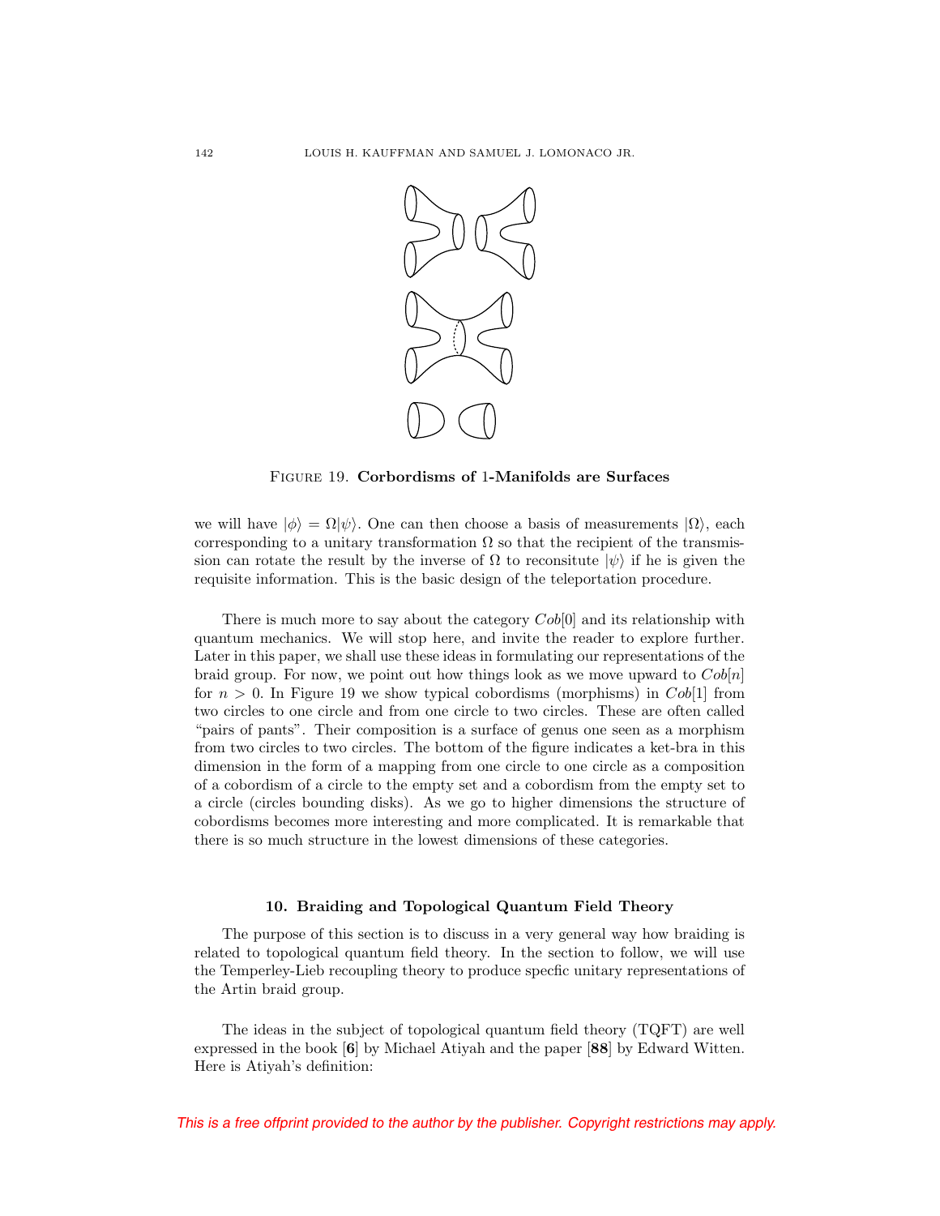FIGURE 19. **Corbordisms of 1-Manifolds are Surfaces**

we will have $|\phi\rangle = \Omega|\psi\rangle$. One can then choose a basis of measurements $|\Omega\rangle$, each corresponding to a unitary transformation $\Omega$ so that the recipient of the transmission can rotate the result by the inverse of $\Omega$ to reconsitute $|\psi\rangle$ if he is given the requisite information. This is the basic design of the teleportation procedure.

There is much more to say about the category $Cob[0]$ and its relationship with quantum mechanics. We will stop here, and invite the reader to explore further. Later in this paper, we shall use these ideas in formulating our representations of the braid group. For now, we point out how things look as we move upward to $Cob[n]$ for $n > 0$. In Figure 19 we show typical cobordisms (morphisms) in $Cob[1]$ from two circles to one circle and from one circle to two circles. These are often called "pairs of pants". Their composition is a surface of genus one seen as a morphism from two circles to two circles. The bottom of the figure indicates a ket-bra in this dimension in the form of a mapping from one circle to one circle as a composition of a cobordism of a circle to the empty set and a cobordism from the empty set to a circle (circles bounding disks). As we go to higher dimensions the structure of cobordisms becomes more interesting and more complicated. It is remarkable that there is so much structure in the lowest dimensions of these categories.

## 10. Braiding and Topological Quantum Field Theory

The purpose of this section is to discuss in a very general way how braiding is related to topological quantum field theory. In the section to follow, we will use the Temperley-Lieb recoupling theory to produce specfic unitary representations of the Artin braid group.

The ideas in the subject of topological quantum field theory (TQFT) are well expressed in the book [**6**] by Michael Atiyah and the paper [**88**] by Edward Witten. Here is Atiyah's definition: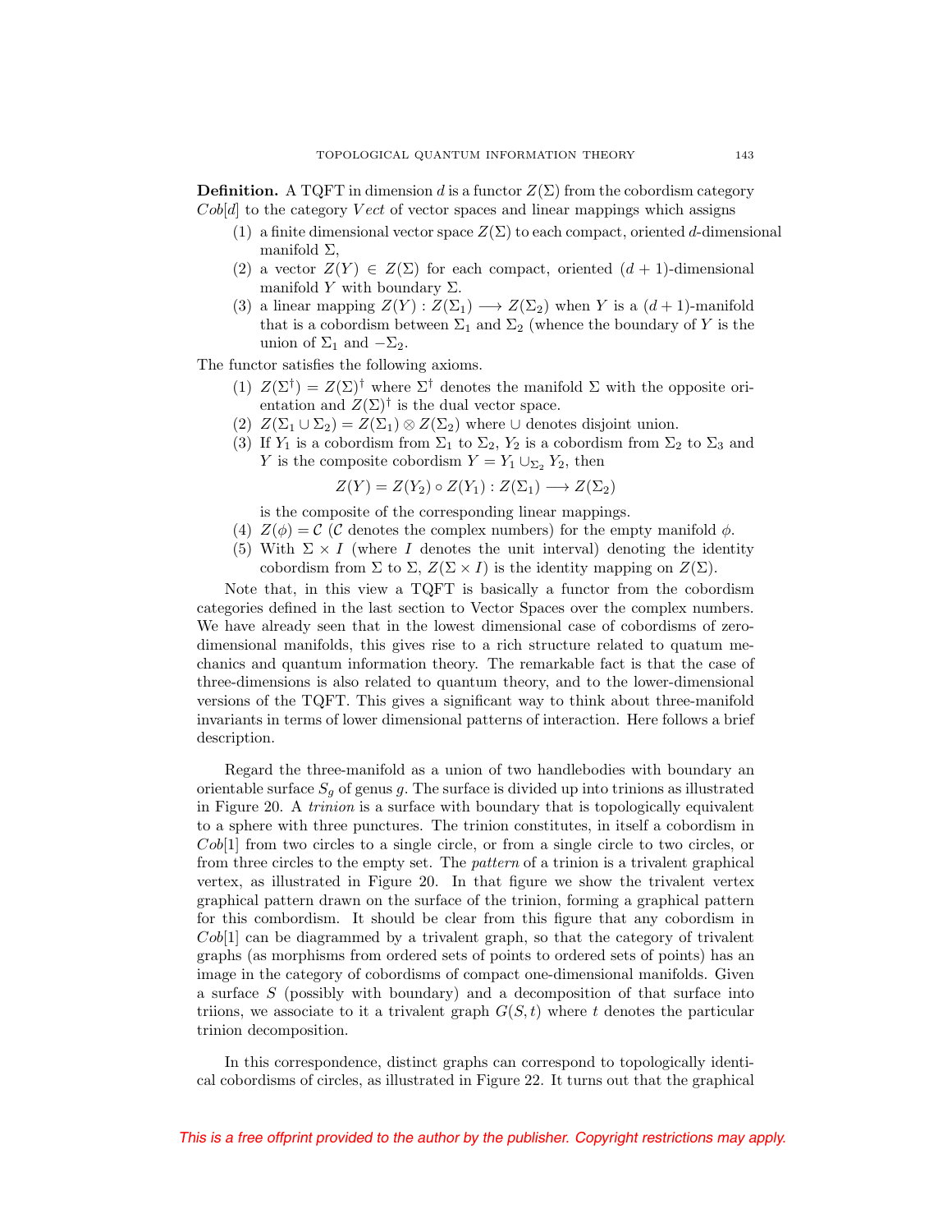**Definition.** A TQFT in dimension $d$ is a functor $Z(\Sigma)$ from the cobordism category $Cob[d]$ to the category $Vect$ of vector spaces and linear mappings which assigns

1. a finite dimensional vector space $Z(\Sigma)$ to each compact, oriented $d$-dimensional manifold $\Sigma$,
2. a vector $Z(Y) \in Z(\Sigma)$ for each compact, oriented $(d+1)$-dimensional manifold $Y$ with boundary $\Sigma$.
3. a linear mapping $Z(Y) : Z(\Sigma_1) \longrightarrow Z(\Sigma_2)$ when $Y$ is a $(d+1)$-manifold that is a cobordism between $\Sigma_1$ and $\Sigma_2$ (whence the boundary of $Y$ is the union of $\Sigma_1$ and $-\Sigma_2$.

The functor satisfies the following axioms.

1. $Z(\Sigma^{\dagger}) = Z(\Sigma)^{\dagger}$ where $\Sigma^{\dagger}$ denotes the manifold $\Sigma$ with the opposite orientation and $Z(\Sigma)^{\dagger}$ is the dual vector space.
2. $Z(\Sigma_1 \cup \Sigma_2) = Z(\Sigma_1) \otimes Z(\Sigma_2)$ where $\cup$ denotes disjoint union.
3. If $Y_1$ is a cobordism from $\Sigma_1$ to $\Sigma_2$, $Y_2$ is a cobordism from $\Sigma_2$ to $\Sigma_3$ and $Y$ is the composite cobordism $Y = Y_1 \cup_{\Sigma_2} Y_2$, then
$$Z(Y) = Z(Y_2) \circ Z(Y_1) : Z(\Sigma_1) \longrightarrow Z(\Sigma_2)$$
is the composite of the corresponding linear mappings.
4. $Z(\phi) = \mathcal{C}$ ($\mathcal{C}$ denotes the complex numbers) for the empty manifold $\phi$.
5. With $\Sigma \times I$ (where $I$ denotes the unit interval) denoting the identity cobordism from $\Sigma$ to $\Sigma$, $Z(\Sigma \times I)$ is the identity mapping on $Z(\Sigma)$.

Note that, in this view a TQFT is basically a functor from the cobordism categories defined in the last section to Vector Spaces over the complex numbers. We have already seen that in the lowest dimensional case of cobordisms of zero-dimensional manifolds, this gives rise to a rich structure related to quatum mechanics and quantum information theory. The remarkable fact is that the case of three-dimensions is also related to quantum theory, and to the lower-dimensional versions of the TQFT. This gives a significant way to think about three-manifold invariants in terms of lower dimensional patterns of interaction. Here follows a brief description.

Regard the three-manifold as a union of two handlebodies with boundary an orientable surface $S_g$ of genus $g$. The surface is divided up into trinions as illustrated in Figure 20. A *trinion* is a surface with boundary that is topologically equivalent to a sphere with three punctures. The trinion constitutes, in itself a cobordism in $Cob[1]$ from two circles to a single circle, or from a single circle to two circles, or from three circles to the empty set. The *pattern* of a trinion is a trivalent graphical vertex, as illustrated in Figure 20. In that figure we show the trivalent vertex graphical pattern drawn on the surface of the trinion, forming a graphical pattern for this combordism. It should be clear from this figure that any cobordism in $Cob[1]$ can be diagrammed by a trivalent graph, so that the category of trivalent graphs (as morphisms from ordered sets of points to ordered sets of points) has an image in the category of cobordisms of compact one-dimensional manifolds. Given a surface $S$ (possibly with boundary) and a decomposition of that surface into triions, we associate to it a trivalent graph $G(S,t)$ where $t$ denotes the particular trinion decomposition.

In this correspondence, distinct graphs can correspond to topologically identical cobordisms of circles, as illustrated in Figure 22. It turns out that the graphical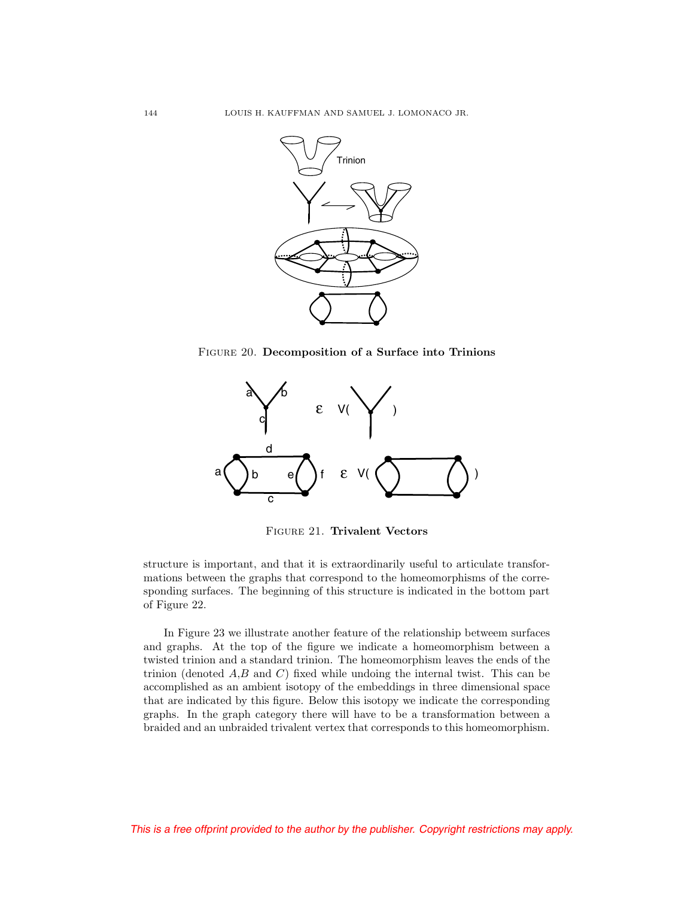FIGURE 20. **Decomposition of a Surface into Trinions**

FIGURE 21. **Trivalent Vectors**

structure is important, and that it is extraordinarily useful to articulate transformations between the graphs that correspond to the homeomorphisms of the corresponding surfaces. The beginning of this structure is indicated in the bottom part of Figure 22.

In Figure 23 we illustrate another feature of the relationship betweem surfaces and graphs. At the top of the figure we indicate a homeomorphism between a twisted trinion and a standard trinion. The homeomorphism leaves the ends of the trinion (denoted $A$,$B$ and $C$) fixed while undoing the internal twist. This can be accomplished as an ambient isotopy of the embeddings in three dimensional space that are indicated by this figure. Below this isotopy we indicate the corresponding graphs. In the graph category there will have to be a transformation between a braided and an unbraided trivalent vertex that corresponds to this homeomorphism.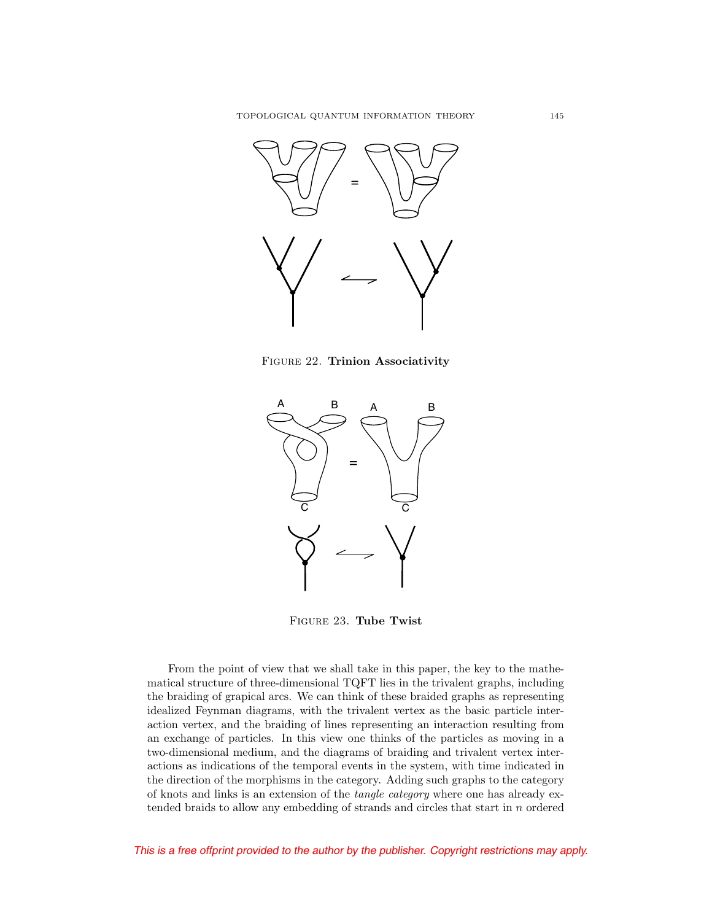FIGURE 22. **Trinion Associativity**

FIGURE 23. **Tube Twist**

From the point of view that we shall take in this paper, the key to the mathematical structure of three-dimensional TQFT lies in the trivalent graphs, including the braiding of grapical arcs. We can think of these braided graphs as representing idealized Feynman diagrams, with the trivalent vertex as the basic particle interaction vertex, and the braiding of lines representing an interaction resulting from an exchange of particles. In this view one thinks of the particles as moving in a two-dimensional medium, and the diagrams of braiding and trivalent vertex interactions as indications of the temporal events in the system, with time indicated in the direction of the morphisms in the category. Adding such graphs to the category of knots and links is an extension of the *tangle category* where one has already extended braids to allow any embedding of strands and circles that start in $n$ ordered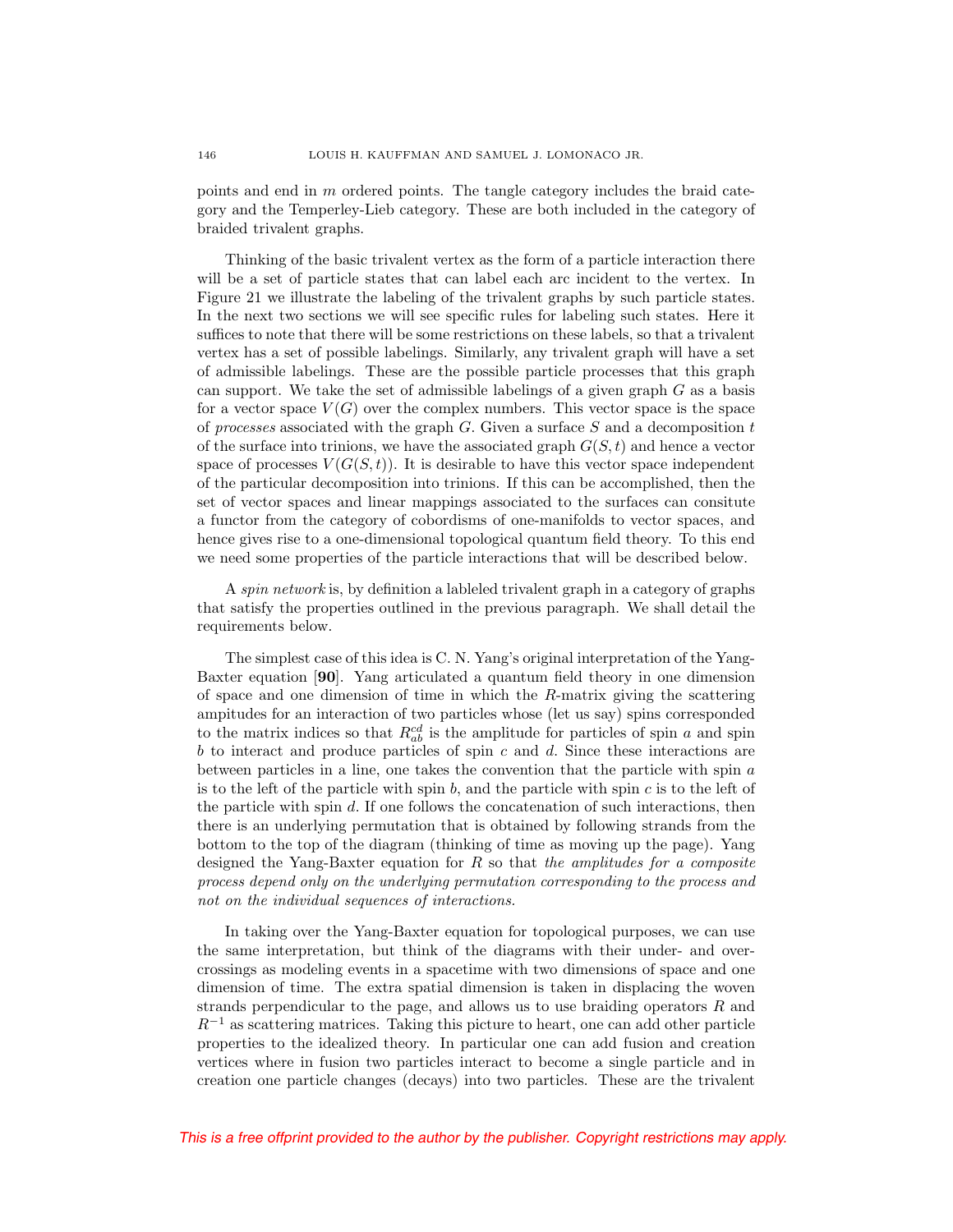points and end in $m$ ordered points. The tangle category includes the braid category and the Temperley-Lieb category. These are both included in the category of braided trivalent graphs.

Thinking of the basic trivalent vertex as the form of a particle interaction there will be a set of particle states that can label each arc incident to the vertex. In Figure 21 we illustrate the labeling of the trivalent graphs by such particle states. In the next two sections we will see specific rules for labeling such states. Here it suffices to note that there will be some restrictions on these labels, so that a trivalent vertex has a set of possible labelings. Similarly, any trivalent graph will have a set of admissible labelings. These are the possible particle processes that this graph can support. We take the set of admissible labelings of a given graph $G$ as a basis for a vector space $V(G)$ over the complex numbers. This vector space is the space of *processes* associated with the graph $G$. Given a surface $S$ and a decomposition $t$ of the surface into trinions, we have the associated graph $G(S,t)$ and hence a vector space of processes $V(G(S,t))$. It is desirable to have this vector space independent of the particular decomposition into trinions. If this can be accomplished, then the set of vector spaces and linear mappings associated to the surfaces can consitute a functor from the category of cobordisms of one-manifolds to vector spaces, and hence gives rise to a one-dimensional topological quantum field theory. To this end we need some properties of the particle interactions that will be described below.

A *spin network* is, by definition a lableled trivalent graph in a category of graphs that satisfy the properties outlined in the previous paragraph. We shall detail the requirements below.

The simplest case of this idea is C. N. Yang's original interpretation of the Yang-Baxter equation [**90**]. Yang articulated a quantum field theory in one dimension of space and one dimension of time in which the $R$-matrix giving the scattering amplitudes for an interaction of two particles whose (let us say) spins corresponded to the matrix indices so that $R^{cd}_{ab}$ is the amplitude for particles of spin $a$ and spin $b$ to interact and produce particles of spin $c$ and $d$. Since these interactions are between particles in a line, one takes the convention that the particle with spin $a$ is to the left of the particle with spin $b$, and the particle with spin $c$ is to the left of the particle with spin $d$. If one follows the concatenation of such interactions, then there is an underlying permutation that is obtained by following strands from the bottom to the top of the diagram (thinking of time as moving up the page). Yang designed the Yang-Baxter equation for $R$ so that *the amplitudes for a composite process depend only on the underlying permutation corresponding to the process and not on the individual sequences of interactions.*

In taking over the Yang-Baxter equation for topological purposes, we can use the same interpretation, but think of the diagrams with their under- and over-crossings as modeling events in a spacetime with two dimensions of space and one dimension of time. The extra spatial dimension is taken in displacing the woven strands perpendicular to the page, and allows us to use braiding operators $R$ and $R^{-1}$ as scattering matrices. Taking this picture to heart, one can add other particle properties to the idealized theory. In particular one can add fusion and creation vertices where in fusion two particles interact to become a single particle and in creation one particle changes (decays) into two particles. These are the trivalent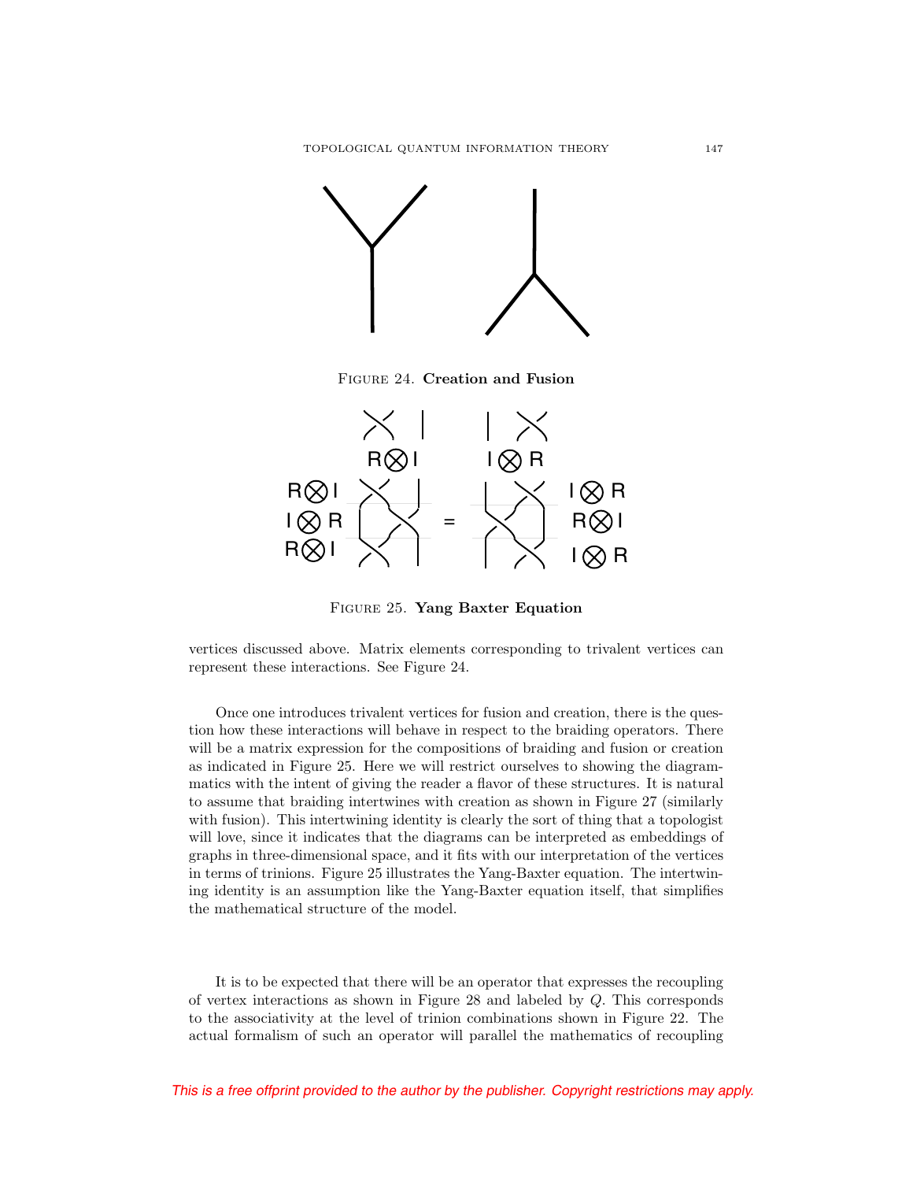FIGURE 24. **Creation and Fusion**

FIGURE 25. **Yang Baxter Equation**

vertices discussed above. Matrix elements corresponding to trivalent vertices can represent these interactions. See Figure 24.

Once one introduces trivalent vertices for fusion and creation, there is the question how these interactions will behave in respect to the braiding operators. There will be a matrix expression for the compositions of braiding and fusion or creation as indicated in Figure 25. Here we will restrict ourselves to showing the diagrammatics with the intent of giving the reader a flavor of these structures. It is natural to assume that braiding intertwines with creation as shown in Figure 27 (similarly with fusion). This intertwining identity is clearly the sort of thing that a topologist will love, since it indicates that the diagrams can be interpreted as embeddings of graphs in three-dimensional space, and it fits with our interpretation of the vertices in terms of trinions. Figure 25 illustrates the Yang-Baxter equation. The intertwining identity is an assumption like the Yang-Baxter equation itself, that simplifies the mathematical structure of the model.

It is to be expected that there will be an operator that expresses the recoupling of vertex interactions as shown in Figure 28 and labeled by $Q$. This corresponds to the associativity at the level of trinion combinations shown in Figure 22. The actual formalism of such an operator will parallel the mathematics of recoupling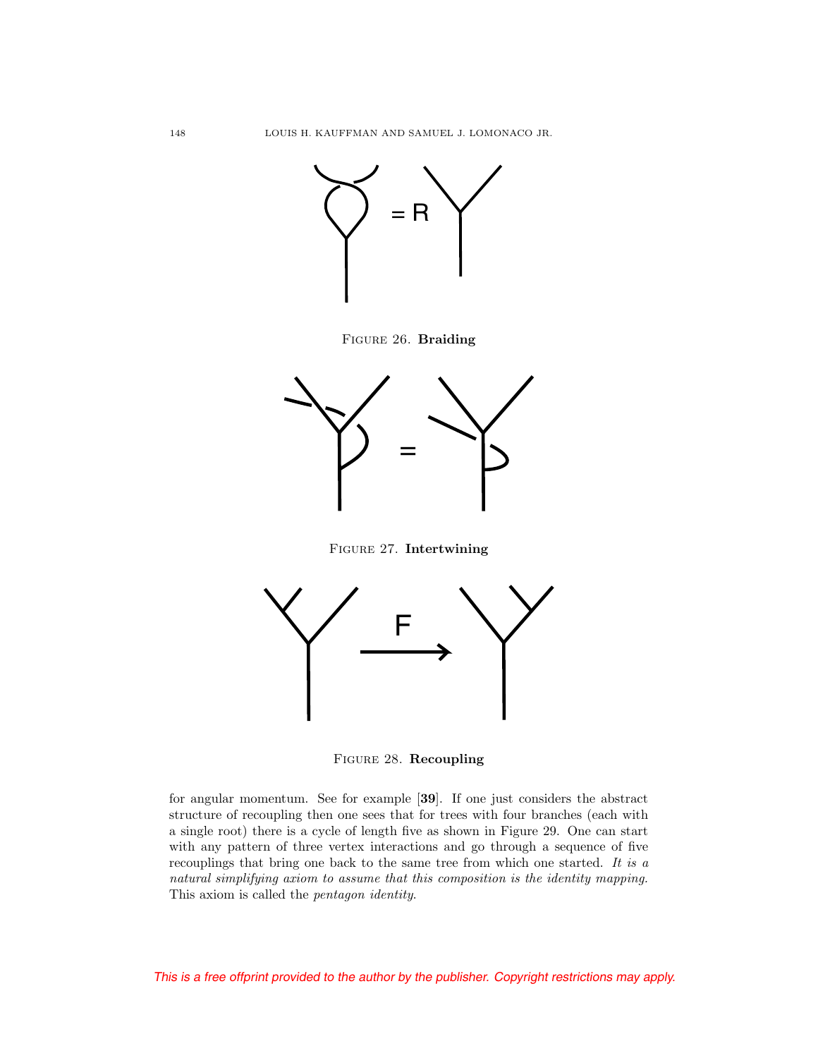FIGURE 26. **Braiding**

FIGURE 27. **Intertwining**

FIGURE 28. **Recoupling**

for angular momentum. See for example [**39**]. If one just considers the abstract structure of recoupling then one sees that for trees with four branches (each with a single root) there is a cycle of length five as shown in Figure 29. One can start with any pattern of three vertex interactions and go through a sequence of five recouplings that bring one back to the same tree from which one started. *It is a natural simplifying axiom to assume that this composition is the identity mapping.* This axiom is called the *pentagon identity*.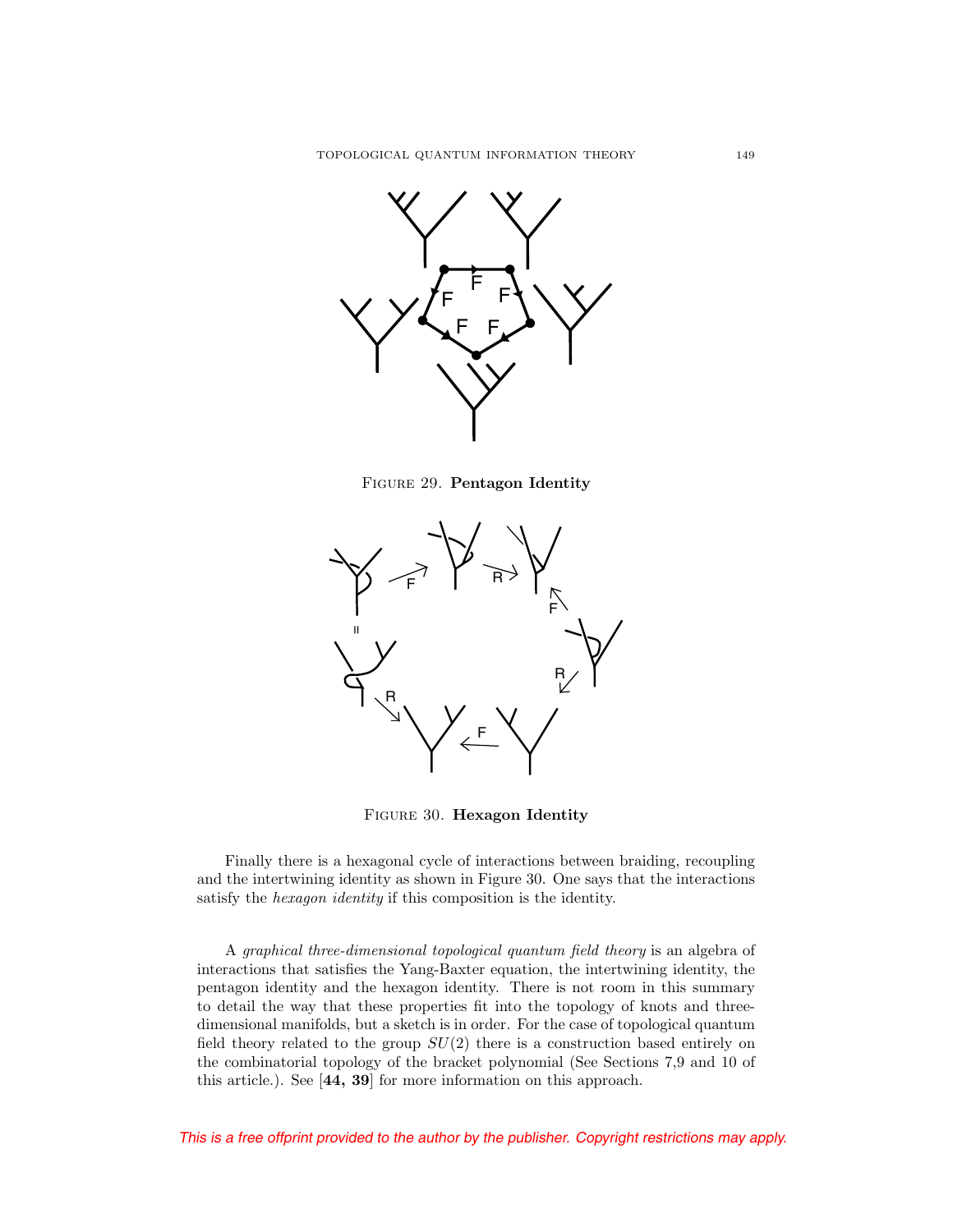FIGURE 29. **Pentagon Identity**

FIGURE 30. **Hexagon Identity**

Finally there is a hexagonal cycle of interactions between braiding, recoupling and the intertwining identity as shown in Figure 30. One says that the interactions satisfy the *hexagon identity* if this composition is the identity.

A *graphical three-dimensional topological quantum field theory* is an algebra of interactions that satisfies the Yang-Baxter equation, the intertwining identity, the pentagon identity and the hexagon identity. There is not room in this summary to detail the way that these properties fit into the topology of knots and three-dimensional manifolds, but a sketch is in order. For the case of topological quantum field theory related to the group $SU(2)$ there is a construction based entirely on the combinatorial topology of the bracket polynomial (See Sections 7,9 and 10 of this article.). See [**44, 39**] for more information on this approach.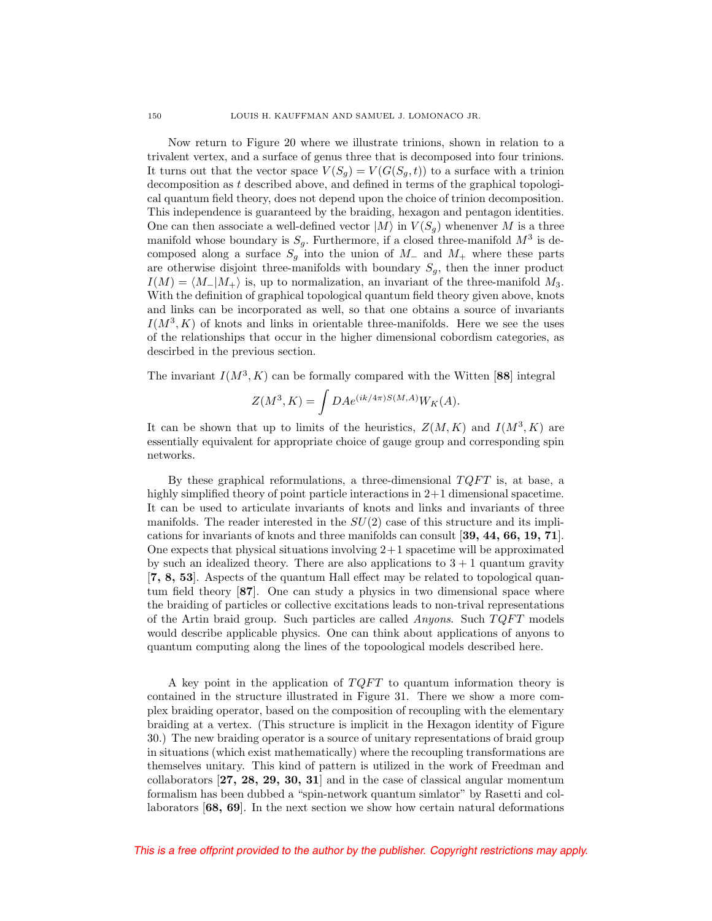Now return to Figure 20 where we illustrate trinions, shown in relation to a trivalent vertex, and a surface of genus three that is decomposed into four trinions. It turns out that the vector space $V(S_g) = V(G(S_g, t))$ to a surface with a trinion decomposition as $t$ described above, and defined in terms of the graphical topological quantum field theory, does not depend upon the choice of trinion decomposition. This independence is guaranteed by the braiding, hexagon and pentagon identities. One can then associate a well-defined vector $|M\rangle$ in $V(S_g)$ whenenver $M$ is a three manifold whose boundary is $S_g$. Furthermore, if a closed three-manifold $M^3$ is decomposed along a surface $S_g$ into the union of $M_-$ and $M_+$ where these parts are otherwise disjoint three-manifolds with boundary $S_g$, then the inner product $I(M) = \langle M_-|M_+\rangle$ is, up to normalization, an invariant of the three-manifold $M_3$. With the definition of graphical topological quantum field theory given above, knots and links can be incorporated as well, so that one obtains a source of invariants $I(M^3, K)$ of knots and links in orientable three-manifolds. Here we see the uses of the relationships that occur in the higher dimensional cobordism categories, as descirbed in the previous section.

The invariant $I(M^3, K)$ can be formally compared with the Witten [**88**] integral

$$Z(M^3, K) = \int DA e^{(ik/4\pi)S(M,A)} W_K(A).$$

It can be shown that up to limits of the heuristics, $Z(M, K)$ and $I(M^3, K)$ are essentially equivalent for appropriate choice of gauge group and corresponding spin networks.

By these graphical reformulations, a three-dimensional $TQFT$ is, at base, a highly simplified theory of point particle interactions in 2+1 dimensional spacetime. It can be used to articulate invariants of knots and links and invariants of three manifolds. The reader interested in the $SU(2)$ case of this structure and its implications for invariants of knots and three manifolds can consult [**39, 44, 66, 19, 71**]. One expects that physical situations involving 2+1 spacetime will be approximated by such an idealized theory. There are also applications to $3+1$ quantum gravity [**7, 8, 53**]. Aspects of the quantum Hall effect may be related to topological quantum field theory [**87**]. One can study a physics in two dimensional space where the braiding of particles or collective excitations leads to non-trival representations of the Artin braid group. Such particles are called *Anyons*. Such $TQFT$ models would describe applicable physics. One can think about applications of anyons to quantum computing along the lines of the topoological models described here.

A key point in the application of $TQFT$ to quantum information theory is contained in the structure illustrated in Figure 31. There we show a more complex braiding operator, based on the composition of recoupling with the elementary braiding at a vertex. (This structure is implicit in the Hexagon identity of Figure 30.) The new braiding operator is a source of unitary representations of braid group in situations (which exist mathematically) where the recoupling transformations are themselves unitary. This kind of pattern is utilized in the work of Freedman and collaborators [**27, 28, 29, 30, 31**] and in the case of classical angular momentum formalism has been dubbed a "spin-network quantum simlator" by Rasetti and collaborators [**68, 69**]. In the next section we show how certain natural deformations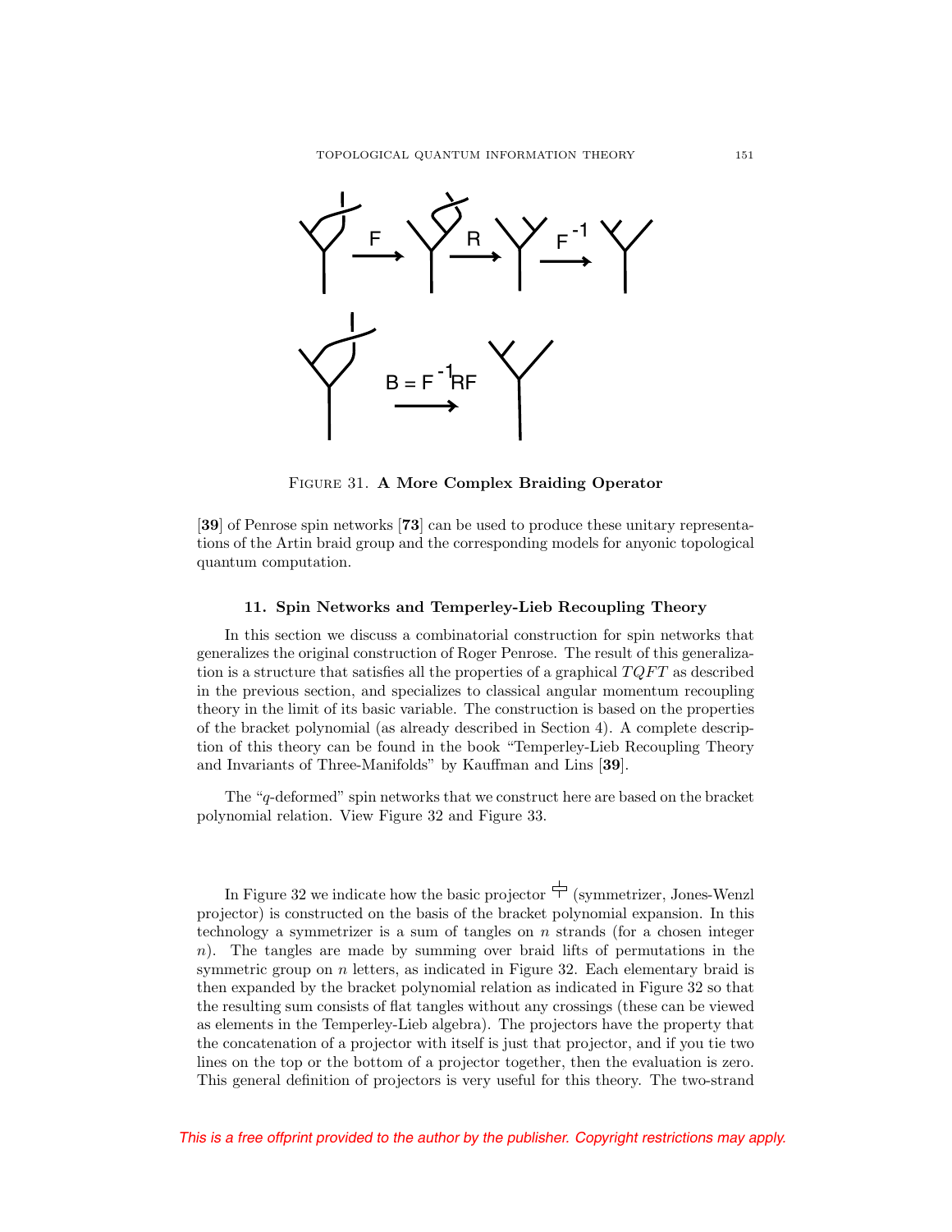FIGURE 31. **A More Complex Braiding Operator**

[**39**] of Penrose spin networks [**73**] can be used to produce these unitary representations of the Artin braid group and the corresponding models for anyonic topological quantum computation.

### 11. Spin Networks and Temperley-Lieb Recoupling Theory

In this section we discuss a combinatorial construction for spin networks that generalizes the original construction of Roger Penrose. The result of this generalization is a structure that satisfies all the properties of a graphical $TQFT$ as described in the previous section, and specializes to classical angular momentum recoupling theory in the limit of its basic variable. The construction is based on the properties of the bracket polynomial (as already described in Section 4). A complete description of this theory can be found in the book "Temperley-Lieb Recoupling Theory and Invariants of Three-Manifolds" by Kauffman and Lins [**39**].

The "$q$-deformed" spin networks that we construct here are based on the bracket polynomial relation. View Figure 32 and Figure 33.

In Figure 32 we indicate how the basic projector (symmetrizer, Jones-Wenzl projector) is constructed on the basis of the bracket polynomial expansion. In this technology a symmetrizer is a sum of tangles on $n$ strands (for a chosen integer $n$). The tangles are made by summing over braid lifts of permutations in the symmetric group on $n$ letters, as indicated in Figure 32. Each elementary braid is then expanded by the bracket polynomial relation as indicated in Figure 32 so that the resulting sum consists of flat tangles without any crossings (these can be viewed as elements in the Temperley-Lieb algebra). The projectors have the property that the concatenation of a projector with itself is just that projector, and if you tie two lines on the top or the bottom of a projector together, then the evaluation is zero. This general definition of projectors is very useful for this theory. The two-strand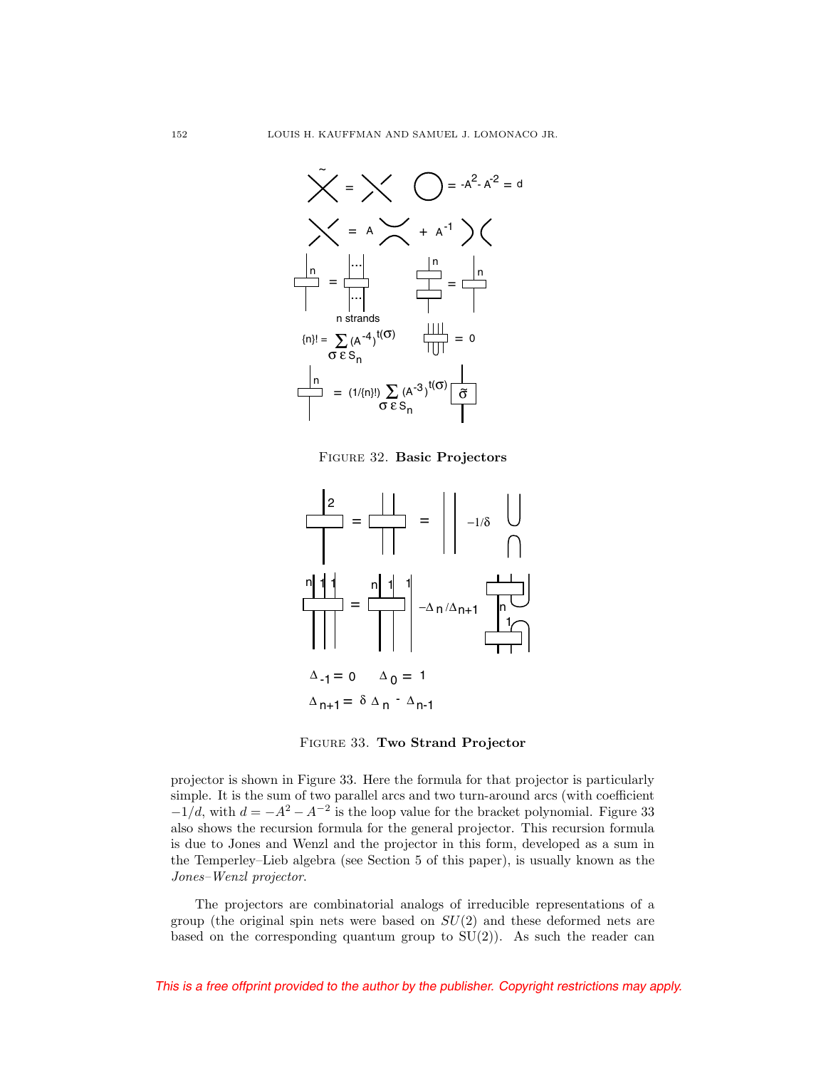FIGURE 32. **Basic Projectors**

FIGURE 33. **Two Strand Projector**

projector is shown in Figure 33. Here the formula for that projector is particularly simple. It is the sum of two parallel arcs and two turn-around arcs (with coefficient $-1/d$, with $d = -A^2 - A^{-2}$ is the loop value for the bracket polynomial. Figure 33 also shows the recursion formula for the general projector. This recursion formula is due to Jones and Wenzl and the projector in this form, developed as a sum in the Temperley–Lieb algebra (see Section 5 of this paper), is usually known as the *Jones–Wenzl projector*.

The projectors are combinatorial analogs of irreducible representations of a group (the original spin nets were based on $SU(2)$ and these deformed nets are based on the corresponding quantum group to SU(2)). As such the reader can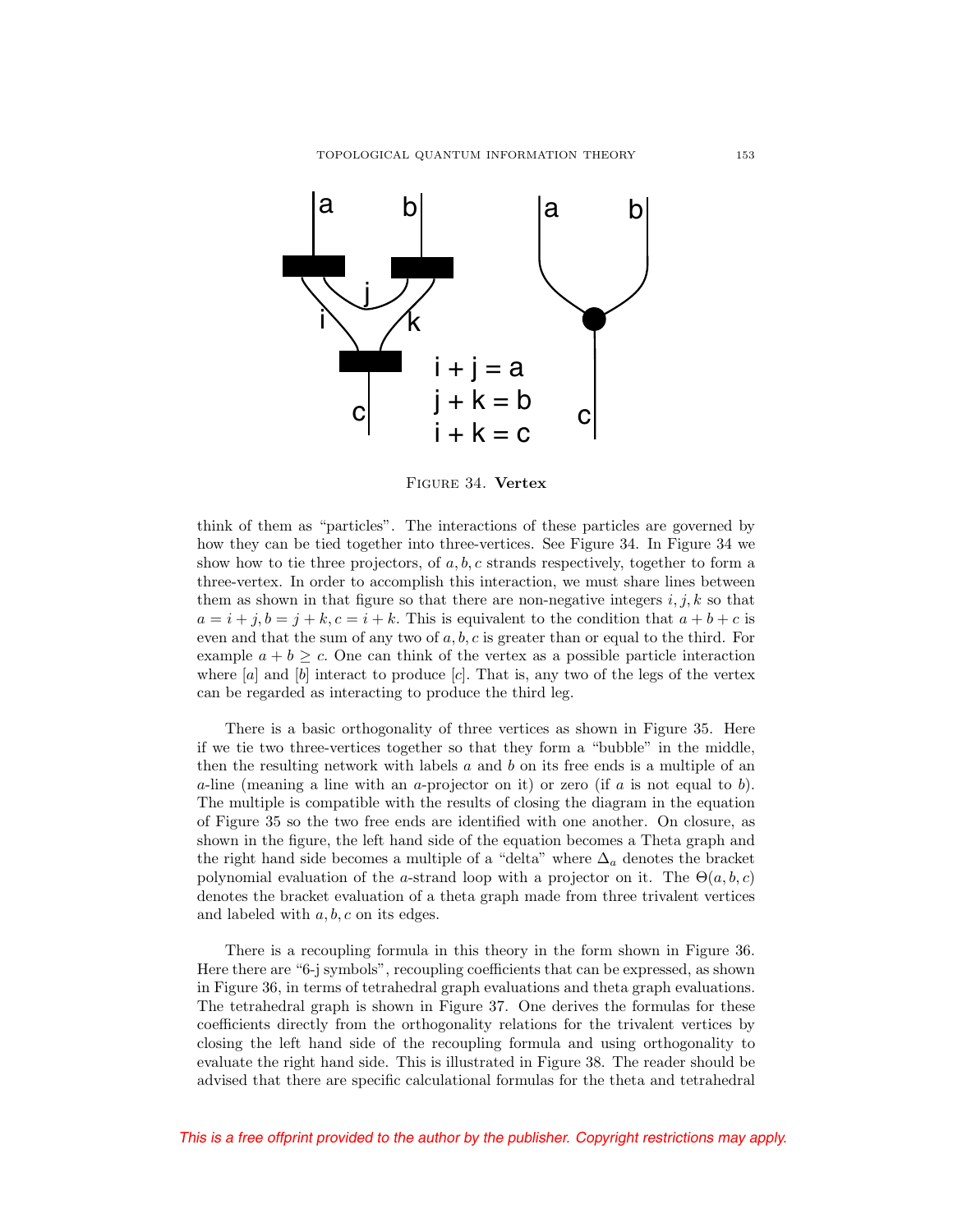FIGURE 34. **Vertex**

think of them as "particles". The interactions of these particles are governed by how they can be tied together into three-vertices. See Figure 34. In Figure 34 we show how to tie three projectors, of $a, b, c$ strands respectively, together to form a three-vertex. In order to accomplish this interaction, we must share lines between them as shown in that figure so that there are non-negative integers $i, j, k$ so that $a = i + j, b = j + k, c = i + k$. This is equivalent to the condition that $a + b + c$ is even and that the sum of any two of $a, b, c$ is greater than or equal to the third. For example $a + b \geq c$. One can think of the vertex as a possible particle interaction where $[a]$ and $[b]$ interact to produce $[c]$. That is, any two of the legs of the vertex can be regarded as interacting to produce the third leg.

There is a basic orthogonality of three vertices as shown in Figure 35. Here if we tie two three-vertices together so that they form a "bubble" in the middle, then the resulting network with labels $a$ and $b$ on its free ends is a multiple of an $a$-line (meaning a line with an $a$-projector on it) or zero (if $a$ is not equal to $b$). The multiple is compatible with the results of closing the diagram in the equation of Figure 35 so the two free ends are identified with one another. On closure, as shown in the figure, the left hand side of the equation becomes a Theta graph and the right hand side becomes a multiple of a "delta" where $\Delta_a$ denotes the bracket polynomial evaluation of the $a$-strand loop with a projector on it. The $\Theta(a, b, c)$ denotes the bracket evaluation of a theta graph made from three trivalent vertices and labeled with $a, b, c$ on its edges.

There is a recoupling formula in this theory in the form shown in Figure 36. Here there are "6-j symbols", recoupling coefficients that can be expressed, as shown in Figure 36, in terms of tetrahedral graph evaluations and theta graph evaluations. The tetrahedral graph is shown in Figure 37. One derives the formulas for these coefficients directly from the orthogonality relations for the trivalent vertices by closing the left hand side of the recoupling formula and using orthogonality to evaluate the right hand side. This is illustrated in Figure 38. The reader should be advised that there are specific calculational formulas for the theta and tetrahedral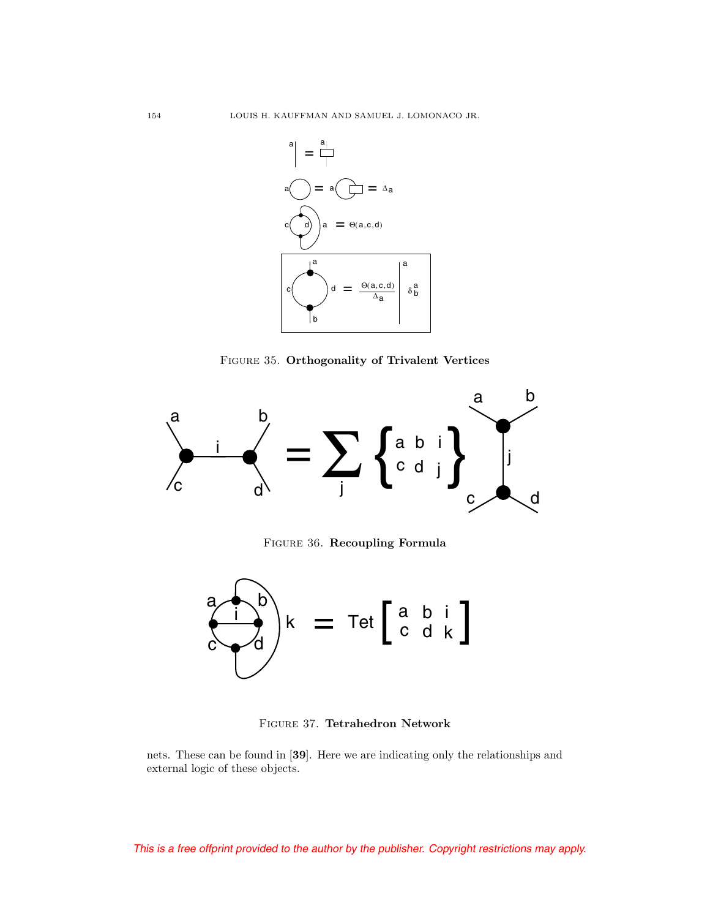FIGURE 35. **Orthogonality of Trivalent Vertices**

FIGURE 36. **Recoupling Formula**

FIGURE 37. **Tetrahedron Network**

nets. These can be found in [**39**]. Here we are indicating only the relationships and external logic of these objects.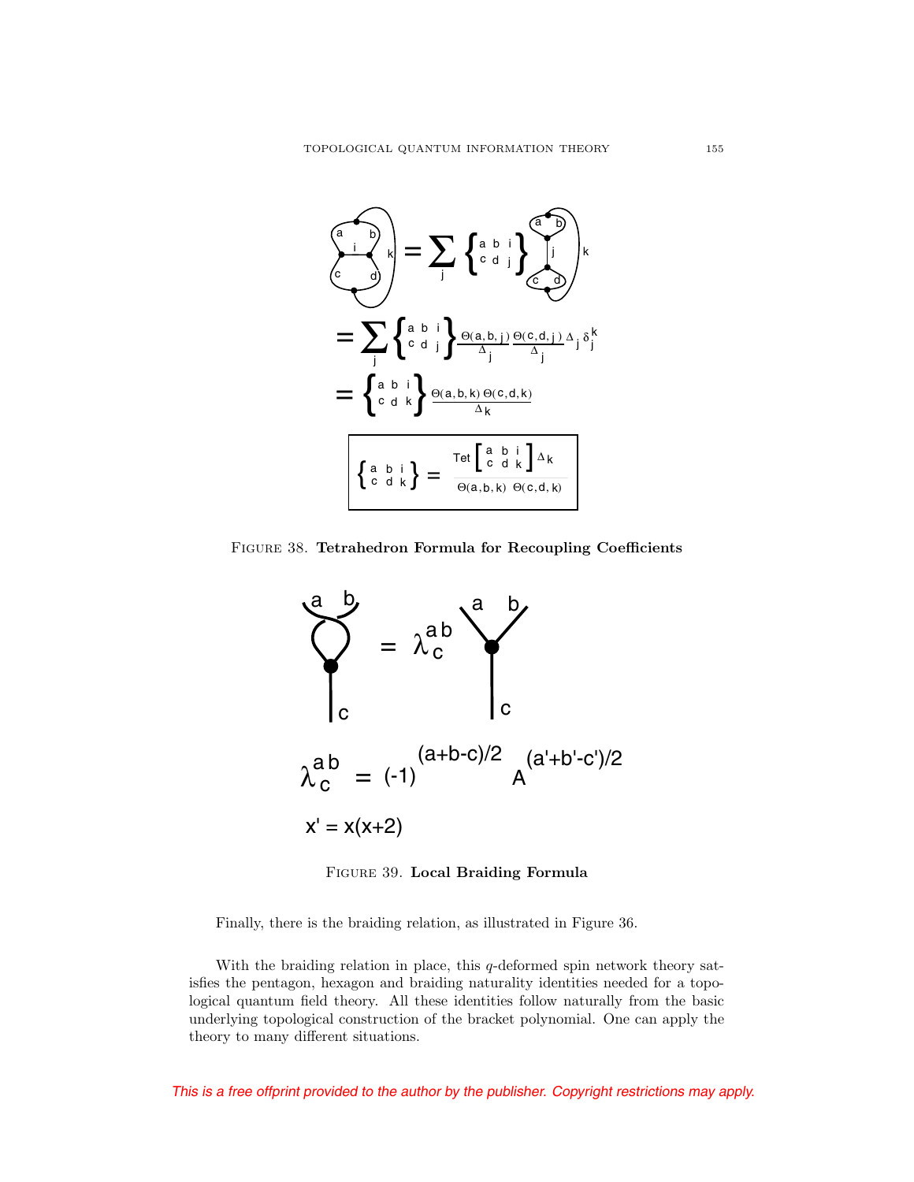$$= \sum_j \begin{Bmatrix} a & b & i \\ c & d & j \end{Bmatrix} \frac{\Theta(a,b,j)}{\Delta_j} \frac{\Theta(c,d,j)}{\Delta_j} \Delta_j \delta_j^k$$

$$= \begin{Bmatrix} a & b & i \\ c & d & k \end{Bmatrix} \frac{\Theta(a,b,k)\,\Theta(c,d,k)}{\Delta_k}$$

$$\begin{Bmatrix} a & b & i \\ c & d & k \end{Bmatrix} = \frac{\mathrm{Tet}\begin{bmatrix} a & b & i \\ c & d & k \end{bmatrix} \Delta_k}{\Theta(a,b,k)\;\Theta(c,d,k)}$$

Figure 38. **Tetrahedron Formula for Recoupling Coefficients**

$$\lambda_c^{ab} = (-1)^{(a+b-c)/2} A^{(a'+b'-c')/2}$$

$$x' = x(x+2)$$

Figure 39. **Local Braiding Formula**

Finally, there is the braiding relation, as illustrated in Figure 36.

With the braiding relation in place, this $q$-deformed spin network theory satisfies the pentagon, hexagon and braiding naturality identities needed for a topological quantum field theory. All these identities follow naturally from the basic underlying topological construction of the bracket polynomial. One can apply the theory to many different situations.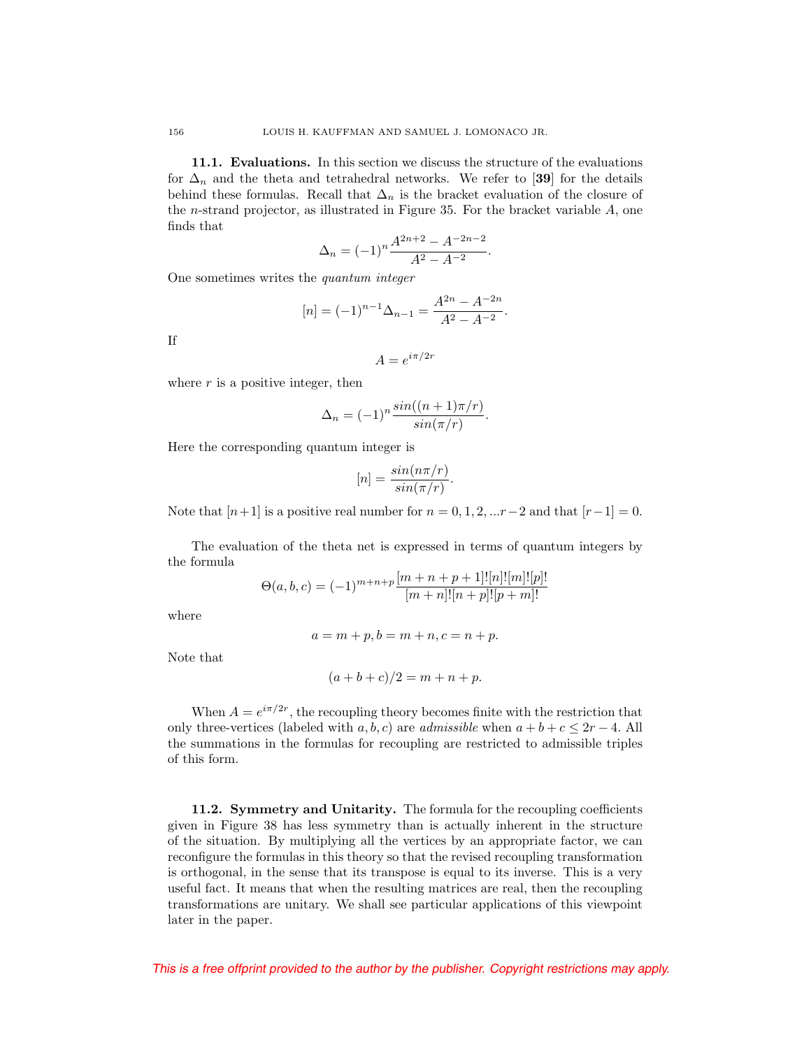**11.1. Evaluations.** In this section we discuss the structure of the evaluations for $\Delta_n$ and the theta and tetrahedral networks. We refer to [**39**] for the details behind these formulas. Recall that $\Delta_n$ is the bracket evaluation of the closure of the $n$-strand projector, as illustrated in Figure 35. For the bracket variable $A$, one finds that

$$\Delta_n = (-1)^n \frac{A^{2n+2} - A^{-2n-2}}{A^2 - A^{-2}}.$$

One sometimes writes the *quantum integer*

$$[n] = (-1)^{n-1}\Delta_{n-1} = \frac{A^{2n} - A^{-2n}}{A^2 - A^{-2}}.$$

If

$$A = e^{i\pi/2r}$$

where $r$ is a positive integer, then

$$\Delta_n = (-1)^n \frac{sin((n+1)\pi/r)}{sin(\pi/r)}.$$

Here the corresponding quantum integer is

$$[n] = \frac{sin(n\pi/r)}{sin(\pi/r)}.$$

Note that $[n+1]$ is a positive real number for $n = 0, 1, 2, ...r-2$ and that $[r-1] = 0$.

The evaluation of the theta net is expressed in terms of quantum integers by the formula

$$\Theta(a, b, c) = (-1)^{m+n+p} \frac{[m+n+p+1]![n]![m]![p]!}{[m+n]![n+p]![p+m]!}$$

where

$$a = m + p, b = m + n, c = n + p.$$

Note that

$$(a + b + c)/2 = m + n + p.$$

When $A = e^{i\pi/2r}$, the recoupling theory becomes finite with the restriction that only three-vertices (labeled with $a, b, c$) are *admissible* when $a + b + c \leq 2r - 4$. All the summations in the formulas for recoupling are restricted to admissible triples of this form.

**11.2. Symmetry and Unitarity.** The formula for the recoupling coefficients given in Figure 38 has less symmetry than is actually inherent in the structure of the situation. By multiplying all the vertices by an appropriate factor, we can reconfigure the formulas in this theory so that the revised recoupling transformation is orthogonal, in the sense that its transpose is equal to its inverse. This is a very useful fact. It means that when the resulting matrices are real, then the recoupling transformations are unitary. We shall see particular applications of this viewpoint later in the paper.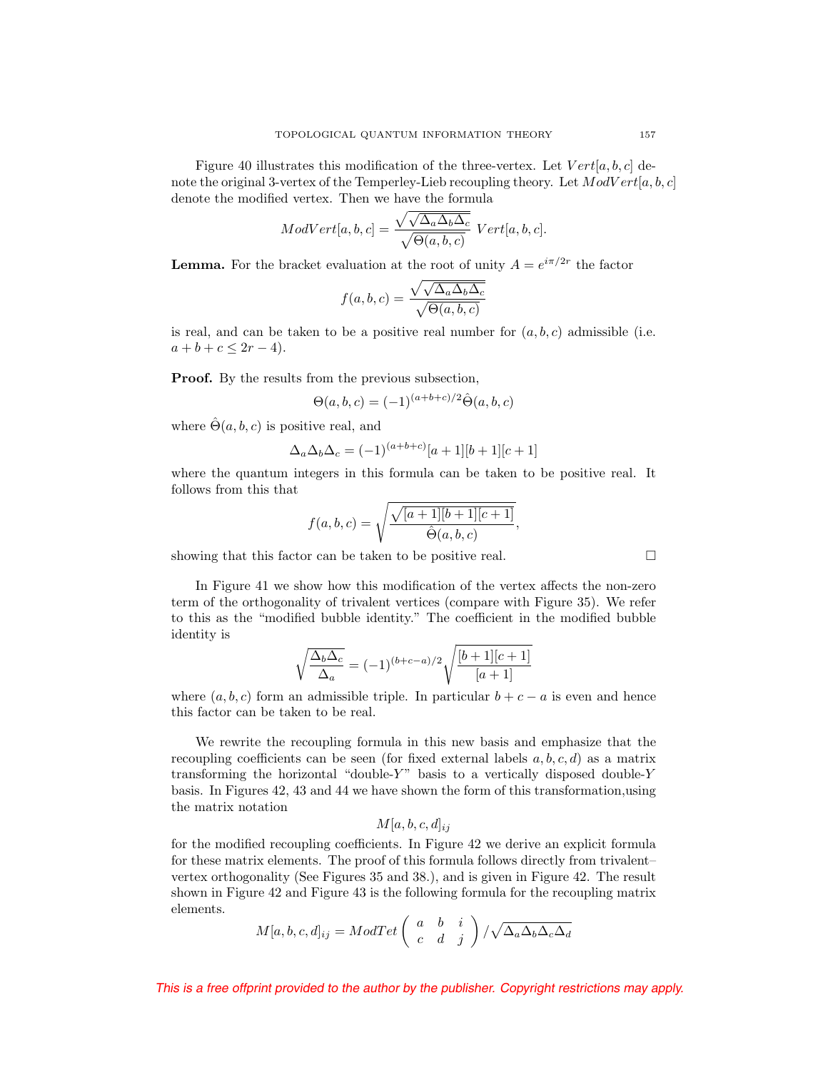Figure 40 illustrates this modification of the three-vertex. Let $Vert[a,b,c]$ denote the original 3-vertex of the Temperley-Lieb recoupling theory. Let $ModVert[a,b,c]$ denote the modified vertex. Then we have the formula

$$ModVert[a,b,c] = \frac{\sqrt{\sqrt{\Delta_a \Delta_b \Delta_c}}}{\sqrt{\Theta(a,b,c)}} \; Vert[a,b,c].$$

**Lemma.** For the bracket evaluation at the root of unity $A = e^{i\pi/2r}$ the factor

$$f(a,b,c) = \frac{\sqrt{\sqrt{\Delta_a \Delta_b \Delta_c}}}{\sqrt{\Theta(a,b,c)}}$$

is real, and can be taken to be a positive real number for $(a,b,c)$ admissible (i.e. $a+b+c \leq 2r-4$).

**Proof.** By the results from the previous subsection,

$$\Theta(a,b,c) = (-1)^{(a+b+c)/2}\hat{\Theta}(a,b,c)$$

where $\hat{\Theta}(a,b,c)$ is positive real, and

$$\Delta_a \Delta_b \Delta_c = (-1)^{(a+b+c)}[a+1][b+1][c+1]$$

where the quantum integers in this formula can be taken to be positive real. It follows from this that

$$f(a,b,c) = \sqrt{\frac{\sqrt{[a+1][b+1][c+1]}}{\hat{\Theta}(a,b,c)}},$$

showing that this factor can be taken to be positive real. □

In Figure 41 we show how this modification of the vertex affects the non-zero term of the orthogonality of trivalent vertices (compare with Figure 35). We refer to this as the "modified bubble identity." The coefficient in the modified bubble identity is

$$\sqrt{\frac{\Delta_b \Delta_c}{\Delta_a}} = (-1)^{(b+c-a)/2}\sqrt{\frac{[b+1][c+1]}{[a+1]}}$$

where $(a,b,c)$ form an admissible triple. In particular $b+c-a$ is even and hence this factor can be taken to be real.

We rewrite the recoupling formula in this new basis and emphasize that the recoupling coefficients can be seen (for fixed external labels $a,b,c,d$) as a matrix transforming the horizontal "double-$Y$" basis to a vertically disposed double-$Y$ basis. In Figures 42, 43 and 44 we have shown the form of this transformation,using the matrix notation

$$M[a,b,c,d]_{ij}$$

for the modified recoupling coefficients. In Figure 42 we derive an explicit formula for these matrix elements. The proof of this formula follows directly from trivalent–vertex orthogonality (See Figures 35 and 38.), and is given in Figure 42. The result shown in Figure 42 and Figure 43 is the following formula for the recoupling matrix elements.

$$M[a,b,c,d]_{ij} = ModTet\begin{pmatrix} a & b & i \\ c & d & j \end{pmatrix} / \sqrt{\Delta_a \Delta_b \Delta_c \Delta_d}$$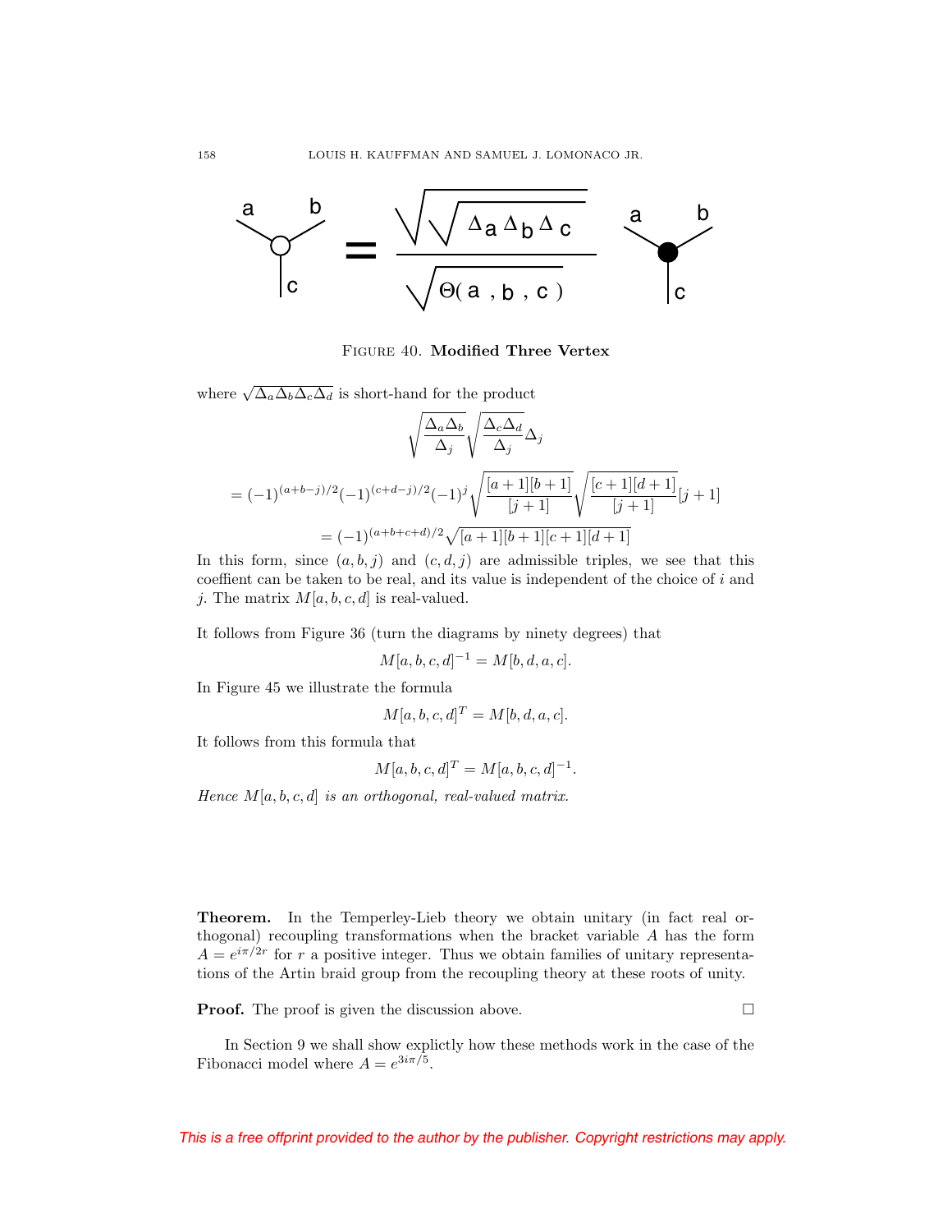FIGURE 40. **Modified Three Vertex**

where $\sqrt{\Delta_a \Delta_b \Delta_c \Delta_d}$ is short-hand for the product

$$\sqrt{\frac{\Delta_a \Delta_b}{\Delta_j}} \sqrt{\frac{\Delta_c \Delta_d}{\Delta_j}} \Delta_j$$

$$= (-1)^{(a+b-j)/2}(-1)^{(c+d-j)/2}(-1)^j \sqrt{\frac{[a+1][b+1]}{[j+1]}} \sqrt{\frac{[c+1][d+1]}{[j+1]}} [j+1]$$

$$= (-1)^{(a+b+c+d)/2} \sqrt{[a+1][b+1][c+1][d+1]}$$

In this form, since $(a, b, j)$ and $(c, d, j)$ are admissible triples, we see that this coeffient can be taken to be real, and its value is independent of the choice of $i$ and $j$. The matrix $M[a, b, c, d]$ is real-valued.

It follows from Figure 36 (turn the diagrams by ninety degrees) that

$$M[a, b, c, d]^{-1} = M[b, d, a, c].$$

In Figure 45 we illustrate the formula

$$M[a, b, c, d]^T = M[b, d, a, c].$$

It follows from this formula that

$$M[a, b, c, d]^T = M[a, b, c, d]^{-1}.$$

*Hence $M[a, b, c, d]$ is an orthogonal, real-valued matrix.*

**Theorem.** In the Temperley-Lieb theory we obtain unitary (in fact real orthogonal) recoupling transformations when the bracket variable $A$ has the form $A = e^{i\pi/2r}$ for $r$ a positive integer. Thus we obtain families of unitary representations of the Artin braid group from the recoupling theory at these roots of unity.

**Proof.** The proof is given the discussion above. □

In Section 9 we shall show explictly how these methods work in the case of the Fibonacci model where $A = e^{3i\pi/5}$.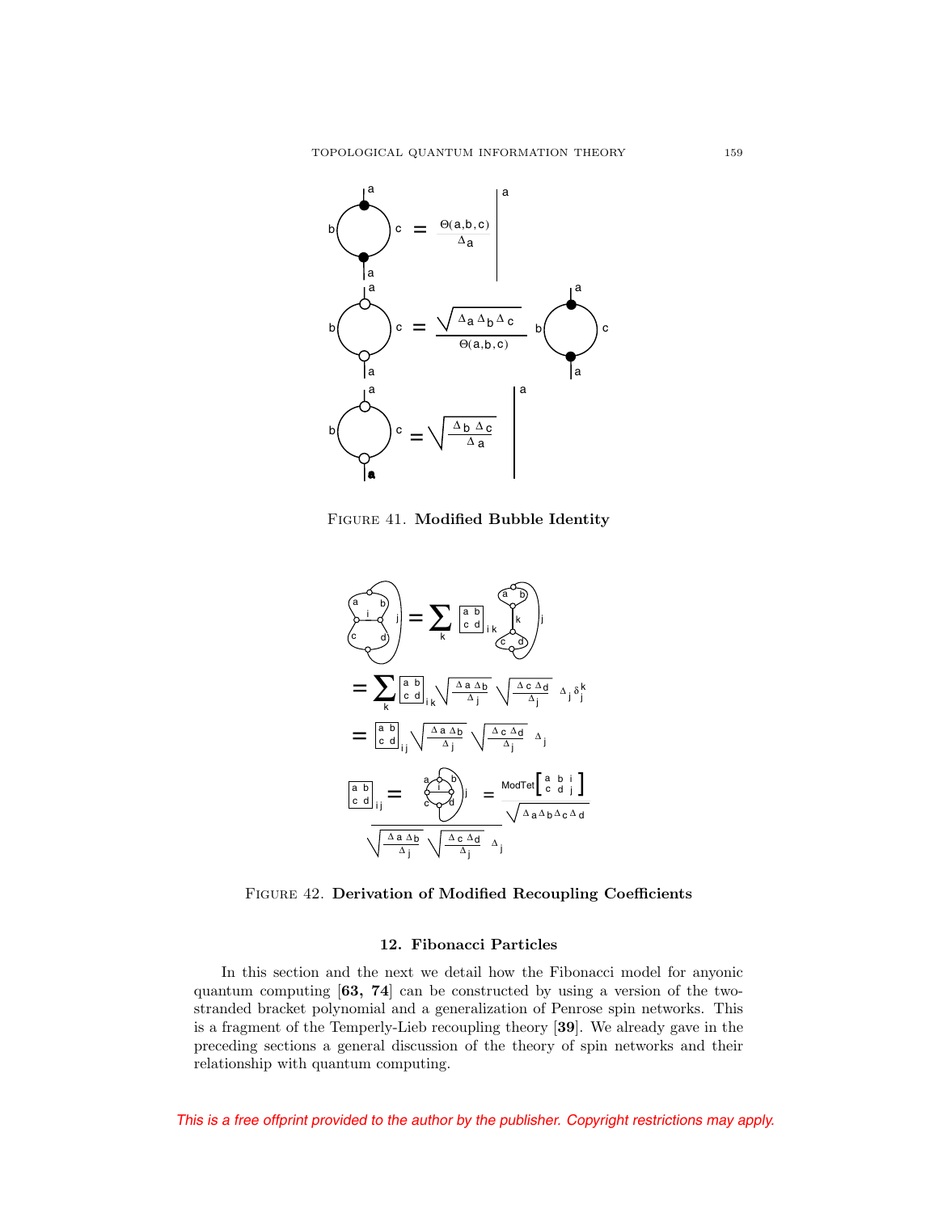FIGURE 41. **Modified Bubble Identity**

FIGURE 42. **Derivation of Modified Recoupling Coefficients**

## 12. Fibonacci Particles

In this section and the next we detail how the Fibonacci model for anyonic quantum computing [**63, 74**] can be constructed by using a version of the two-stranded bracket polynomial and a generalization of Penrose spin networks. This is a fragment of the Temperly-Lieb recoupling theory [**39**]. We already gave in the preceding sections a general discussion of the theory of spin networks and their relationship with quantum computing.

*This is a free offprint provided to the author by the publisher. Copyright restrictions may apply.*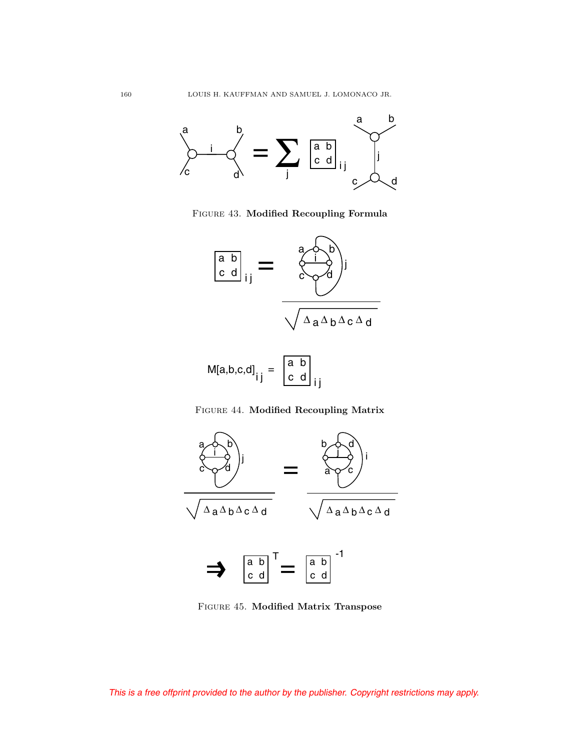FIGURE 43. **Modified Recoupling Formula**

$$M[a,b,c,d]_{ij} = \begin{bmatrix} a & b \\ c & d \end{bmatrix}_{ij}$$

FIGURE 44. **Modified Recoupling Matrix**

$$\Rightarrow \begin{bmatrix} a & b \\ c & d \end{bmatrix}^{T} = \begin{bmatrix} a & b \\ c & d \end{bmatrix}^{-1}$$

FIGURE 45. **Modified Matrix Transpose**

*This is a free offprint provided to the author by the publisher. Copyright restrictions may apply.*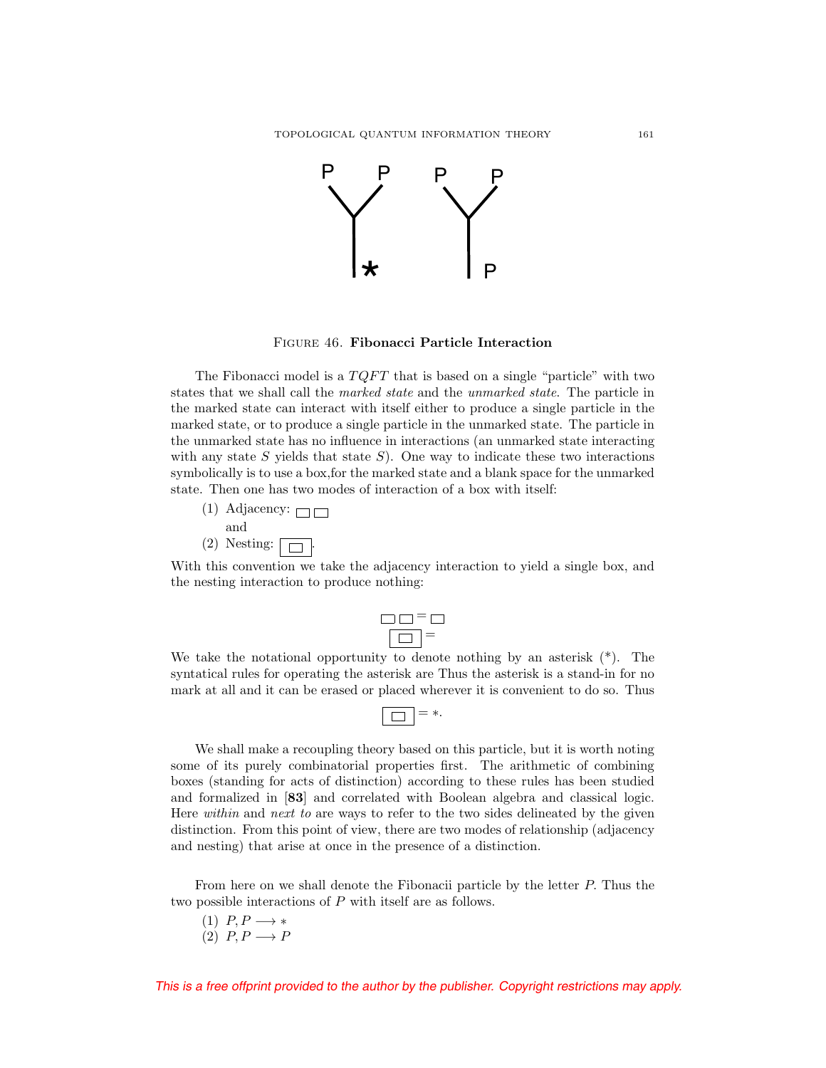FIGURE 46. **Fibonacci Particle Interaction**

The Fibonacci model is a *TQFT* that is based on a single "particle" with two states that we shall call the *marked state* and the *unmarked state*. The particle in the marked state can interact with itself either to produce a single particle in the marked state, or to produce a single particle in the unmarked state. The particle in the unmarked state has no influence in interactions (an unmarked state interacting with any state $S$ yields that state $S$). One way to indicate these two interactions symbolically is to use a box,for the marked state and a blank space for the unmarked state. Then one has two modes of interaction of a box with itself:

(1) Adjacency: ▭▭
and
(2) Nesting: ▭ inside ▭.

With this convention we take the adjacency interaction to yield a single box, and the nesting interaction to produce nothing:

▭▭ = ▭

(▭ nested in ▭) =

We take the notational opportunity to denote nothing by an asterisk (*). The syntatical rules for operating the asterisk are Thus the asterisk is a stand-in for no mark at all and it can be erased or placed wherever it is convenient to do so. Thus

(▭ nested in ▭) $= *$.

We shall make a recoupling theory based on this particle, but it is worth noting some of its purely combinatorial properties first. The arithmetic of combining boxes (standing for acts of distinction) according to these rules has been studied and formalized in [**83**] and correlated with Boolean algebra and classical logic. Here *within* and *next to* are ways to refer to the two sides delineated by the given distinction. From this point of view, there are two modes of relationship (adjacency and nesting) that arise at once in the presence of a distinction.

From here on we shall denote the Fibonacii particle by the letter $P$. Thus the two possible interactions of $P$ with itself are as follows.

(1) $P, P \longrightarrow *$
(2) $P, P \longrightarrow P$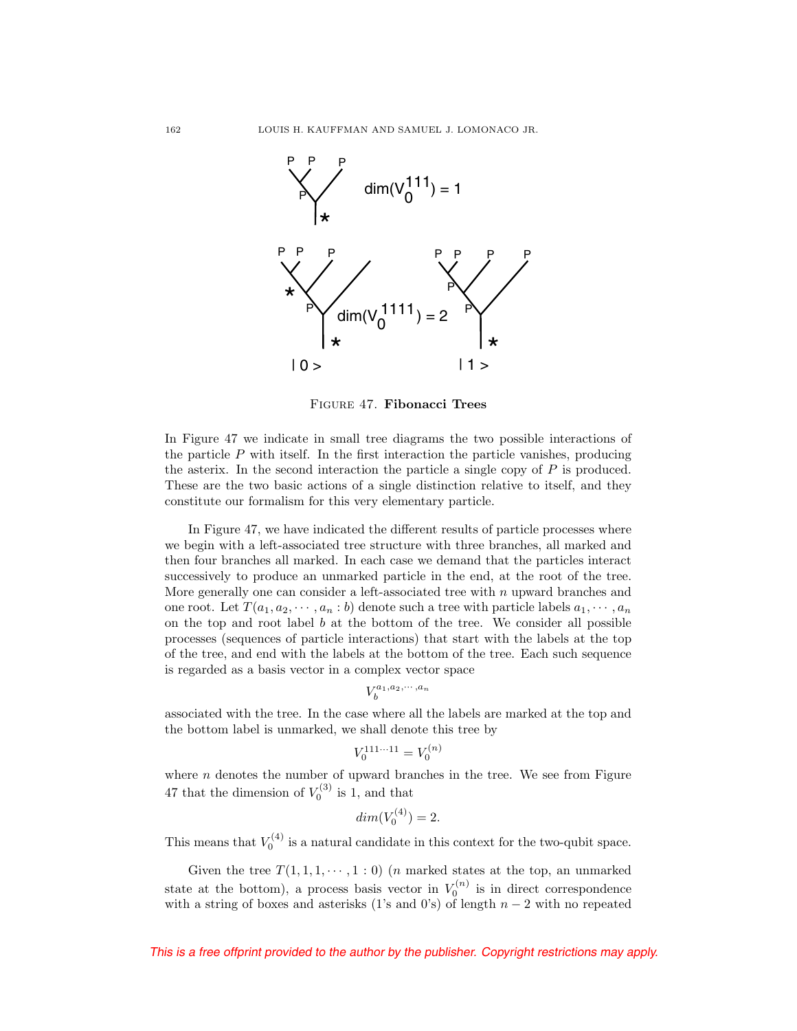FIGURE 47. **Fibonacci Trees**

In Figure 47 we indicate in small tree diagrams the two possible interactions of the particle $P$ with itself. In the first interaction the particle vanishes, producing the asterix. In the second interaction the particle a single copy of $P$ is produced. These are the two basic actions of a single distinction relative to itself, and they constitute our formalism for this very elementary particle.

In Figure 47, we have indicated the different results of particle processes where we begin with a left-associated tree structure with three branches, all marked and then four branches all marked. In each case we demand that the particles interact successively to produce an unmarked particle in the end, at the root of the tree. More generally one can consider a left-associated tree with $n$ upward branches and one root. Let $T(a_1, a_2, \cdots, a_n : b)$ denote such a tree with particle labels $a_1, \cdots, a_n$ on the top and root label $b$ at the bottom of the tree. We consider all possible processes (sequences of particle interactions) that start with the labels at the top of the tree, and end with the labels at the bottom of the tree. Each such sequence is regarded as a basis vector in a complex vector space

$$V_b^{a_1, a_2, \cdots, a_n}$$

associated with the tree. In the case where all the labels are marked at the top and the bottom label is unmarked, we shall denote this tree by

$$V_0^{111\cdots 11} = V_0^{(n)}$$

where $n$ denotes the number of upward branches in the tree. We see from Figure 47 that the dimension of $V_0^{(3)}$ is 1, and that

$$dim(V_0^{(4)}) = 2.$$

This means that $V_0^{(4)}$ is a natural candidate in this context for the two-qubit space.

Given the tree $T(1, 1, 1, \cdots, 1 : 0)$ ($n$ marked states at the top, an unmarked state at the bottom), a process basis vector in $V_0^{(n)}$ is in direct correspondence with a string of boxes and asterisks (1's and 0's) of length $n - 2$ with no repeated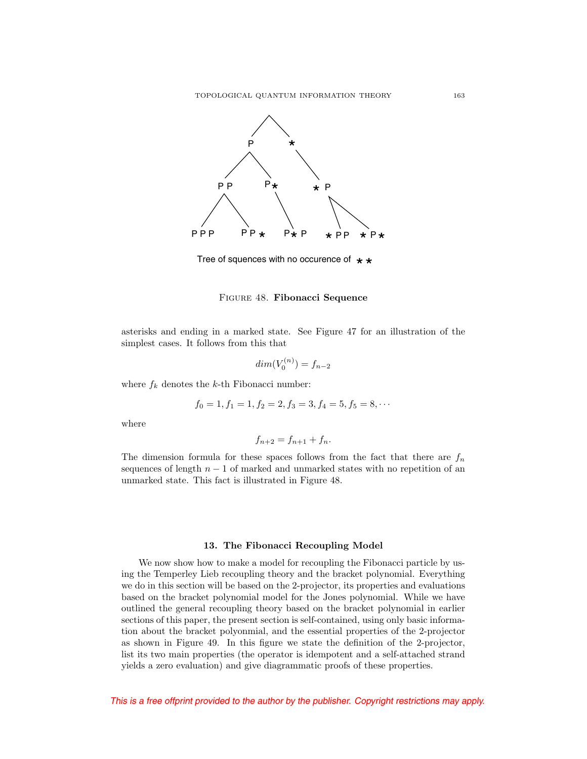Tree of squences with no occurence of * *

FIGURE 48. **Fibonacci Sequence**

asterisks and ending in a marked state. See Figure 47 for an illustration of the simplest cases. It follows from this that

$$dim(V_0^{(n)}) = f_{n-2}$$

where $f_k$ denotes the $k$-th Fibonacci number:

$$f_0 = 1, f_1 = 1, f_2 = 2, f_3 = 3, f_4 = 5, f_5 = 8, \cdots$$

where

$$f_{n+2} = f_{n+1} + f_n.$$

The dimension formula for these spaces follows from the fact that there are $f_n$ sequences of length $n-1$ of marked and unmarked states with no repetition of an unmarked state. This fact is illustrated in Figure 48.

## 13. The Fibonacci Recoupling Model

We now show how to make a model for recoupling the Fibonacci particle by using the Temperley Lieb recoupling theory and the bracket polynomial. Everything we do in this section will be based on the 2-projector, its properties and evaluations based on the bracket polynomial model for the Jones polynomial. While we have outlined the general recoupling theory based on the bracket polynomial in earlier sections of this paper, the present section is self-contained, using only basic information about the bracket polyonmial, and the essential properties of the 2-projector as shown in Figure 49. In this figure we state the definition of the 2-projector, list its two main properties (the operator is idempotent and a self-attached strand yields a zero evaluation) and give diagrammatic proofs of these properties.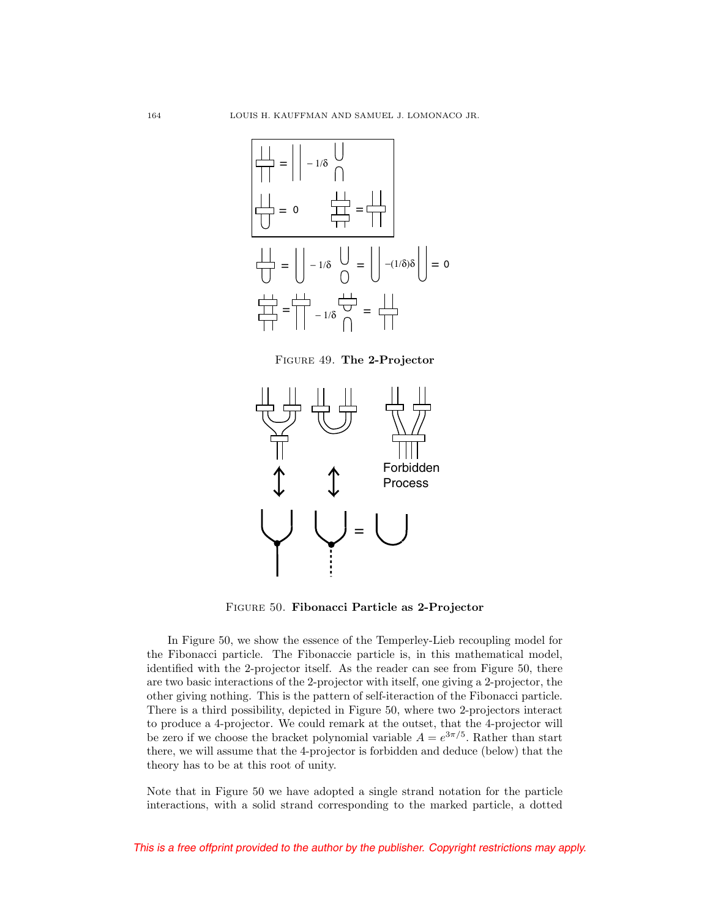FIGURE 49. **The 2-Projector**

Forbidden Process

FIGURE 50. **Fibonacci Particle as 2-Projector**

In Figure 50, we show the essence of the Temperley-Lieb recoupling model for the Fibonacci particle. The Fibonaccie particle is, in this mathematical model, identified with the 2-projector itself. As the reader can see from Figure 50, there are two basic interactions of the 2-projector with itself, one giving a 2-projector, the other giving nothing. This is the pattern of self-iteraction of the Fibonacci particle. There is a third possibility, depicted in Figure 50, where two 2-projectors interact to produce a 4-projector. We could remark at the outset, that the 4-projector will be zero if we choose the bracket polynomial variable $A = e^{3\pi/5}$. Rather than start there, we will assume that the 4-projector is forbidden and deduce (below) that the theory has to be at this root of unity.

Note that in Figure 50 we have adopted a single strand notation for the particle interactions, with a solid strand corresponding to the marked particle, a dotted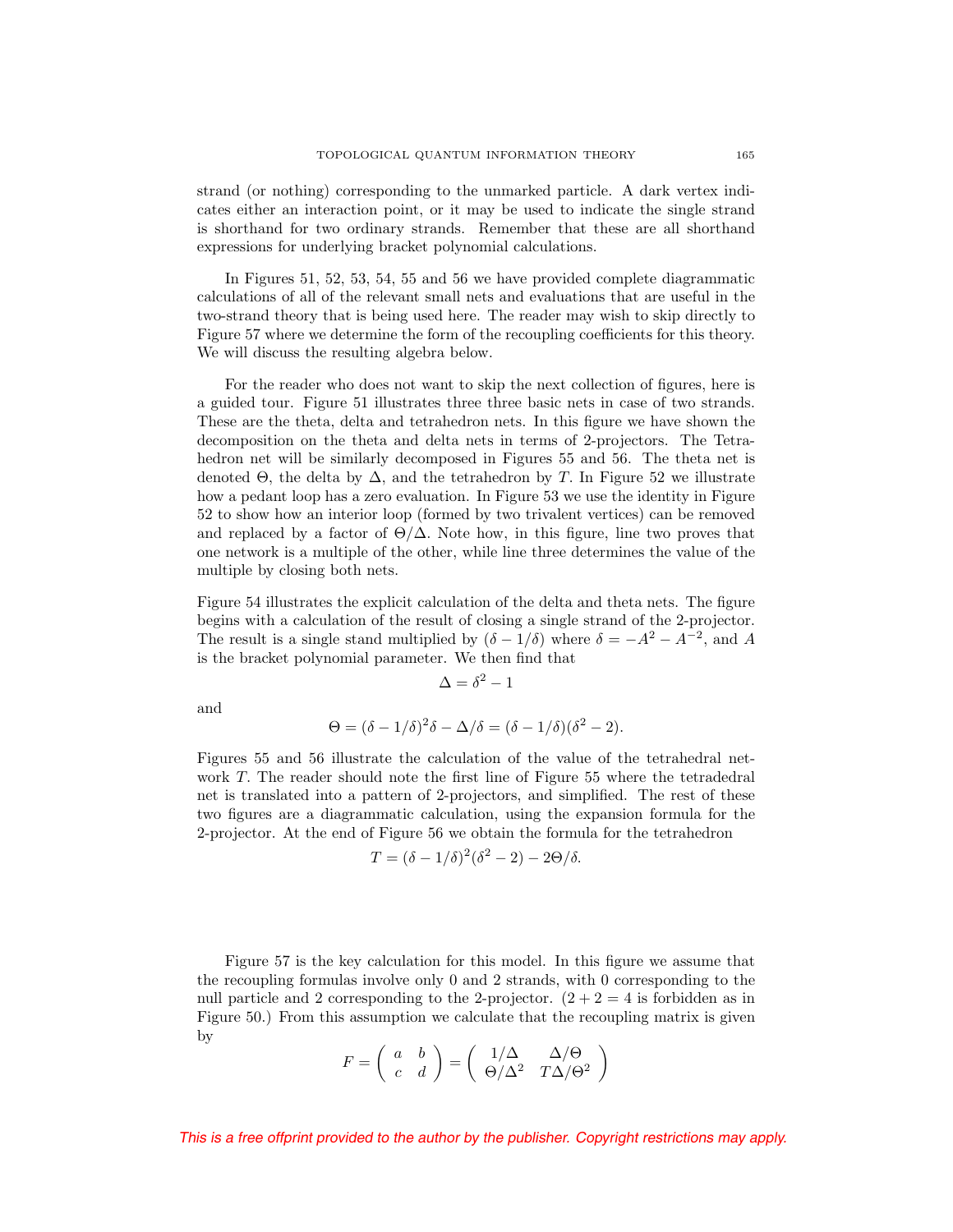strand (or nothing) corresponding to the unmarked particle. A dark vertex indicates either an interaction point, or it may be used to indicate the single strand is shorthand for two ordinary strands. Remember that these are all shorthand expressions for underlying bracket polynomial calculations.

In Figures 51, 52, 53, 54, 55 and 56 we have provided complete diagrammatic calculations of all of the relevant small nets and evaluations that are useful in the two-strand theory that is being used here. The reader may wish to skip directly to Figure 57 where we determine the form of the recoupling coefficients for this theory. We will discuss the resulting algebra below.

For the reader who does not want to skip the next collection of figures, here is a guided tour. Figure 51 illustrates three three basic nets in case of two strands. These are the theta, delta and tetrahedron nets. In this figure we have shown the decomposition on the theta and delta nets in terms of 2-projectors. The Tetrahedron net will be similarly decomposed in Figures 55 and 56. The theta net is denoted $\Theta$, the delta by $\Delta$, and the tetrahedron by $T$. In Figure 52 we illustrate how a pedant loop has a zero evaluation. In Figure 53 we use the identity in Figure 52 to show how an interior loop (formed by two trivalent vertices) can be removed and replaced by a factor of $\Theta/\Delta$. Note how, in this figure, line two proves that one network is a multiple of the other, while line three determines the value of the multiple by closing both nets.

Figure 54 illustrates the explicit calculation of the delta and theta nets. The figure begins with a calculation of the result of closing a single strand of the 2-projector. The result is a single stand multiplied by $(\delta - 1/\delta)$ where $\delta = -A^2 - A^{-2}$, and $A$ is the bracket polynomial parameter. We then find that

$$\Delta = \delta^2 - 1$$

and

$$\Theta = (\delta - 1/\delta)^2 \delta - \Delta/\delta = (\delta - 1/\delta)(\delta^2 - 2).$$

Figures 55 and 56 illustrate the calculation of the value of the tetrahedral network $T$. The reader should note the first line of Figure 55 where the tetradedral net is translated into a pattern of 2-projectors, and simplified. The rest of these two figures are a diagrammatic calculation, using the expansion formula for the 2-projector. At the end of Figure 56 we obtain the formula for the tetrahedron

$$T = (\delta - 1/\delta)^2(\delta^2 - 2) - 2\Theta/\delta.$$

Figure 57 is the key calculation for this model. In this figure we assume that the recoupling formulas involve only 0 and 2 strands, with 0 corresponding to the null particle and 2 corresponding to the 2-projector. ($2 + 2 = 4$ is forbidden as in Figure 50.) From this assumption we calculate that the recoupling matrix is given by

$$F = \begin{pmatrix} a & b \\ c & d \end{pmatrix} = \begin{pmatrix} 1/\Delta & \Delta/\Theta \\ \Theta/\Delta^2 & T\Delta/\Theta^2 \end{pmatrix}$$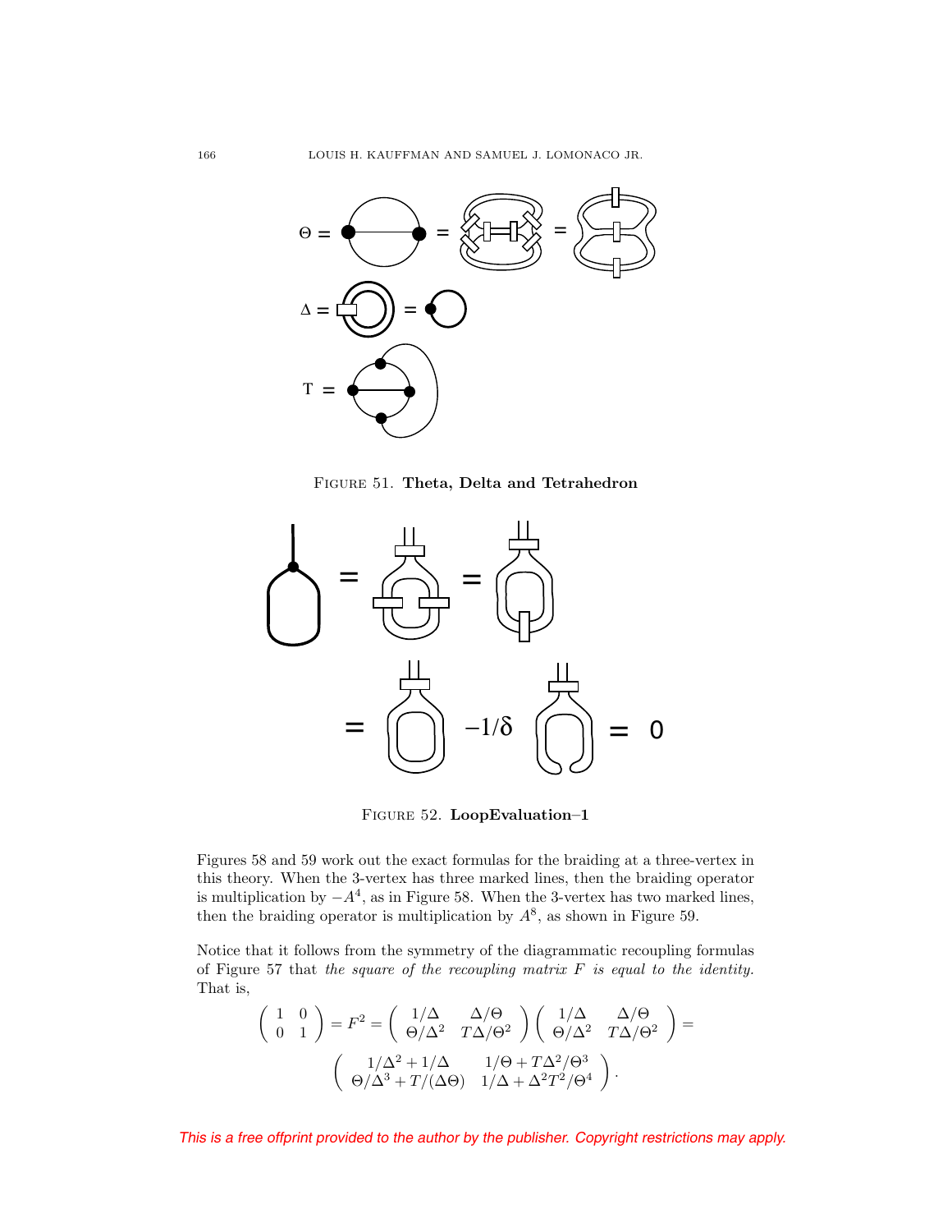FIGURE 51. **Theta, Delta and Tetrahedron**

FIGURE 52. **LoopEvaluation–1**

Figures 58 and 59 work out the exact formulas for the braiding at a three-vertex in this theory. When the 3-vertex has three marked lines, then the braiding operator is multiplication by $-A^4$, as in Figure 58. When the 3-vertex has two marked lines, then the braiding operator is multiplication by $A^8$, as shown in Figure 59.

Notice that it follows from the symmetry of the diagrammatic recoupling formulas of Figure 57 that *the square of the recoupling matrix F is equal to the identity.* That is,

$$\begin{pmatrix} 1 & 0 \\ 0 & 1 \end{pmatrix} = F^2 = \begin{pmatrix} 1/\Delta & \Delta/\Theta \\ \Theta/\Delta^2 & T\Delta/\Theta^2 \end{pmatrix} \begin{pmatrix} 1/\Delta & \Delta/\Theta \\ \Theta/\Delta^2 & T\Delta/\Theta^2 \end{pmatrix} =$$

$$\begin{pmatrix} 1/\Delta^2 + 1/\Delta & 1/\Theta + T\Delta^2/\Theta^3 \\ \Theta/\Delta^3 + T/(\Delta\Theta) & 1/\Delta + \Delta^2 T^2/\Theta^4 \end{pmatrix}.$$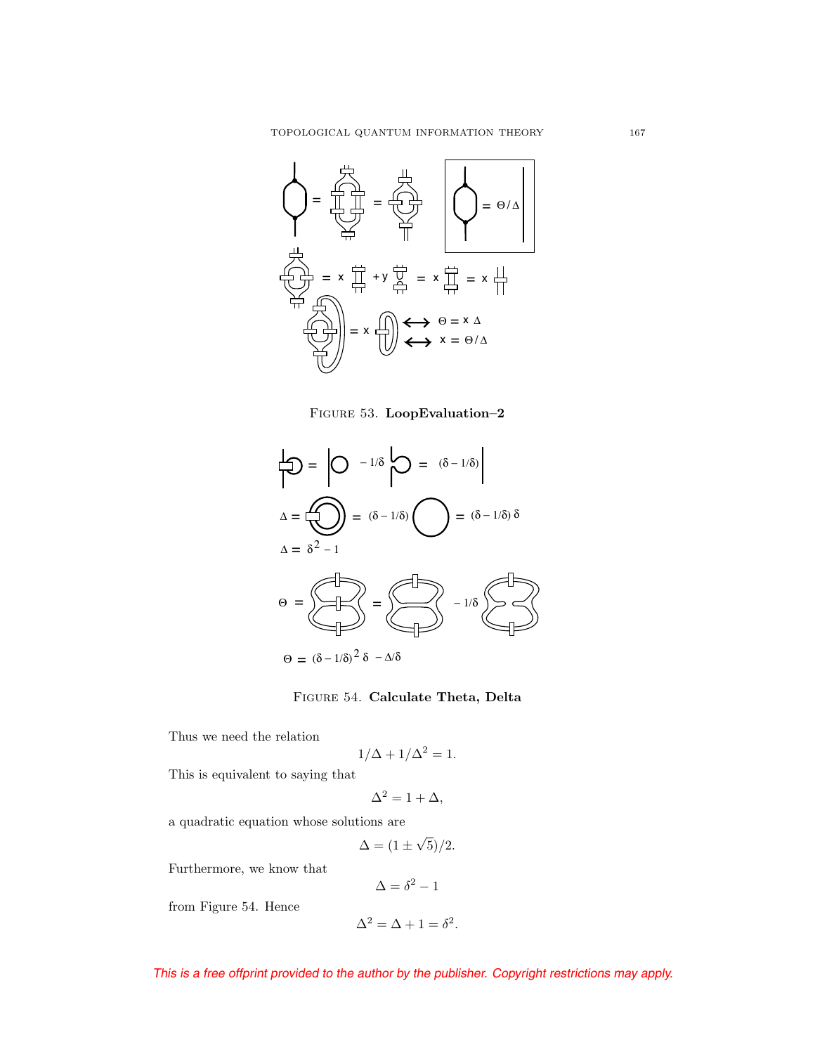FIGURE 53. **LoopEvaluation–2**

FIGURE 54. **Calculate Theta, Delta**

Thus we need the relation

$$1/\Delta + 1/\Delta^2 = 1.$$

This is equivalent to saying that

$$\Delta^2 = 1 + \Delta,$$

a quadratic equation whose solutions are

$$\Delta = (1 \pm \sqrt{5})/2.$$

Furthermore, we know that

$$\Delta = \delta^2 - 1$$

from Figure 54. Hence

$$\Delta^2 = \Delta + 1 = \delta^2.$$

*This is a free offprint provided to the author by the publisher. Copyright restrictions may apply.*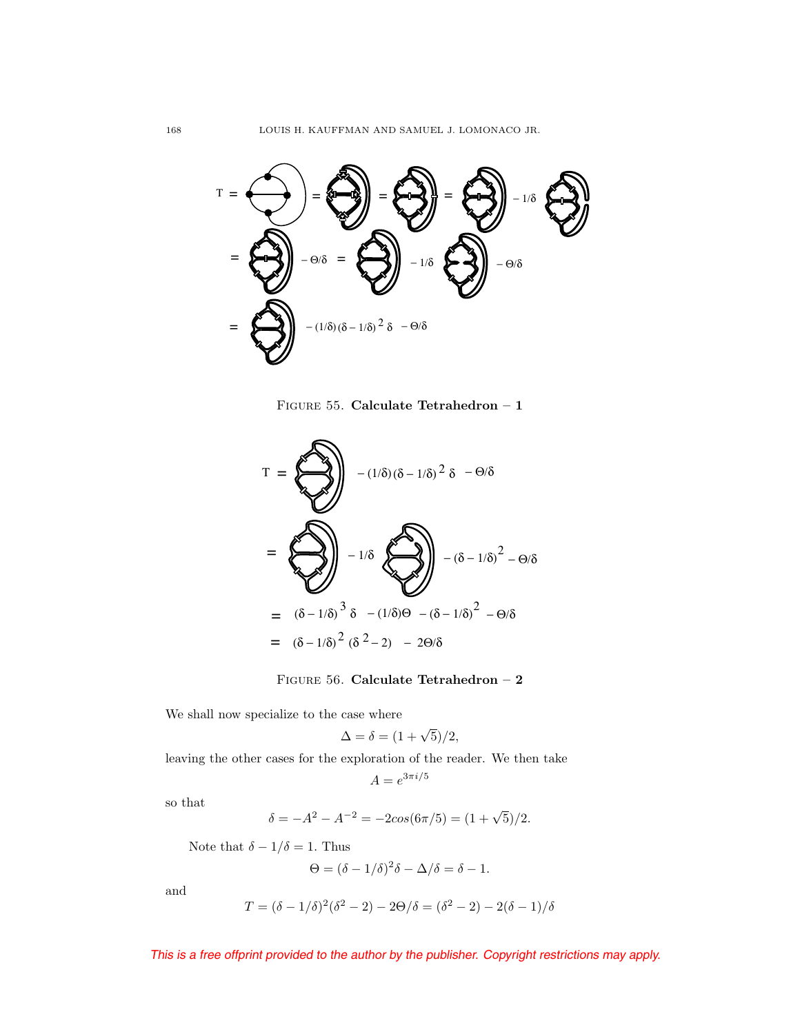FIGURE 55. **Calculate Tetrahedron – 1**

FIGURE 56. **Calculate Tetrahedron – 2**

We shall now specialize to the case where

$$\Delta = \delta = (1 + \sqrt{5})/2,$$

leaving the other cases for the exploration of the reader. We then take

$$A = e^{3\pi i/5}$$

so that

$$\delta = -A^2 - A^{-2} = -2cos(6\pi/5) = (1 + \sqrt{5})/2.$$

Note that $\delta - 1/\delta = 1$. Thus

$$\Theta = (\delta - 1/\delta)^2\delta - \Delta/\delta = \delta - 1.$$

and

$$T = (\delta - 1/\delta)^2(\delta^2 - 2) - 2\Theta/\delta = (\delta^2 - 2) - 2(\delta - 1)/\delta$$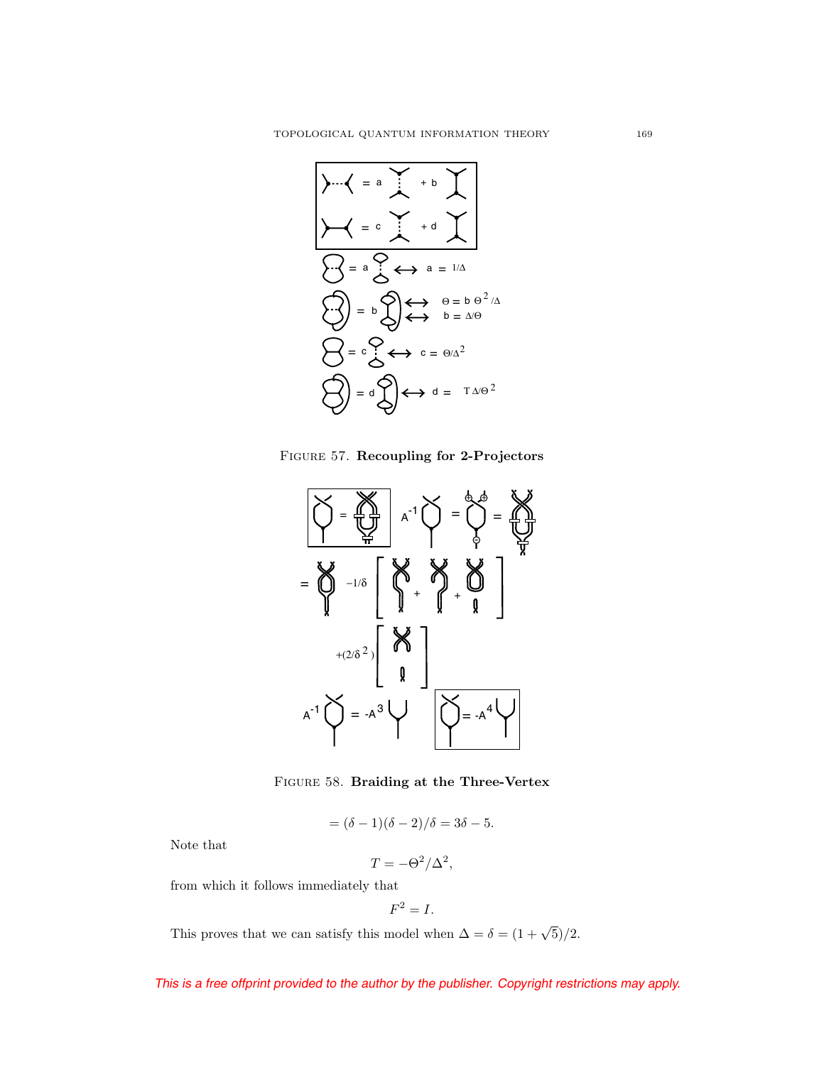FIGURE 57. **Recoupling for 2-Projectors**

FIGURE 58. **Braiding at the Three-Vertex**

$$= (\delta - 1)(\delta - 2)/\delta = 3\delta - 5.$$

Note that

$$T = -\Theta^2/\Delta^2,$$

from which it follows immediately that

$$F^2 = I.$$

This proves that we can satisfy this model when $\Delta = \delta = (1 + \sqrt{5})/2$.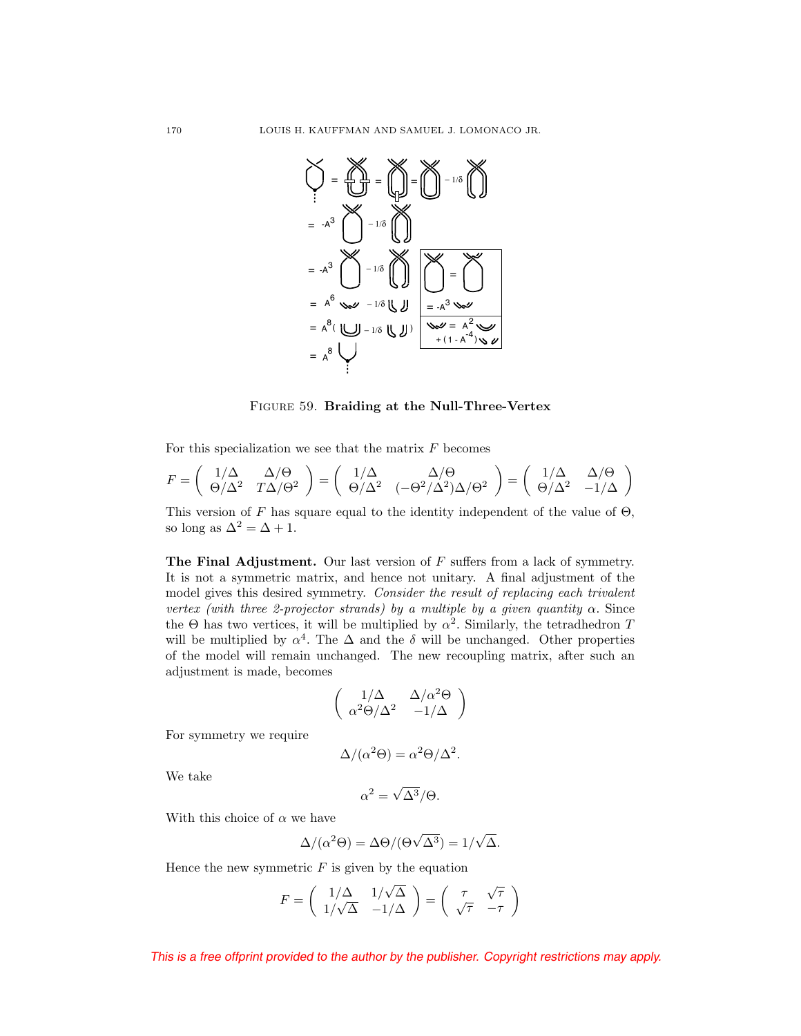FIGURE 59. **Braiding at the Null-Three-Vertex**

For this specialization we see that the matrix $F$ becomes

$$F = \begin{pmatrix} 1/\Delta & \Delta/\Theta \\ \Theta/\Delta^2 & T\Delta/\Theta^2 \end{pmatrix} = \begin{pmatrix} 1/\Delta & \Delta/\Theta \\ \Theta/\Delta^2 & (-\Theta^2/\Delta^2)\Delta/\Theta^2 \end{pmatrix} = \begin{pmatrix} 1/\Delta & \Delta/\Theta \\ \Theta/\Delta^2 & -1/\Delta \end{pmatrix}$$

This version of $F$ has square equal to the identity independent of the value of $\Theta$, so long as $\Delta^2 = \Delta + 1$.

**The Final Adjustment.** Our last version of $F$ suffers from a lack of symmetry. It is not a symmetric matrix, and hence not unitary. A final adjustment of the model gives this desired symmetry. *Consider the result of replacing each trivalent vertex (with three 2-projector strands) by a multiple by a given quantity* $\alpha$. Since the $\Theta$ has two vertices, it will be multiplied by $\alpha^2$. Similarly, the tetradhedron $T$ will be multiplied by $\alpha^4$. The $\Delta$ and the $\delta$ will be unchanged. Other properties of the model will remain unchanged. The new recoupling matrix, after such an adjustment is made, becomes

$$\begin{pmatrix} 1/\Delta & \Delta/\alpha^2\Theta \\ \alpha^2\Theta/\Delta^2 & -1/\Delta \end{pmatrix}$$

For symmetry we require

$$\Delta/(\alpha^2\Theta) = \alpha^2\Theta/\Delta^2.$$

We take

$$\alpha^2 = \sqrt{\Delta^3}/\Theta.$$

With this choice of $\alpha$ we have

$$\Delta/(\alpha^2\Theta) = \Delta\Theta/(\Theta\sqrt{\Delta^3}) = 1/\sqrt{\Delta}.$$

Hence the new symmetric $F$ is given by the equation

$$F = \begin{pmatrix} 1/\Delta & 1/\sqrt{\Delta} \\ 1/\sqrt{\Delta} & -1/\Delta \end{pmatrix} = \begin{pmatrix} \tau & \sqrt{\tau} \\ \sqrt{\tau} & -\tau \end{pmatrix}$$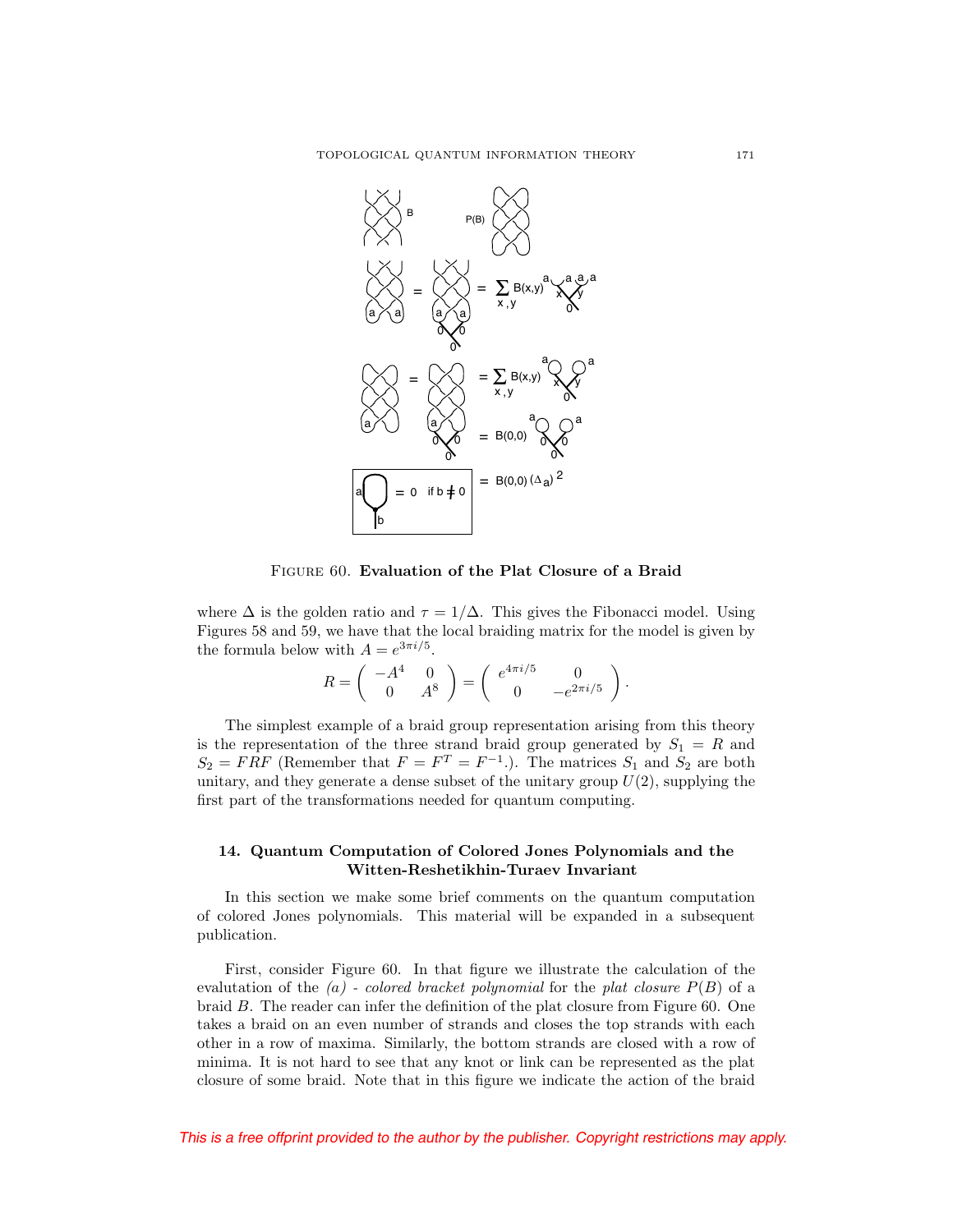FIGURE 60. **Evaluation of the Plat Closure of a Braid**

where $\Delta$ is the golden ratio and $\tau = 1/\Delta$. This gives the Fibonacci model. Using Figures 58 and 59, we have that the local braiding matrix for the model is given by the formula below with $A = e^{3\pi i/5}$.

$$R = \begin{pmatrix} -A^4 & 0 \\ 0 & A^8 \end{pmatrix} = \begin{pmatrix} e^{4\pi i/5} & 0 \\ 0 & -e^{2\pi i/5} \end{pmatrix}.$$

The simplest example of a braid group representation arising from this theory is the representation of the three strand braid group generated by $S_1 = R$ and $S_2 = FRF$ (Remember that $F = F^T = F^{-1}$.). The matrices $S_1$ and $S_2$ are both unitary, and they generate a dense subset of the unitary group $U(2)$, supplying the first part of the transformations needed for quantum computing.

## 14. Quantum Computation of Colored Jones Polynomials and the Witten-Reshetikhin-Turaev Invariant

In this section we make some brief comments on the quantum computation of colored Jones polynomials. This material will be expanded in a subsequent publication.

First, consider Figure 60. In that figure we illustrate the calculation of the evalutation of the *(a) - colored bracket polynomial* for the *plat closure* $P(B)$ of a braid $B$. The reader can infer the definition of the plat closure from Figure 60. One takes a braid on an even number of strands and closes the top strands with each other in a row of maxima. Similarly, the bottom strands are closed with a row of minima. It is not hard to see that any knot or link can be represented as the plat closure of some braid. Note that in this figure we indicate the action of the braid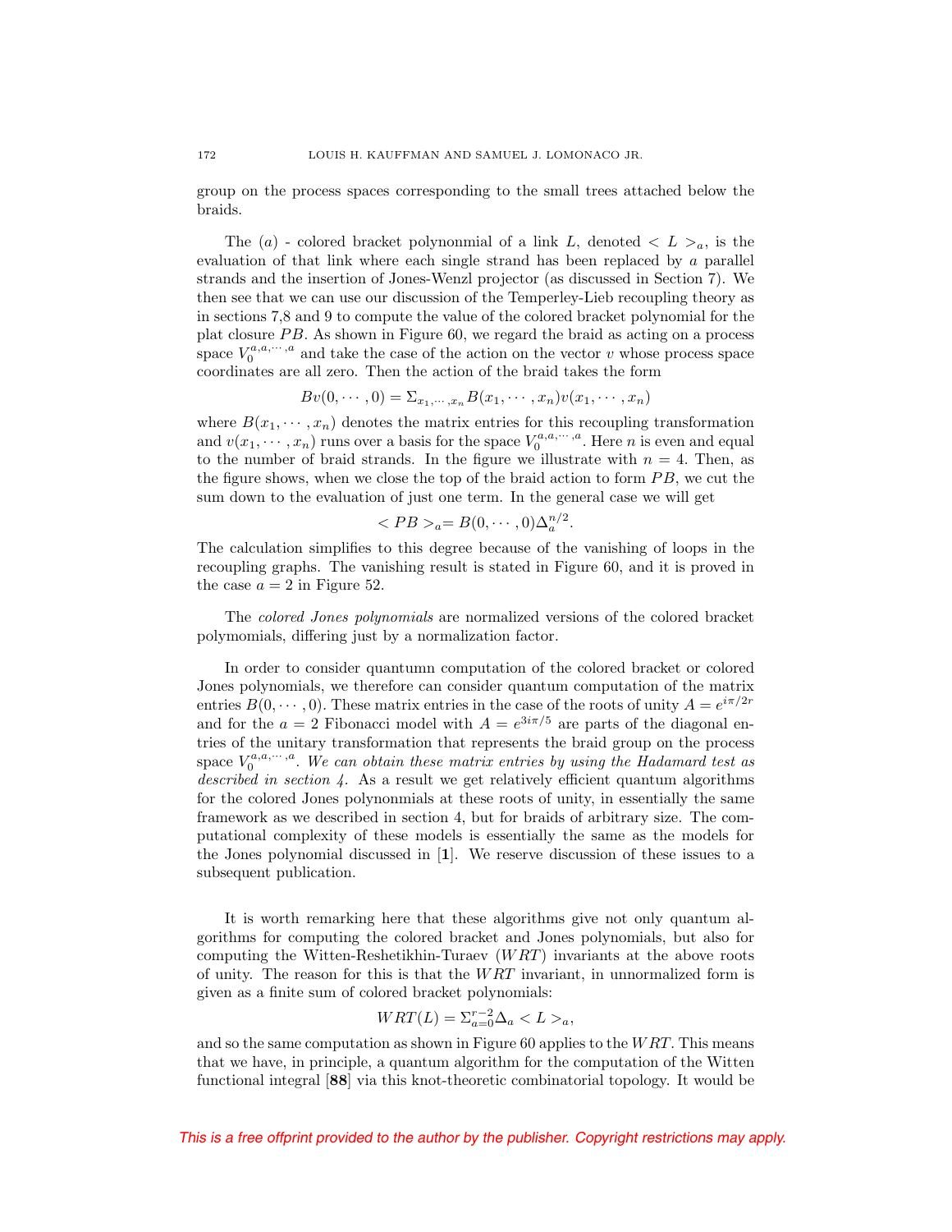group on the process spaces corresponding to the small trees attached below the braids.

The $(a)$ - colored bracket polynonmial of a link $L$, denoted $< L >_a$, is the evaluation of that link where each single strand has been replaced by $a$ parallel strands and the insertion of Jones-Wenzl projector (as discussed in Section 7). We then see that we can use our discussion of the Temperley-Lieb recoupling theory as in sections 7,8 and 9 to compute the value of the colored bracket polynomial for the plat closure $PB$. As shown in Figure 60, we regard the braid as acting on a process space $V_0^{a,a,\cdots,a}$ and take the case of the action on the vector $v$ whose process space coordinates are all zero. Then the action of the braid takes the form

$$Bv(0,\cdots,0) = \Sigma_{x_1,\cdots,x_n} B(x_1,\cdots,x_n) v(x_1,\cdots,x_n)$$

where $B(x_1,\cdots,x_n)$ denotes the matrix entries for this recoupling transformation and $v(x_1,\cdots,x_n)$ runs over a basis for the space $V_0^{a,a,\cdots,a}$. Here $n$ is even and equal to the number of braid strands. In the figure we illustrate with $n=4$. Then, as the figure shows, when we close the top of the braid action to form $PB$, we cut the sum down to the evaluation of just one term. In the general case we will get

$$< PB >_a = B(0,\cdots,0)\Delta_a^{n/2}.$$

The calculation simplifies to this degree because of the vanishing of loops in the recoupling graphs. The vanishing result is stated in Figure 60, and it is proved in the case $a=2$ in Figure 52.

The *colored Jones polynomials* are normalized versions of the colored bracket polymomials, differing just by a normalization factor.

In order to consider quantumn computation of the colored bracket or colored Jones polynomials, we therefore can consider quantum computation of the matrix entries $B(0,\cdots,0)$. These matrix entries in the case of the roots of unity $A = e^{i\pi/2r}$ and for the $a=2$ Fibonacci model with $A = e^{3i\pi/5}$ are parts of the diagonal entries of the unitary transformation that represents the braid group on the process space $V_0^{a,a,\cdots,a}$. *We can obtain these matrix entries by using the Hadamard test as described in section 4.* As a result we get relatively efficient quantum algorithms for the colored Jones polynonmials at these roots of unity, in essentially the same framework as we described in section 4, but for braids of arbitrary size. The computational complexity of these models is essentially the same as the models for the Jones polynomial discussed in [**1**]. We reserve discussion of these issues to a subsequent publication.

It is worth remarking here that these algorithms give not only quantum algorithms for computing the colored bracket and Jones polynomials, but also for computing the Witten-Reshetikhin-Turaev ($WRT$) invariants at the above roots of unity. The reason for this is that the $WRT$ invariant, in unnormalized form is given as a finite sum of colored bracket polynomials:

$$WRT(L) = \Sigma_{a=0}^{r-2} \Delta_a < L >_a,$$

and so the same computation as shown in Figure 60 applies to the $WRT$. This means that we have, in principle, a quantum algorithm for the computation of the Witten functional integral [**88**] via this knot-theoretic combinatorial topology. It would be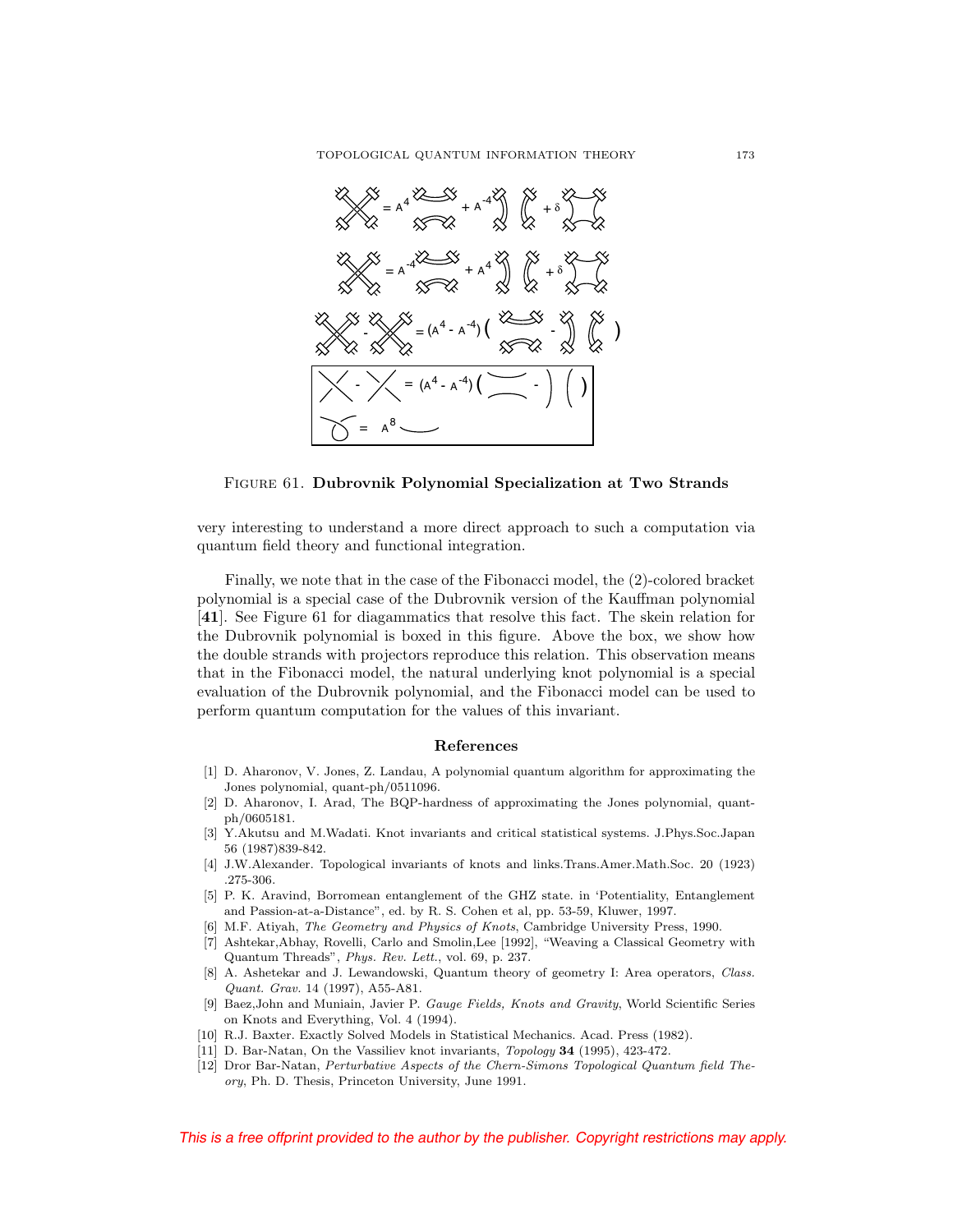FIGURE 61. **Dubrovnik Polynomial Specialization at Two Strands**

very interesting to understand a more direct approach to such a computation via quantum field theory and functional integration.

Finally, we note that in the case of the Fibonacci model, the (2)-colored bracket polynomial is a special case of the Dubrovnik version of the Kauffman polynomial [**41**]. See Figure 61 for diagammatics that resolve this fact. The skein relation for the Dubrovnik polynomial is boxed in this figure. Above the box, we show how the double strands with projectors reproduce this relation. This observation means that in the Fibonacci model, the natural underlying knot polynomial is a special evaluation of the Dubrovnik polynomial, and the Fibonacci model can be used to perform quantum computation for the values of this invariant.

## References

- [1] D. Aharonov, V. Jones, Z. Landau, A polynomial quantum algorithm for approximating the Jones polynomial, quant-ph/0511096.
- [2] D. Aharonov, I. Arad, The BQP-hardness of approximating the Jones polynomial, quant-ph/0605181.
- [3] Y.Akutsu and M.Wadati. Knot invariants and critical statistical systems. J.Phys.Soc.Japan 56 (1987)839-842.
- [4] J.W.Alexander. Topological invariants of knots and links.Trans.Amer.Math.Soc. 20 (1923) .275-306.
- [5] P. K. Aravind, Borromean entanglement of the GHZ state. in 'Potentiality, Entanglement and Passion-at-a-Distance", ed. by R. S. Cohen et al, pp. 53-59, Kluwer, 1997.
- [6] M.F. Atiyah, *The Geometry and Physics of Knots*, Cambridge University Press, 1990.
- [7] Ashtekar,Abhay, Rovelli, Carlo and Smolin,Lee [1992], "Weaving a Classical Geometry with Quantum Threads", *Phys. Rev. Lett.*, vol. 69, p. 237.
- [8] A. Ashetekar and J. Lewandowski, Quantum theory of geometry I: Area operators, *Class. Quant. Grav.* 14 (1997), A55-A81.
- [9] Baez,John and Muniain, Javier P. *Gauge Fields, Knots and Gravity*, World Scientific Series on Knots and Everything, Vol. 4 (1994).
- [10] R.J. Baxter. Exactly Solved Models in Statistical Mechanics. Acad. Press (1982).
- [11] D. Bar-Natan, On the Vassiliev knot invariants, *Topology* **34** (1995), 423-472.
- [12] Dror Bar-Natan, *Perturbative Aspects of the Chern-Simons Topological Quantum field Theory*, Ph. D. Thesis, Princeton University, June 1991.

This is a free offprint provided to the author by the publisher. Copyright restrictions may apply.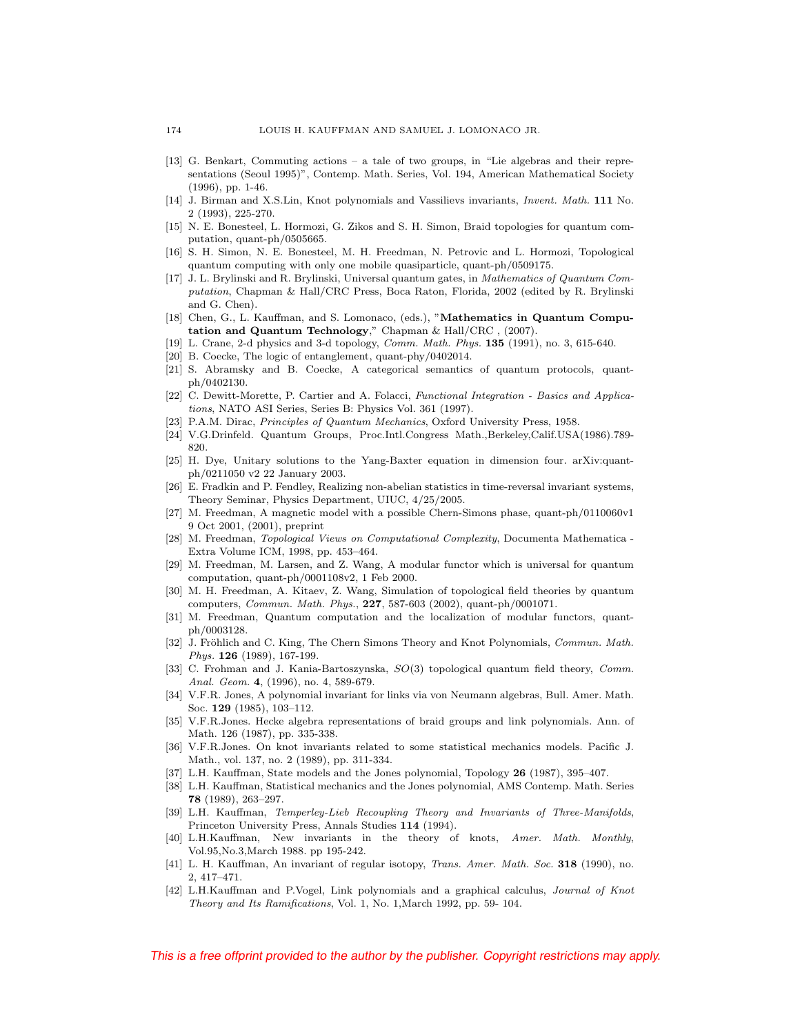[13] G. Benkart, Commuting actions – a tale of two groups, in "Lie algebras and their representations (Seoul 1995)", Contemp. Math. Series, Vol. 194, American Mathematical Society (1996), pp. 1-46.

[14] J. Birman and X.S.Lin, Knot polynomials and Vassilievs invariants, *Invent. Math.* **111** No. 2 (1993), 225-270.

[15] N. E. Bonesteel, L. Hormozi, G. Zikos and S. H. Simon, Braid topologies for quantum computation, quant-ph/0505665.

[16] S. H. Simon, N. E. Bonesteel, M. H. Freedman, N. Petrovic and L. Hormozi, Topological quantum computing with only one mobile quasiparticle, quant-ph/0509175.

[17] J. L. Brylinski and R. Brylinski, Universal quantum gates, in *Mathematics of Quantum Computation*, Chapman & Hall/CRC Press, Boca Raton, Florida, 2002 (edited by R. Brylinski and G. Chen).

[18] Chen, G., L. Kauffman, and S. Lomonaco, (eds.), "**Mathematics in Quantum Computation and Quantum Technology**," Chapman & Hall/CRC , (2007).

[19] L. Crane, 2-d physics and 3-d topology, *Comm. Math. Phys.* **135** (1991), no. 3, 615-640.

[20] B. Coecke, The logic of entanglement, quant-phy/0402014.

[21] S. Abramsky and B. Coecke, A categorical semantics of quantum protocols, quant-ph/0402130.

[22] C. Dewitt-Morette, P. Cartier and A. Folacci, *Functional Integration - Basics and Applications*, NATO ASI Series, Series B: Physics Vol. 361 (1997).

[23] P.A.M. Dirac, *Principles of Quantum Mechanics*, Oxford University Press, 1958.

[24] V.G.Drinfeld. Quantum Groups, Proc.Intl.Congress Math.,Berkeley,Calif.USA(1986).789-820.

[25] H. Dye, Unitary solutions to the Yang-Baxter equation in dimension four. arXiv:quant-ph/0211050 v2 22 January 2003.

[26] E. Fradkin and P. Fendley, Realizing non-abelian statistics in time-reversal invariant systems, Theory Seminar, Physics Department, UIUC, 4/25/2005.

[27] M. Freedman, A magnetic model with a possible Chern-Simons phase, quant-ph/0110060v1 9 Oct 2001, (2001), preprint

[28] M. Freedman, *Topological Views on Computational Complexity*, Documenta Mathematica - Extra Volume ICM, 1998, pp. 453–464.

[29] M. Freedman, M. Larsen, and Z. Wang, A modular functor which is universal for quantum computation, quant-ph/0001108v2, 1 Feb 2000.

[30] M. H. Freedman, A. Kitaev, Z. Wang, Simulation of topological field theories by quantum computers, *Commun. Math. Phys.*, **227**, 587-603 (2002), quant-ph/0001071.

[31] M. Freedman, Quantum computation and the localization of modular functors, quant-ph/0003128.

[32] J. Fröhlich and C. King, The Chern Simons Theory and Knot Polynomials, *Commun. Math. Phys.* **126** (1989), 167-199.

[33] C. Frohman and J. Kania-Bartoszynska, *SO*(3) topological quantum field theory, *Comm. Anal. Geom.* **4**, (1996), no. 4, 589-679.

[34] V.F.R. Jones, A polynomial invariant for links via von Neumann algebras, Bull. Amer. Math. Soc. **129** (1985), 103–112.

[35] V.F.R.Jones. Hecke algebra representations of braid groups and link polynomials. Ann. of Math. 126 (1987), pp. 335-338.

[36] V.F.R.Jones. On knot invariants related to some statistical mechanics models. Pacific J. Math., vol. 137, no. 2 (1989), pp. 311-334.

[37] L.H. Kauffman, State models and the Jones polynomial, Topology **26** (1987), 395–407.

[38] L.H. Kauffman, Statistical mechanics and the Jones polynomial, AMS Contemp. Math. Series **78** (1989), 263–297.

[39] L.H. Kauffman, *Temperley-Lieb Recoupling Theory and Invariants of Three-Manifolds*, Princeton University Press, Annals Studies **114** (1994).

[40] L.H.Kauffman, New invariants in the theory of knots, *Amer. Math. Monthly*, Vol.95,No.3,March 1988. pp 195-242.

[41] L. H. Kauffman, An invariant of regular isotopy, *Trans. Amer. Math. Soc.* **318** (1990), no. 2, 417–471.

[42] L.H.Kauffman and P.Vogel, Link polynomials and a graphical calculus, *Journal of Knot Theory and Its Ramifications*, Vol. 1, No. 1,March 1992, pp. 59- 104.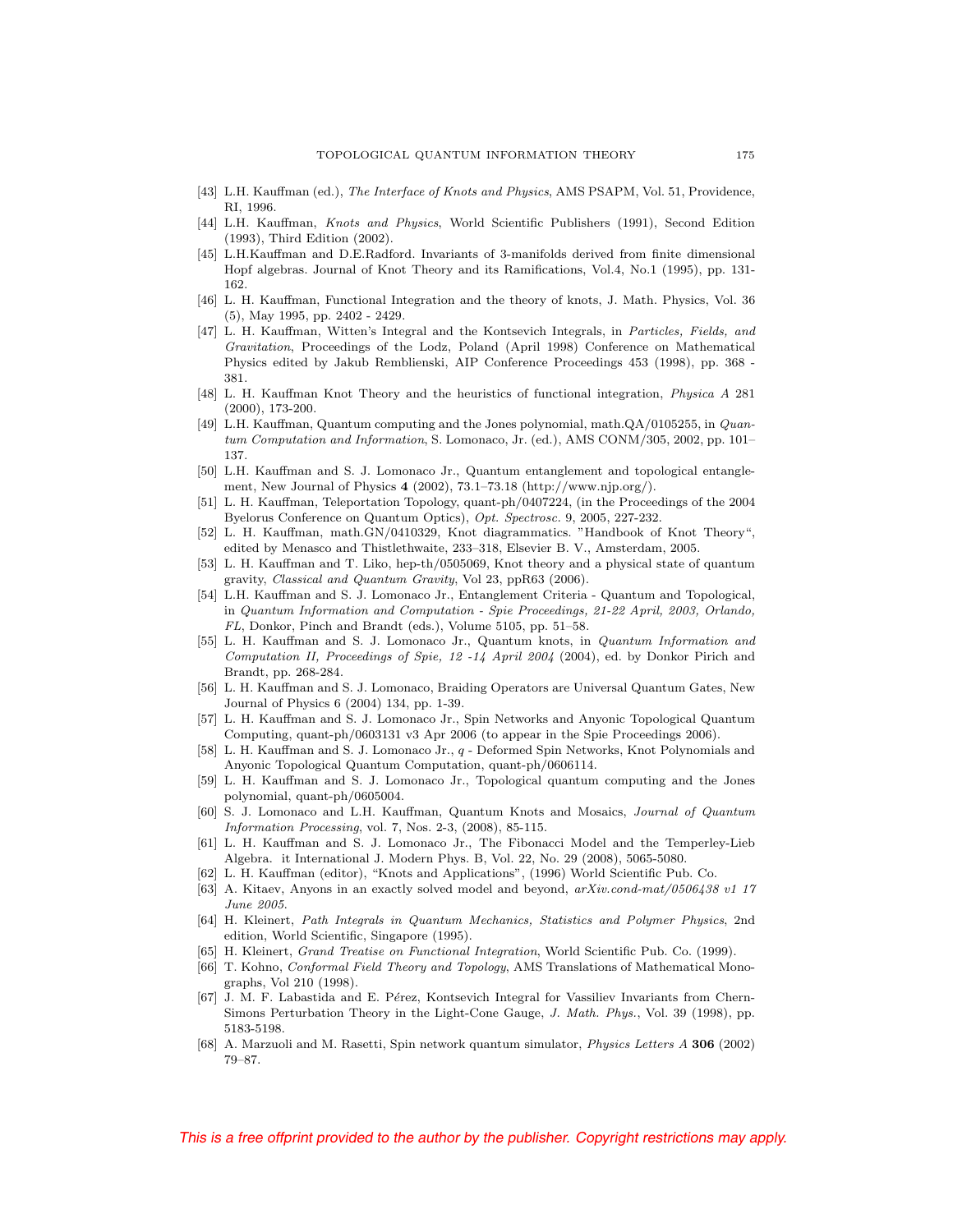[43] L.H. Kauffman (ed.), *The Interface of Knots and Physics*, AMS PSAPM, Vol. 51, Providence, RI, 1996.

[44] L.H. Kauffman, *Knots and Physics*, World Scientific Publishers (1991), Second Edition (1993), Third Edition (2002).

[45] L.H.Kauffman and D.E.Radford. Invariants of 3-manifolds derived from finite dimensional Hopf algebras. Journal of Knot Theory and its Ramifications, Vol.4, No.1 (1995), pp. 131-162.

[46] L. H. Kauffman, Functional Integration and the theory of knots, J. Math. Physics, Vol. 36 (5), May 1995, pp. 2402 - 2429.

[47] L. H. Kauffman, Witten's Integral and the Kontsevich Integrals, in *Particles, Fields, and Gravitation*, Proceedings of the Lodz, Poland (April 1998) Conference on Mathematical Physics edited by Jakub Remblienski, AIP Conference Proceedings 453 (1998), pp. 368 - 381.

[48] L. H. Kauffman Knot Theory and the heuristics of functional integration, *Physica A* 281 (2000), 173-200.

[49] L.H. Kauffman, Quantum computing and the Jones polynomial, math.QA/0105255, in *Quantum Computation and Information*, S. Lomonaco, Jr. (ed.), AMS CONM/305, 2002, pp. 101–137.

[50] L.H. Kauffman and S. J. Lomonaco Jr., Quantum entanglement and topological entanglement, New Journal of Physics **4** (2002), 73.1–73.18 (http://www.njp.org/).

[51] L. H. Kauffman, Teleportation Topology, quant-ph/0407224, (in the Proceedings of the 2004 Byelorus Conference on Quantum Optics), *Opt. Spectrosc.* 9, 2005, 227-232.

[52] L. H. Kauffman, math.GN/0410329, Knot diagrammatics. "Handbook of Knot Theory", edited by Menasco and Thistlethwaite, 233–318, Elsevier B. V., Amsterdam, 2005.

[53] L. H. Kauffman and T. Liko, hep-th/0505069, Knot theory and a physical state of quantum gravity, *Classical and Quantum Gravity*, Vol 23, ppR63 (2006).

[54] L.H. Kauffman and S. J. Lomonaco Jr., Entanglement Criteria - Quantum and Topological, in *Quantum Information and Computation - Spie Proceedings, 21-22 April, 2003, Orlando, FL*, Donkor, Pinch and Brandt (eds.), Volume 5105, pp. 51–58.

[55] L. H. Kauffman and S. J. Lomonaco Jr., Quantum knots, in *Quantum Information and Computation II, Proceedings of Spie, 12 -14 April 2004* (2004), ed. by Donkor Pirich and Brandt, pp. 268-284.

[56] L. H. Kauffman and S. J. Lomonaco, Braiding Operators are Universal Quantum Gates, New Journal of Physics 6 (2004) 134, pp. 1-39.

[57] L. H. Kauffman and S. J. Lomonaco Jr., Spin Networks and Anyonic Topological Quantum Computing, quant-ph/0603131 v3 Apr 2006 (to appear in the Spie Proceedings 2006).

[58] L. H. Kauffman and S. J. Lomonaco Jr., $q$ - Deformed Spin Networks, Knot Polynomials and Anyonic Topological Quantum Computation, quant-ph/0606114.

[59] L. H. Kauffman and S. J. Lomonaco Jr., Topological quantum computing and the Jones polynomial, quant-ph/0605004.

[60] S. J. Lomonaco and L.H. Kauffman, Quantum Knots and Mosaics, *Journal of Quantum Information Processing*, vol. 7, Nos. 2-3, (2008), 85-115.

[61] L. H. Kauffman and S. J. Lomonaco Jr., The Fibonacci Model and the Temperley-Lieb Algebra. it International J. Modern Phys. B, Vol. 22, No. 29 (2008), 5065-5080.

[62] L. H. Kauffman (editor), "Knots and Applications", (1996) World Scientific Pub. Co.

[63] A. Kitaev, Anyons in an exactly solved model and beyond, *arXiv.cond-mat/0506438 v1 17 June 2005*.

[64] H. Kleinert, *Path Integrals in Quantum Mechanics, Statistics and Polymer Physics*, 2nd edition, World Scientific, Singapore (1995).

[65] H. Kleinert, *Grand Treatise on Functional Integration*, World Scientific Pub. Co. (1999).

[66] T. Kohno, *Conformal Field Theory and Topology*, AMS Translations of Mathematical Monographs, Vol 210 (1998).

[67] J. M. F. Labastida and E. Pérez, Kontsevich Integral for Vassiliev Invariants from Chern-Simons Perturbation Theory in the Light-Cone Gauge, *J. Math. Phys.*, Vol. 39 (1998), pp. 5183-5198.

[68] A. Marzuoli and M. Rasetti, Spin network quantum simulator, *Physics Letters A* **306** (2002) 79–87.

*This is a free offprint provided to the author by the publisher. Copyright restrictions may apply.*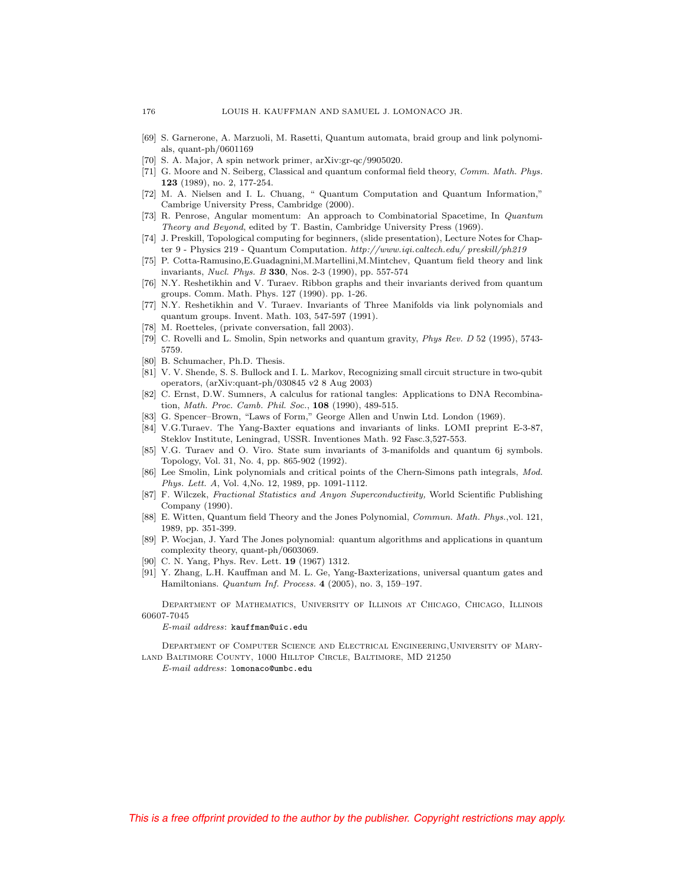[69] S. Garnerone, A. Marzuoli, M. Rasetti, Quantum automata, braid group and link polynomials, quant-ph/0601169

[70] S. A. Major, A spin network primer, arXiv:gr-qc/9905020.

[71] G. Moore and N. Seiberg, Classical and quantum conformal field theory, *Comm. Math. Phys.* **123** (1989), no. 2, 177-254.

[72] M. A. Nielsen and I. L. Chuang, " Quantum Computation and Quantum Information," Cambrige University Press, Cambridge (2000).

[73] R. Penrose, Angular momentum: An approach to Combinatorial Spacetime, In *Quantum Theory and Beyond*, edited by T. Bastin, Cambridge University Press (1969).

[74] J. Preskill, Topological computing for beginners, (slide presentation), Lecture Notes for Chapter 9 - Physics 219 - Quantum Computation. *http://www.iqi.caltech.edu/ preskill/ph219*

[75] P. Cotta-Ramusino,E.Guadagnini,M.Martellini,M.Mintchev, Quantum field theory and link invariants, *Nucl. Phys. B* **330**, Nos. 2-3 (1990), pp. 557-574

[76] N.Y. Reshetikhin and V. Turaev. Ribbon graphs and their invariants derived from quantum groups. Comm. Math. Phys. 127 (1990). pp. 1-26.

[77] N.Y. Reshetikhin and V. Turaev. Invariants of Three Manifolds via link polynomials and quantum groups. Invent. Math. 103, 547-597 (1991).

[78] M. Roetteles, (private conversation, fall 2003).

[79] C. Rovelli and L. Smolin, Spin networks and quantum gravity, *Phys Rev. D* 52 (1995), 5743-5759.

[80] B. Schumacher, Ph.D. Thesis.

[81] V. V. Shende, S. S. Bullock and I. L. Markov, Recognizing small circuit structure in two-qubit operators, (arXiv:quant-ph/030845 v2 8 Aug 2003)

[82] C. Ernst, D.W. Sumners, A calculus for rational tangles: Applications to DNA Recombination, *Math. Proc. Camb. Phil. Soc.*, **108** (1990), 489-515.

[83] G. Spencer–Brown, "Laws of Form," George Allen and Unwin Ltd. London (1969).

[84] V.G.Turaev. The Yang-Baxter equations and invariants of links. LOMI preprint E-3-87, Steklov Institute, Leningrad, USSR. Inventiones Math. 92 Fasc.3,527-553.

[85] V.G. Turaev and O. Viro. State sum invariants of 3-manifolds and quantum 6j symbols. Topology, Vol. 31, No. 4, pp. 865-902 (1992).

[86] Lee Smolin, Link polynomials and critical points of the Chern-Simons path integrals, *Mod. Phys. Lett. A*, Vol. 4,No. 12, 1989, pp. 1091-1112.

[87] F. Wilczek, *Fractional Statistics and Anyon Superconductivity,* World Scientific Publishing Company (1990).

[88] E. Witten, Quantum field Theory and the Jones Polynomial, *Commun. Math. Phys.*,vol. 121, 1989, pp. 351-399.

[89] P. Wocjan, J. Yard The Jones polynomial: quantum algorithms and applications in quantum complexity theory, quant-ph/0603069.

[90] C. N. Yang, Phys. Rev. Lett. **19** (1967) 1312.

[91] Y. Zhang, L.H. Kauffman and M. L. Ge, Yang-Baxterizations, universal quantum gates and Hamiltonians. *Quantum Inf. Process.* **4** (2005), no. 3, 159–197.

Department of Mathematics, University of Illinois at Chicago, Chicago, Illinois 60607-7045

*E-mail address*: `kauffman@uic.edu`

Department of Computer Science and Electrical Engineering,University of Maryland Baltimore County, 1000 Hilltop Circle, Baltimore, MD 21250

*E-mail address*: `lomonaco@umbc.edu`

*This is a free offprint provided to the author by the publisher. Copyright restrictions may apply.*